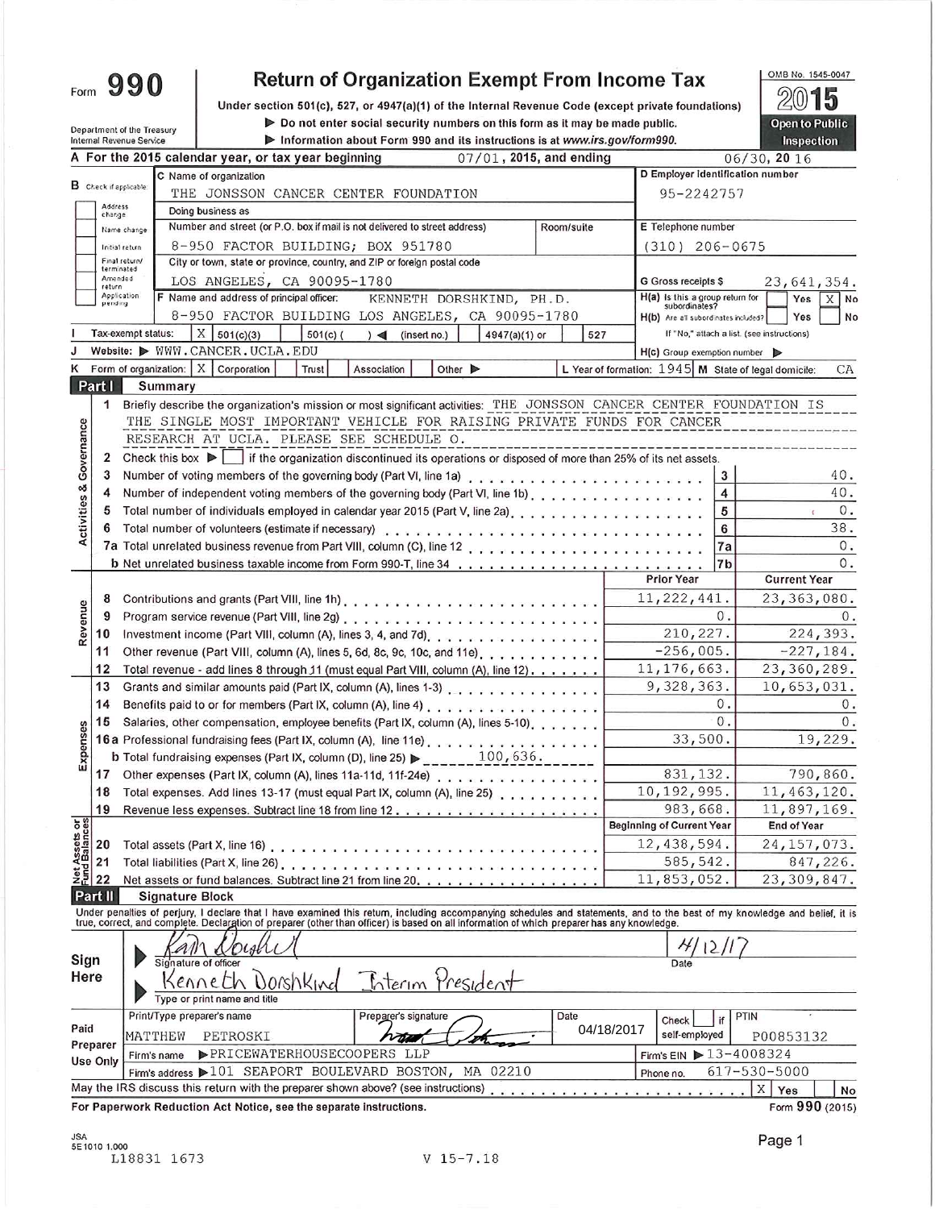# Form 990

## Return of Organization Exempt From Income Tax

Under section 501(c), 527, or 4947(a)(1) of the Internal Revenue Code (except private foundations)

▶ Do not enter social security numbers on this form as it may be made public.

▶ Information about Form 990 and its instructions is at www.irs.gov/form990.

Department of the Treasury
Internal Revenue Service

OMB No. 1545-0047

**2015**

**Open to Public Inspection**

**A** For the 2015 calendar year, or tax year beginning 07/01, 2015, and ending 06/30, 2016

**B** Check if applicable: Address change / Name change / Initial return / Final return/terminated / Amended return / Application pending

**C** Name of organization: THE JONSSON CANCER CENTER FOUNDATION

Doing business as

Number and street (or P.O. box if mail is not delivered to street address): 8-950 FACTOR BUILDING; BOX 951780 — Room/suite

City or town, state or province, country, and ZIP or foreign postal code: LOS ANGELES, CA 90095-1780

**D** Employer identification number: 95-2242757

**E** Telephone number: (310) 206-0675

**G** Gross receipts $ 23,641,354.

**F** Name and address of principal officer: KENNETH DORSHKIND, PH.D. 8-950 FACTOR BUILDING LOS ANGELES, CA 90095-1780

**H(a)** Is this a group return for subordinates? Yes [ ] No [X]

**H(b)** Are all subordinates included? Yes [ ] No [ ] If "No," attach a list. (see instructions)

**I** Tax-exempt status: [X] 501(c)(3) [ ] 501(c) ( ) ◀ (insert no.) [ ] 4947(a)(1) or [ ] 527

**J** Website: ▶ WWW.CANCER.UCLA.EDU

**H(c)** Group exemption number ▶

**K** Form of organization: [X] Corporation [ ] Trust [ ] Association [ ] Other ▶

**L** Year of formation: 1945 **M** State of legal domicile: CA

## Part I Summary

**Activities & Governance**

1 Briefly describe the organization's mission or most significant activities: THE JONSSON CANCER CENTER FOUNDATION IS THE SINGLE MOST IMPORTANT VEHICLE FOR RAISING PRIVATE FUNDS FOR CANCER RESEARCH AT UCLA. PLEASE SEE SCHEDULE O.

2 Check this box ▶ [ ] if the organization discontinued its operations or disposed of more than 25% of its net assets.

| Line | Description | | Value |
|---|---|---|---|
| 3 | Number of voting members of the governing body (Part VI, line 1a) | 3 | 40. |
| 4 | Number of independent voting members of the governing body (Part VI, line 1b) | 4 | 40. |
| 5 | Total number of individuals employed in calendar year 2015 (Part V, line 2a) | 5 | 0. |
| 6 | Total number of volunteers (estimate if necessary) | 6 | 38. |
| 7a | Total unrelated business revenue from Part VIII, column (C), line 12 | 7a | 0. |
| b | Net unrelated business taxable income from Form 990-T, line 34 | 7b | 0. |

| Line | Description | Prior Year | Current Year |
|---|---|---|---|
| **Revenue** | | | |
| 8 | Contributions and grants (Part VIII, line 1h) | 11,222,441. | 23,363,080. |
| 9 | Program service revenue (Part VIII, line 2g) | 0. | 0. |
| 10 | Investment income (Part VIII, column (A), lines 3, 4, and 7d) | 210,227. | 224,393. |
| 11 | Other revenue (Part VIII, column (A), lines 5, 6d, 8c, 9c, 10c, and 11e) | -256,005. | -227,184. |
| 12 | Total revenue - add lines 8 through 11 (must equal Part VIII, column (A), line 12) | 11,176,663. | 23,360,289. |
| **Expenses** | | | |
| 13 | Grants and similar amounts paid (Part IX, column (A), lines 1-3) | 9,328,363. | 10,653,031. |
| 14 | Benefits paid to or for members (Part IX, column (A), line 4) | 0. | 0. |
| 15 | Salaries, other compensation, employee benefits (Part IX, column (A), lines 5-10) | 0. | 0. |
| 16a | Professional fundraising fees (Part IX, column (A), line 11e) | 33,500. | 19,229. |
| b | Total fundraising expenses (Part IX, column (D), line 25) ▶ 100,636. | | |
| 17 | Other expenses (Part IX, column (A), lines 11a-11d, 11f-24e) | 831,132. | 790,860. |
| 18 | Total expenses. Add lines 13-17 (must equal Part IX, column (A), line 25) | 10,192,995. | 11,463,120. |
| 19 | Revenue less expenses. Subtract line 18 from line 12 | 983,668. | 11,897,169. |

| Line | Net Assets or Fund Balances | Beginning of Current Year | End of Year |
|---|---|---|---|
| 20 | Total assets (Part X, line 16) | 12,438,594. | 24,157,073. |
| 21 | Total liabilities (Part X, line 26) | 585,542. | 847,226. |
| 22 | Net assets or fund balances. Subtract line 21 from line 20 | 11,853,052. | 23,309,847. |

## Part II Signature Block

Under penalties of perjury, I declare that I have examined this return, including accompanying schedules and statements, and to the best of my knowledge and belief, it is true, correct, and complete. Declaration of preparer (other than officer) is based on all information of which preparer has any knowledge.

**Sign Here**

Signature of officer: [signature] — Date: 4/12/17

Type or print name and title: Kenneth Dorshkind Interim President

**Paid Preparer Use Only**

| Print/Type preparer's name | Preparer's signature | Date | Check [ ] if self-employed | PTIN |
|---|---|---|---|---|
| MATTHEW PETROSKI | [signature] | 04/18/2017 | | P00853132 |

Firm's name ▶ PRICEWATERHOUSECOOPERS LLP — Firm's EIN ▶ 13-4008324

Firm's address ▶ 101 SEAPORT BOULEVARD BOSTON, MA 02210 — Phone no. 617-530-5000

May the IRS discuss this return with the preparer shown above? (see instructions) [X] Yes [ ] No

For Paperwork Reduction Act Notice, see the separate instructions. Form **990** (2015)

JSA 5E1010 1.000
L18831 1673 V 15-7.18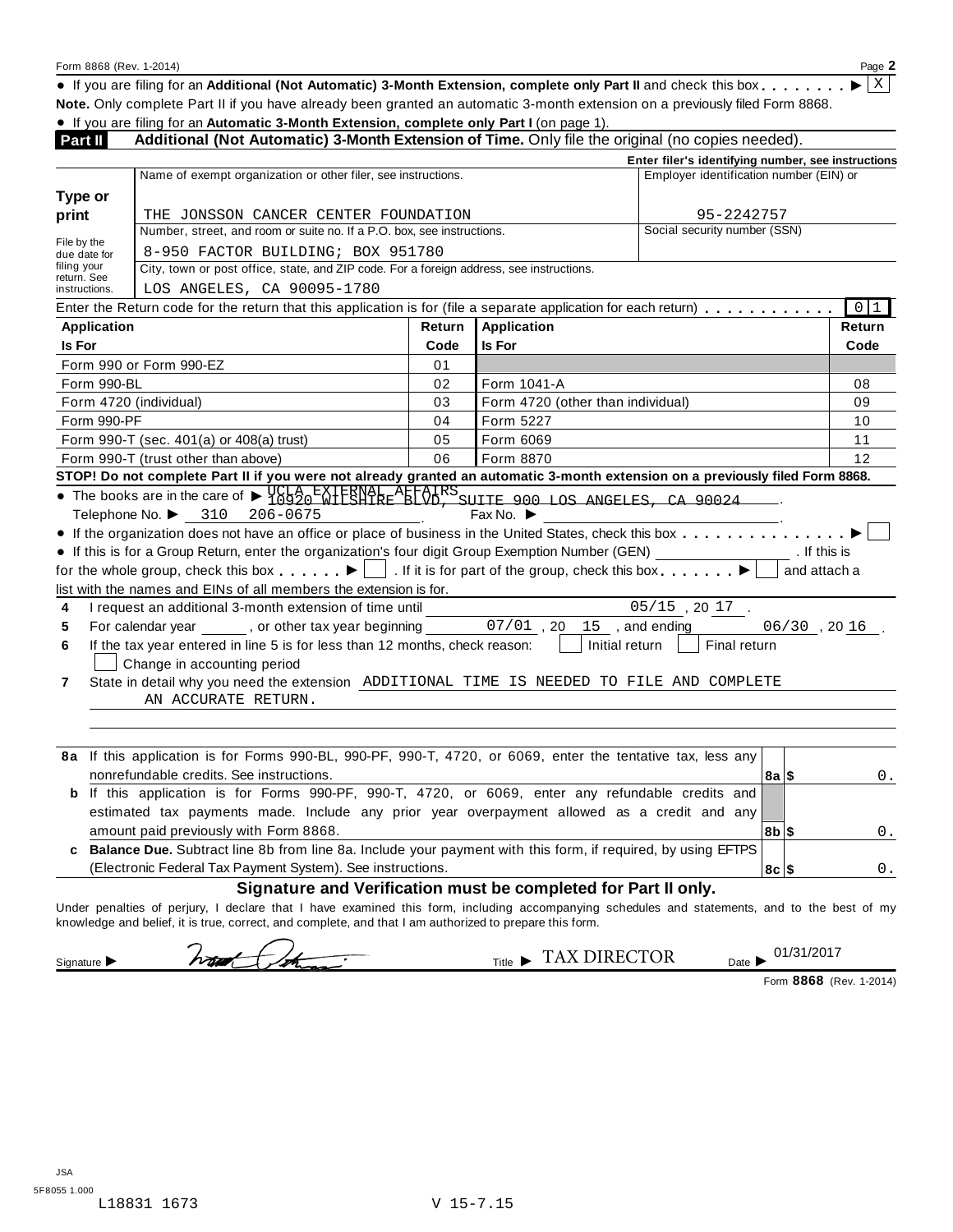Form 8868 (Rev. 1-2014) Page **2**

- If you are filing for an **Additional (Not Automatic) 3-Month Extension, complete only Part II** and check this box . . . . . . . . ▶ [X]

**Note.** Only complete Part II if you have already been granted an automatic 3-month extension on a previously filed Form 8868.

- If you are filing for an **Automatic 3-Month Extension, complete only Part I** (on page 1).

**Part II** **Additional (Not Automatic) 3-Month Extension of Time.** Only file the original (no copies needed).

**Enter filer's identifying number, see instructions**

| | Name of exempt organization or other filer, see instructions. | Employer identification number (EIN) or |
|---|---|---|
| **Type or print** | THE JONSSON CANCER CENTER FOUNDATION | 95-2242757 |
| File by the due date for filing your return. See instructions. | Number, street, and room or suite no. If a P.O. box, see instructions.<br>8-950 FACTOR BUILDING; BOX 951780 | Social security number (SSN) |
| | City, town or post office, state, and ZIP code. For a foreign address, see instructions.<br>LOS ANGELES, CA 90095-1780 | |

Enter the Return code for the return that this application is for (file a separate application for each return) . . . . . . . . . . . . [0][1]

| Application Is For | Return Code | Application Is For | Return Code |
|---|---|---|---|
| Form 990 or Form 990-EZ | 01 | | |
| Form 990-BL | 02 | Form 1041-A | 08 |
| Form 4720 (individual) | 03 | Form 4720 (other than individual) | 09 |
| Form 990-PF | 04 | Form 5227 | 10 |
| Form 990-T (sec. 401(a) or 408(a) trust) | 05 | Form 6069 | 11 |
| Form 990-T (trust other than above) | 06 | Form 8870 | 12 |

**STOP! Do not complete Part II if you were not already granted an automatic 3-month extension on a previously filed Form 8868.**

- The books are in the care of ▶ UCLA EXTERNAL AFFAIRS 10920 WILSHIRE BLVD, SUITE 900 LOS ANGELES, CA 90024

  Telephone No. ▶ 310 206-0675 Fax No. ▶

- If the organization does not have an office or place of business in the United States, check this box . . . . . . . . . . . . . . ▶ [ ]
- If this is for a Group Return, enter the organization's four digit Group Exemption Number (GEN) ________ . If this is for the whole group, check this box . . . . . . ▶ [ ] . If it is for part of the group, check this box . . . . . . . ▶ [ ] and attach a list with the names and EINs of all members the extension is for.

**4** I request an additional 3-month extension of time until 05/15 , 20 17 .

**5** For calendar year ______ , or other tax year beginning 07/01 , 20 15 , and ending 06/30 , 20 16 .

**6** If the tax year entered in line 5 is for less than 12 months, check reason: [ ] Initial return [ ] Final return [ ] Change in accounting period

**7** State in detail why you need the extension ADDITIONAL TIME IS NEEDED TO FILE AND COMPLETE AN ACCURATE RETURN.

| | | | |
|---|---|---|---|
| **8a** | If this application is for Forms 990-BL, 990-PF, 990-T, 4720, or 6069, enter the tentative tax, less any nonrefundable credits. See instructions. | **8a** $ | 0. |
| **b** | If this application is for Forms 990-PF, 990-T, 4720, or 6069, enter any refundable credits and estimated tax payments made. Include any prior year overpayment allowed as a credit and any amount paid previously with Form 8868. | **8b** $ | 0. |
| **c** | **Balance Due.** Subtract line 8b from line 8a. Include your payment with this form, if required, by using EFTPS (Electronic Federal Tax Payment System). See instructions. | **8c** $ | 0. |

**Signature and Verification must be completed for Part II only.**

Under penalties of perjury, I declare that I have examined this form, including accompanying schedules and statements, and to the best of my knowledge and belief, it is true, correct, and complete, and that I am authorized to prepare this form.

Signature ▶ [signature] Title ▶ TAX DIRECTOR Date ▶ 01/31/2017

Form **8868** (Rev. 1-2014)

JSA
5F8055 1.000
L18831 1673 V 15-7.15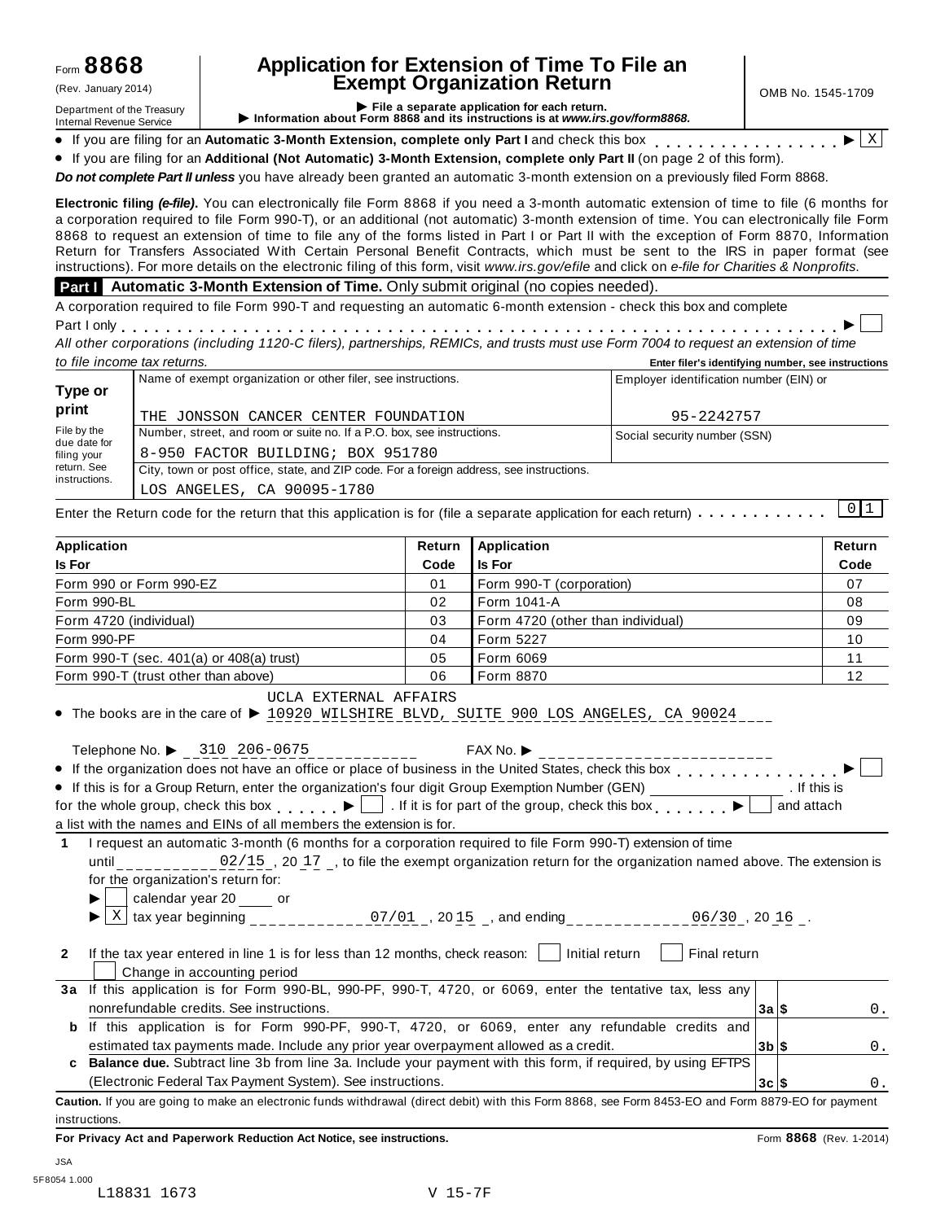Form **8868**
(Rev. January 2014)
Department of the Treasury
Internal Revenue Service

# Application for Extension of Time To File an Exempt Organization Return

▶ File a separate application for each return.
▶ Information about Form 8868 and its instructions is at *www.irs.gov/form8868.*

OMB No. 1545-1709

- If you are filing for an **Automatic 3-Month Extension, complete only Part I** and check this box . . . . . . . . . . . . . . . . ▶ [X]
- If you are filing for an **Additional (Not Automatic) 3-Month Extension, complete only Part II** (on page 2 of this form).

***Do not complete Part II unless*** you have already been granted an automatic 3-month extension on a previously filed Form 8868.

**Electronic filing *(e-file)*.** You can electronically file Form 8868 if you need a 3-month automatic extension of time to file (6 months for a corporation required to file Form 990-T), or an additional (not automatic) 3-month extension of time. You can electronically file Form 8868 to request an extension of time to file any of the forms listed in Part I or Part II with the exception of Form 8870, Information Return for Transfers Associated With Certain Personal Benefit Contracts, which must be sent to the IRS in paper format (see instructions). For more details on the electronic filing of this form, visit *www.irs.gov/efile* and click on *e-file for Charities & Nonprofits*.

## Part I Automatic 3-Month Extension of Time. Only submit original (no copies needed).

A corporation required to file Form 990-T and requesting an automatic 6-month extension - check this box and complete Part I only . . . . . . . . . . . . . . . . . . . . . . . . . . . . . . . . . . . . . . . . . . . . . . . . . . . . . . . . . . . . . ▶ [ ]

*All other corporations (including 1120-C filers), partnerships, REMICs, and trusts must use Form 7004 to request an extension of time to file income tax returns.*

**Enter filer's identifying number, see instructions**

| Type or print<br>File by the due date for filing your return. See instructions. | Name of exempt organization or other filer, see instructions.<br>THE JONSSON CANCER CENTER FOUNDATION | Employer identification number (EIN) or<br>95-2242757 |
|---|---|---|
| | Number, street, and room or suite no. If a P.O. box, see instructions.<br>8-950 FACTOR BUILDING; BOX 951780 | Social security number (SSN) |
| | City, town or post office, state, and ZIP code. For a foreign address, see instructions.<br>LOS ANGELES, CA 90095-1780 | |

Enter the Return code for the return that this application is for (file a separate application for each return) . . . . . . . . . . . 0 1

| Application Is For | Return Code | Application Is For | Return Code |
|---|---|---|---|
| Form 990 or Form 990-EZ | 01 | Form 990-T (corporation) | 07 |
| Form 990-BL | 02 | Form 1041-A | 08 |
| Form 4720 (individual) | 03 | Form 4720 (other than individual) | 09 |
| Form 990-PF | 04 | Form 5227 | 10 |
| Form 990-T (sec. 401(a) or 408(a) trust) | 05 | Form 6069 | 11 |
| Form 990-T (trust other than above) | 06 | Form 8870 | 12 |

- The books are in the care of ▶ UCLA EXTERNAL AFFAIRS 10920 WILSHIRE BLVD, SUITE 900 LOS ANGELES, CA 90024

Telephone No. ▶ 310 206-0675 FAX No. ▶

- If the organization does not have an office or place of business in the United States, check this box . . . . . . . . . . . . . . . ▶ [ ]
- If this is for a Group Return, enter the organization's four digit Group Exemption Number (GEN) ________ . If this is for the whole group, check this box . . . . . . ▶ [ ] . If it is for part of the group, check this box . . . . . . . ▶ [ ] and attach a list with the names and EINs of all members the extension is for.

**1** I request an automatic 3-month (6 months for a corporation required to file Form 990-T) extension of time until 02/15 , 20 17 , to file the exempt organization return for the organization named above. The extension is for the organization's return for:

▶ [ ] calendar year 20 ____ or

▶ [X] tax year beginning 07/01 , 20 15 , and ending 06/30 , 20 16 .

**2** If the tax year entered in line 1 is for less than 12 months, check reason: [ ] Initial return [ ] Final return [ ] Change in accounting period

| | | | |
|---|---|---|---|
| **3a** | If this application is for Form 990-BL, 990-PF, 990-T, 4720, or 6069, enter the tentative tax, less any nonrefundable credits. See instructions. | **3a** | $ 0. |
| **b** | If this application is for Form 990-PF, 990-T, 4720, or 6069, enter any refundable credits and estimated tax payments made. Include any prior year overpayment allowed as a credit. | **3b** | $ 0. |
| **c** | **Balance due.** Subtract line 3b from line 3a. Include your payment with this form, if required, by using EFTPS (Electronic Federal Tax Payment System). See instructions. | **3c** | $ 0. |

**Caution.** If you are going to make an electronic funds withdrawal (direct debit) with this Form 8868, see Form 8453-EO and Form 8879-EO for payment instructions.

**For Privacy Act and Paperwork Reduction Act Notice, see instructions.** Form **8868** (Rev. 1-2014)

JSA
5F8054 1.000
L18831 1673 V 15-7F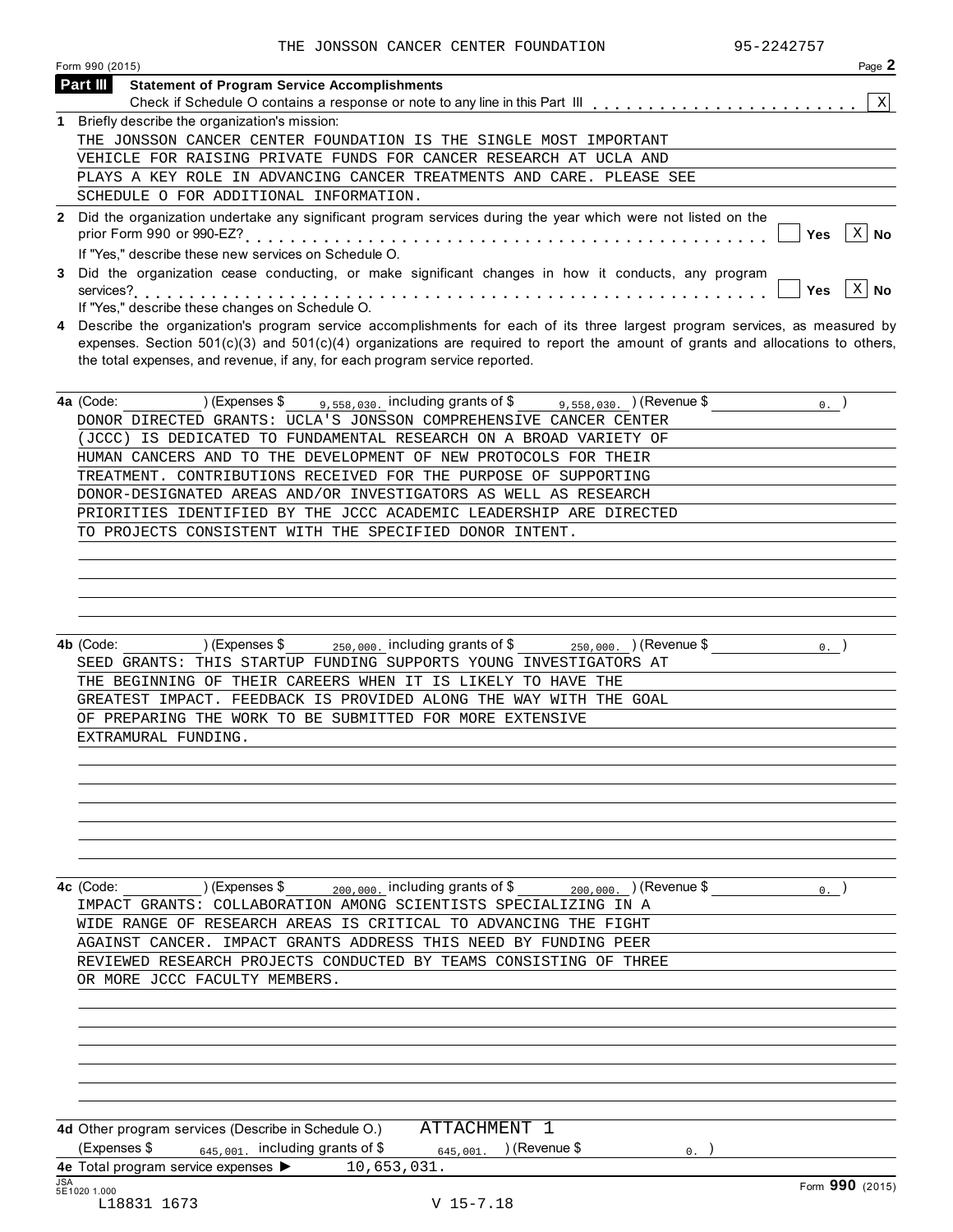THE JONSSON CANCER CENTER FOUNDATION 95-2242757

Form 990 (2015)

## Part III Statement of Program Service Accomplishments

Check if Schedule O contains a response or note to any line in this Part III . . . . . . . . . . . . . . . . . . . . . . . [X]

**1** Briefly describe the organization's mission:

THE JONSSON CANCER CENTER FOUNDATION IS THE SINGLE MOST IMPORTANT VEHICLE FOR RAISING PRIVATE FUNDS FOR CANCER RESEARCH AT UCLA AND PLAYS A KEY ROLE IN ADVANCING CANCER TREATMENTS AND CARE. PLEASE SEE SCHEDULE O FOR ADDITIONAL INFORMATION.

**2** Did the organization undertake any significant program services during the year which were not listed on the prior Form 990 or 990-EZ? . . . . . . . . . . . . . . . . . . . . . . . . . . . . . . . . . . . . . . . . . . . . [ ] Yes [X] No

If "Yes," describe these new services on Schedule O.

**3** Did the organization cease conducting, or make significant changes in how it conducts, any program services? . . . . . . . . . . . . . . . . . . . . . . . . . . . . . . . . . . . . . . . . . . . . . . . . . . . . . . [ ] Yes [X] No

If "Yes," describe these changes on Schedule O.

**4** Describe the organization's program service accomplishments for each of its three largest program services, as measured by expenses. Section 501(c)(3) and 501(c)(4) organizations are required to report the amount of grants and allocations to others, the total expenses, and revenue, if any, for each program service reported.

**4a** (Code: ) (Expenses $ 9,558,030. including grants of $ 9,558,030. ) (Revenue $ 0. )

DONOR DIRECTED GRANTS: UCLA'S JONSSON COMPREHENSIVE CANCER CENTER (JCCC) IS DEDICATED TO FUNDAMENTAL RESEARCH ON A BROAD VARIETY OF HUMAN CANCERS AND TO THE DEVELOPMENT OF NEW PROTOCOLS FOR THEIR TREATMENT. CONTRIBUTIONS RECEIVED FOR THE PURPOSE OF SUPPORTING DONOR-DESIGNATED AREAS AND/OR INVESTIGATORS AS WELL AS RESEARCH PRIORITIES IDENTIFIED BY THE JCCC ACADEMIC LEADERSHIP ARE DIRECTED TO PROJECTS CONSISTENT WITH THE SPECIFIED DONOR INTENT.

**4b** (Code: ) (Expenses $ 250,000. including grants of $ 250,000. ) (Revenue $ 0. )

SEED GRANTS: THIS STARTUP FUNDING SUPPORTS YOUNG INVESTIGATORS AT THE BEGINNING OF THEIR CAREERS WHEN IT IS LIKELY TO HAVE THE GREATEST IMPACT. FEEDBACK IS PROVIDED ALONG THE WAY WITH THE GOAL OF PREPARING THE WORK TO BE SUBMITTED FOR MORE EXTENSIVE EXTRAMURAL FUNDING.

**4c** (Code: ) (Expenses $ 200,000. including grants of $ 200,000. ) (Revenue $ 0. )

IMPACT GRANTS: COLLABORATION AMONG SCIENTISTS SPECIALIZING IN A WIDE RANGE OF RESEARCH AREAS IS CRITICAL TO ADVANCING THE FIGHT AGAINST CANCER. IMPACT GRANTS ADDRESS THIS NEED BY FUNDING PEER REVIEWED RESEARCH PROJECTS CONDUCTED BY TEAMS CONSISTING OF THREE OR MORE JCCC FACULTY MEMBERS.

**4d** Other program services (Describe in Schedule O.) ATTACHMENT 1

(Expenses $ 645,001. including grants of $ 645,001. ) (Revenue $ 0. )

**4e** Total program service expenses ▶ 10,653,031.

JSA 5E1020 1.000 L18831 1673 V 15-7.18 Form **990** (2015)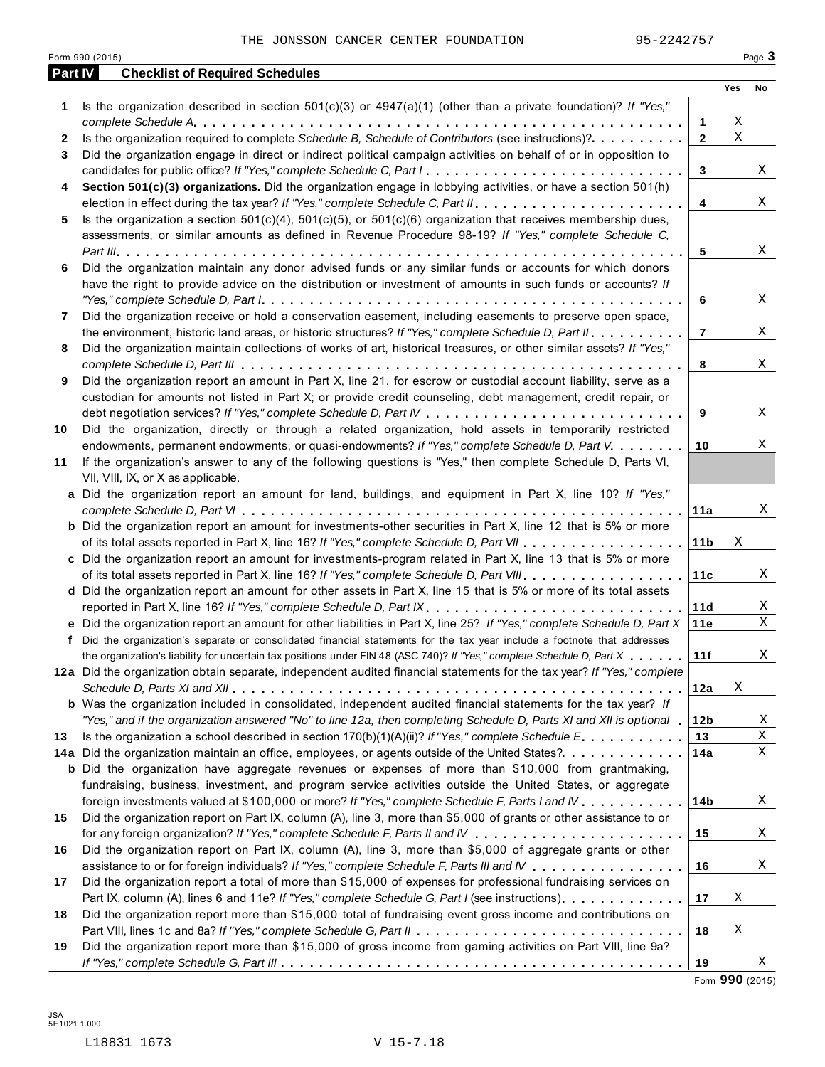THE JONSSON CANCER CENTER FOUNDATION 95-2242757

Form 990 (2015) Page 3

## Part IV Checklist of Required Schedules

| | | | Yes | No |
|---|---|---|---|---|
| 1 | Is the organization described in section 501(c)(3) or 4947(a)(1) (other than a private foundation)? *If "Yes," complete Schedule A* | 1 | X | |
| 2 | Is the organization required to complete *Schedule B, Schedule of Contributors* (see instructions)? | 2 | X | |
| 3 | Did the organization engage in direct or indirect political campaign activities on behalf of or in opposition to candidates for public office? *If "Yes," complete Schedule C, Part I* | 3 | | X |
| 4 | **Section 501(c)(3) organizations.** Did the organization engage in lobbying activities, or have a section 501(h) election in effect during the tax year? *If "Yes," complete Schedule C, Part II* | 4 | | X |
| 5 | Is the organization a section 501(c)(4), 501(c)(5), or 501(c)(6) organization that receives membership dues, assessments, or similar amounts as defined in Revenue Procedure 98-19? *If "Yes," complete Schedule C, Part III* | 5 | | X |
| 6 | Did the organization maintain any donor advised funds or any similar funds or accounts for which donors have the right to provide advice on the distribution or investment of amounts in such funds or accounts? *If "Yes," complete Schedule D, Part I* | 6 | | X |
| 7 | Did the organization receive or hold a conservation easement, including easements to preserve open space, the environment, historic land areas, or historic structures? *If "Yes," complete Schedule D, Part II* | 7 | | X |
| 8 | Did the organization maintain collections of works of art, historical treasures, or other similar assets? *If "Yes," complete Schedule D, Part III* | 8 | | X |
| 9 | Did the organization report an amount in Part X, line 21, for escrow or custodial account liability, serve as a custodian for amounts not listed in Part X; or provide credit counseling, debt management, credit repair, or debt negotiation services? *If "Yes," complete Schedule D, Part IV* | 9 | | X |
| 10 | Did the organization, directly or through a related organization, hold assets in temporarily restricted endowments, permanent endowments, or quasi-endowments? *If "Yes," complete Schedule D, Part V* | 10 | | X |
| 11 | If the organization's answer to any of the following questions is "Yes," then complete Schedule D, Parts VI, VII, VIII, IX, or X as applicable. | | | |
| a | Did the organization report an amount for land, buildings, and equipment in Part X, line 10? *If "Yes," complete Schedule D, Part VI* | 11a | | X |
| b | Did the organization report an amount for investments-other securities in Part X, line 12 that is 5% or more of its total assets reported in Part X, line 16? *If "Yes," complete Schedule D, Part VII* | 11b | X | |
| c | Did the organization report an amount for investments-program related in Part X, line 13 that is 5% or more of its total assets reported in Part X, line 16? *If "Yes," complete Schedule D, Part VIII* | 11c | | X |
| d | Did the organization report an amount for other assets in Part X, line 15 that is 5% or more of its total assets reported in Part X, line 16? *If "Yes," complete Schedule D, Part IX* | 11d | | X |
| e | Did the organization report an amount for other liabilities in Part X, line 25? *If "Yes," complete Schedule D, Part X* | 11e | | X |
| f | Did the organization's separate or consolidated financial statements for the tax year include a footnote that addresses the organization's liability for uncertain tax positions under FIN 48 (ASC 740)? *If "Yes," complete Schedule D, Part X* | 11f | | X |
| 12a | Did the organization obtain separate, independent audited financial statements for the tax year? *If "Yes," complete Schedule D, Parts XI and XII* | 12a | X | |
| b | Was the organization included in consolidated, independent audited financial statements for the tax year? *If "Yes," and if the organization answered "No" to line 12a, then completing Schedule D, Parts XI and XII is optional* | 12b | | X |
| 13 | Is the organization a school described in section 170(b)(1)(A)(ii)? *If "Yes," complete Schedule E* | 13 | | X |
| 14a | Did the organization maintain an office, employees, or agents outside of the United States? | 14a | | X |
| b | Did the organization have aggregate revenues or expenses of more than $10,000 from grantmaking, fundraising, business, investment, and program service activities outside the United States, or aggregate foreign investments valued at $100,000 or more? *If "Yes," complete Schedule F, Parts I and IV* | 14b | | X |
| 15 | Did the organization report on Part IX, column (A), line 3, more than $5,000 of grants or other assistance to or for any foreign organization? *If "Yes," complete Schedule F, Parts II and IV* | 15 | | X |
| 16 | Did the organization report on Part IX, column (A), line 3, more than $5,000 of aggregate grants or other assistance to or for foreign individuals? *If "Yes," complete Schedule F, Parts III and IV* | 16 | | X |
| 17 | Did the organization report a total of more than $15,000 of expenses for professional fundraising services on Part IX, column (A), lines 6 and 11e? *If "Yes," complete Schedule G, Part I* (see instructions) | 17 | X | |
| 18 | Did the organization report more than $15,000 total of fundraising event gross income and contributions on Part VIII, lines 1c and 8a? *If "Yes," complete Schedule G, Part II* | 18 | X | |
| 19 | Did the organization report more than $15,000 of gross income from gaming activities on Part VIII, line 9a? *If "Yes," complete Schedule G, Part III* | 19 | | X |

Form **990** (2015)

JSA
5E1021 1.000

L18831 1673 V 15-7.18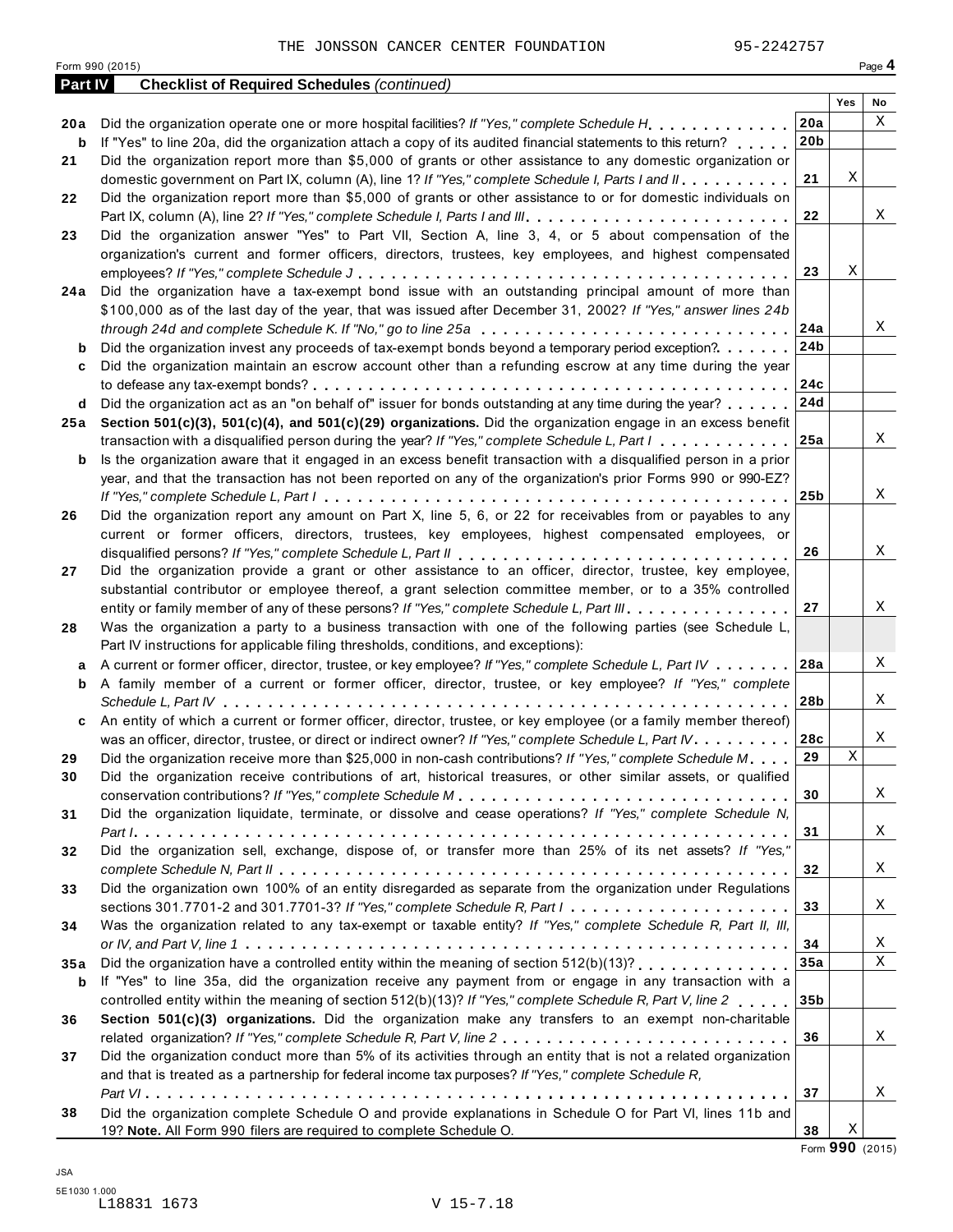THE JONSSON CANCER CENTER FOUNDATION 95-2242757

Form 990 (2015) Page **4**

## Part IV Checklist of Required Schedules *(continued)*

| | | | Yes | No |
|---|---|---|---|---|
| **20a** | Did the organization operate one or more hospital facilities? *If "Yes," complete Schedule H* | **20a** | | X |
| **b** | If "Yes" to line 20a, did the organization attach a copy of its audited financial statements to this return? | **20b** | | |
| **21** | Did the organization report more than $5,000 of grants or other assistance to any domestic organization or domestic government on Part IX, column (A), line 1? *If "Yes," complete Schedule I, Parts I and II* | **21** | X | |
| **22** | Did the organization report more than $5,000 of grants or other assistance to or for domestic individuals on Part IX, column (A), line 2? *If "Yes," complete Schedule I, Parts I and III* | **22** | | X |
| **23** | Did the organization answer "Yes" to Part VII, Section A, line 3, 4, or 5 about compensation of the organization's current and former officers, directors, trustees, key employees, and highest compensated employees? *If "Yes," complete Schedule J* | **23** | X | |
| **24a** | Did the organization have a tax-exempt bond issue with an outstanding principal amount of more than $100,000 as of the last day of the year, that was issued after December 31, 2002? *If "Yes," answer lines 24b through 24d and complete Schedule K. If "No," go to line 25a* | **24a** | | X |
| **b** | Did the organization invest any proceeds of tax-exempt bonds beyond a temporary period exception? | **24b** | | |
| **c** | Did the organization maintain an escrow account other than a refunding escrow at any time during the year to defease any tax-exempt bonds? | **24c** | | |
| **d** | Did the organization act as an "on behalf of" issuer for bonds outstanding at any time during the year? | **24d** | | |
| **25a** | **Section 501(c)(3), 501(c)(4), and 501(c)(29) organizations.** Did the organization engage in an excess benefit transaction with a disqualified person during the year? *If "Yes," complete Schedule L, Part I* | **25a** | | X |
| **b** | Is the organization aware that it engaged in an excess benefit transaction with a disqualified person in a prior year, and that the transaction has not been reported on any of the organization's prior Forms 990 or 990-EZ? *If "Yes," complete Schedule L, Part I* | **25b** | | X |
| **26** | Did the organization report any amount on Part X, line 5, 6, or 22 for receivables from or payables to any current or former officers, directors, trustees, key employees, highest compensated employees, or disqualified persons? *If "Yes," complete Schedule L, Part II* | **26** | | X |
| **27** | Did the organization provide a grant or other assistance to an officer, director, trustee, key employee, substantial contributor or employee thereof, a grant selection committee member, or to a 35% controlled entity or family member of any of these persons? *If "Yes," complete Schedule L, Part III* | **27** | | X |
| **28** | Was the organization a party to a business transaction with one of the following parties (see Schedule L, Part IV instructions for applicable filing thresholds, conditions, and exceptions): | | | |
| **a** | A current or former officer, director, trustee, or key employee? *If "Yes," complete Schedule L, Part IV* | **28a** | | X |
| **b** | A family member of a current or former officer, director, trustee, or key employee? *If "Yes," complete Schedule L, Part IV* | **28b** | | X |
| **c** | An entity of which a current or former officer, director, trustee, or key employee (or a family member thereof) was an officer, director, trustee, or direct or indirect owner? *If "Yes," complete Schedule L, Part IV* | **28c** | | X |
| **29** | Did the organization receive more than $25,000 in non-cash contributions? *If "Yes," complete Schedule M* | **29** | X | |
| **30** | Did the organization receive contributions of art, historical treasures, or other similar assets, or qualified conservation contributions? *If "Yes," complete Schedule M* | **30** | | X |
| **31** | Did the organization liquidate, terminate, or dissolve and cease operations? *If "Yes," complete Schedule N, Part I* | **31** | | X |
| **32** | Did the organization sell, exchange, dispose of, or transfer more than 25% of its net assets? *If "Yes," complete Schedule N, Part II* | **32** | | X |
| **33** | Did the organization own 100% of an entity disregarded as separate from the organization under Regulations sections 301.7701-2 and 301.7701-3? *If "Yes," complete Schedule R, Part I* | **33** | | X |
| **34** | Was the organization related to any tax-exempt or taxable entity? *If "Yes," complete Schedule R, Part II, III, or IV, and Part V, line 1* | **34** | | X |
| **35a** | Did the organization have a controlled entity within the meaning of section 512(b)(13)? | **35a** | | X |
| **b** | If "Yes" to line 35a, did the organization receive any payment from or engage in any transaction with a controlled entity within the meaning of section 512(b)(13)? *If "Yes," complete Schedule R, Part V, line 2* | **35b** | | |
| **36** | **Section 501(c)(3) organizations.** Did the organization make any transfers to an exempt non-charitable related organization? *If "Yes," complete Schedule R, Part V, line 2* | **36** | | X |
| **37** | Did the organization conduct more than 5% of its activities through an entity that is not a related organization and that is treated as a partnership for federal income tax purposes? *If "Yes," complete Schedule R, Part VI* | **37** | | X |
| **38** | Did the organization complete Schedule O and provide explanations in Schedule O for Part VI, lines 11b and 19? **Note.** All Form 990 filers are required to complete Schedule O. | **38** | X | |

Form **990** (2015)

JSA
5E1030 1.000
L18831 1673 V 15-7.18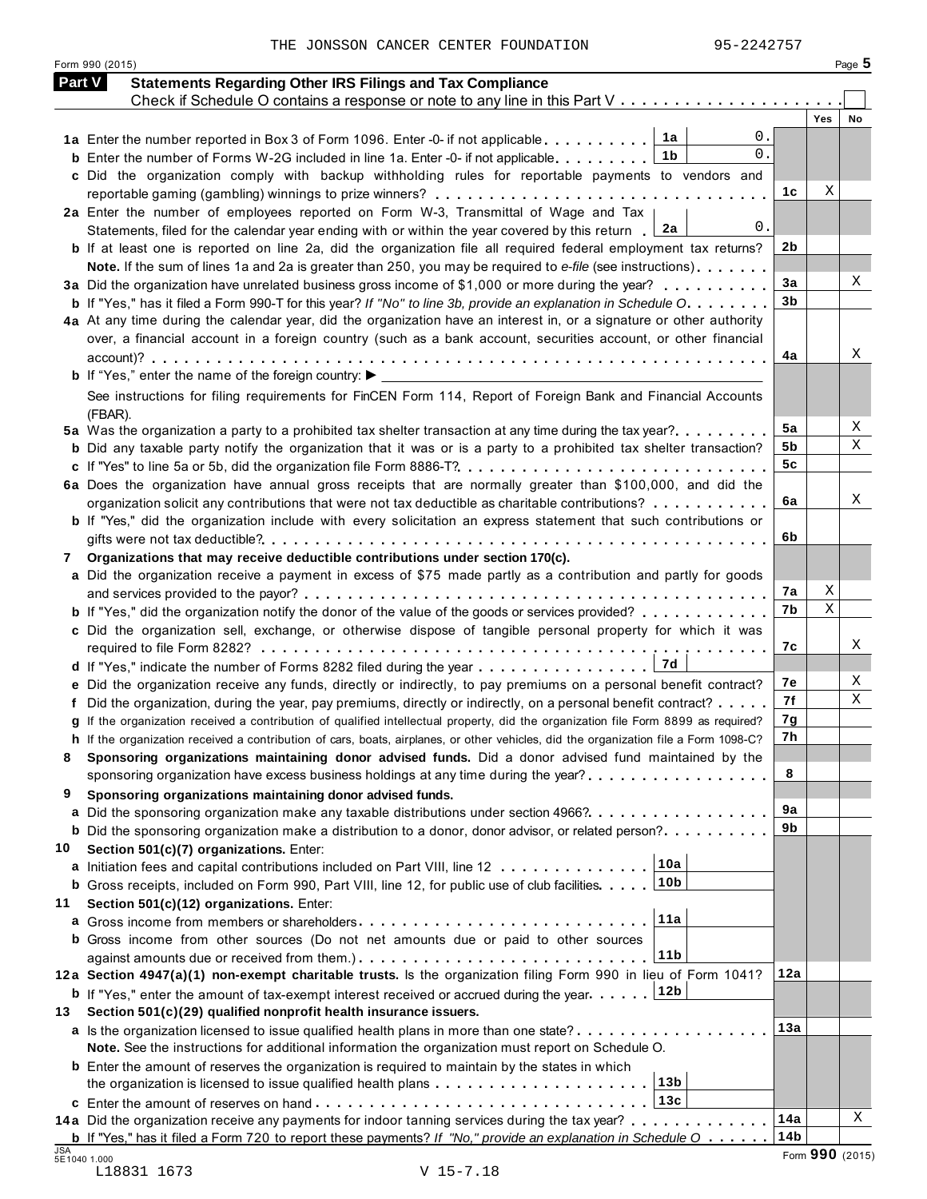THE JONSSON CANCER CENTER FOUNDATION 95-2242757

Form 990 (2015) Page **5**

## Part V Statements Regarding Other IRS Filings and Tax Compliance

Check if Schedule O contains a response or note to any line in this Part V . . . . . . . . . . . . . . . . . . . . . . ☐

| | | | Yes | No |
|---|---|---|---|---|
| **1a** | Enter the number reported in Box 3 of Form 1096. Enter -0- if not applicable . . . . . . . . . | **1a** 0. | | |
| **b** | Enter the number of Forms W-2G included in line 1a. Enter -0- if not applicable . . . . . . . . | **1b** 0. | | |
| **c** | Did the organization comply with backup withholding rules for reportable payments to vendors and reportable gaming (gambling) winnings to prize winners? | **1c** | X | |
| **2a** | Enter the number of employees reported on Form W-3, Transmittal of Wage and Tax Statements, filed for the calendar year ending with or within the year covered by this return | **2a** 0. | | |
| **b** | If at least one is reported on line 2a, did the organization file all required federal employment tax returns? **Note.** If the sum of lines 1a and 2a is greater than 250, you may be required to *e-file* (see instructions) | **2b** | | |
| **3a** | Did the organization have unrelated business gross income of $1,000 or more during the year? | **3a** | | X |
| **b** | If "Yes," has it filed a Form 990-T for this year? *If "No" to line 3b, provide an explanation in Schedule O* | **3b** | | |
| **4a** | At any time during the calendar year, did the organization have an interest in, or a signature or other authority over, a financial account in a foreign country (such as a bank account, securities account, or other financial account)? | **4a** | | X |
| **b** | If "Yes," enter the name of the foreign country: ▶ ____ See instructions for filing requirements for FinCEN Form 114, Report of Foreign Bank and Financial Accounts (FBAR). | | | |
| **5a** | Was the organization a party to a prohibited tax shelter transaction at any time during the tax year? | **5a** | | X |
| **b** | Did any taxable party notify the organization that it was or is a party to a prohibited tax shelter transaction? | **5b** | | X |
| **c** | If "Yes" to line 5a or 5b, did the organization file Form 8886-T? | **5c** | | |
| **6a** | Does the organization have annual gross receipts that are normally greater than $100,000, and did the organization solicit any contributions that were not tax deductible as charitable contributions? | **6a** | | X |
| **b** | If "Yes," did the organization include with every solicitation an express statement that such contributions or gifts were not tax deductible? | **6b** | | |
| **7** | **Organizations that may receive deductible contributions under section 170(c).** | | | |
| **a** | Did the organization receive a payment in excess of $75 made partly as a contribution and partly for goods and services provided to the payor? | **7a** | X | |
| **b** | If "Yes," did the organization notify the donor of the value of the goods or services provided? | **7b** | X | |
| **c** | Did the organization sell, exchange, or otherwise dispose of tangible personal property for which it was required to file Form 8282? | **7c** | | X |
| **d** | If "Yes," indicate the number of Forms 8282 filed during the year . . . . . . . . . . . . . . . | **7d** | | |
| **e** | Did the organization receive any funds, directly or indirectly, to pay premiums on a personal benefit contract? | **7e** | | X |
| **f** | Did the organization, during the year, pay premiums, directly or indirectly, on a personal benefit contract? | **7f** | | X |
| **g** | If the organization received a contribution of qualified intellectual property, did the organization file Form 8899 as required? | **7g** | | |
| **h** | If the organization received a contribution of cars, boats, airplanes, or other vehicles, did the organization file a Form 1098-C? | **7h** | | |
| **8** | **Sponsoring organizations maintaining donor advised funds.** Did a donor advised fund maintained by the sponsoring organization have excess business holdings at any time during the year? | **8** | | |
| **9** | **Sponsoring organizations maintaining donor advised funds.** | | | |
| **a** | Did the sponsoring organization make any taxable distributions under section 4966? | **9a** | | |
| **b** | Did the sponsoring organization make a distribution to a donor, donor advisor, or related person? | **9b** | | |
| **10** | **Section 501(c)(7) organizations.** Enter: | | | |
| **a** | Initiation fees and capital contributions included on Part VIII, line 12 . . . . . . . . . . . . | **10a** | | |
| **b** | Gross receipts, included on Form 990, Part VIII, line 12, for public use of club facilities . . . . | **10b** | | |
| **11** | **Section 501(c)(12) organizations.** Enter: | | | |
| **a** | Gross income from members or shareholders . . . . . . . . . . . . . . . . . . . . . . . . | **11a** | | |
| **b** | Gross income from other sources (Do not net amounts due or paid to other sources against amounts due or received from them.) | **11b** | | |
| **12a** | **Section 4947(a)(1) non-exempt charitable trusts.** Is the organization filing Form 990 in lieu of Form 1041? | **12a** | | |
| **b** | If "Yes," enter the amount of tax-exempt interest received or accrued during the year . . . . . | **12b** | | |
| **13** | **Section 501(c)(29) qualified nonprofit health insurance issuers.** | | | |
| **a** | Is the organization licensed to issue qualified health plans in more than one state? **Note.** See the instructions for additional information the organization must report on Schedule O. | **13a** | | |
| **b** | Enter the amount of reserves the organization is required to maintain by the states in which the organization is licensed to issue qualified health plans . . . . . . . . . . . . . . . . . . | **13b** | | |
| **c** | Enter the amount of reserves on hand . . . . . . . . . . . . . . . . . . . . . . . . . . . . | **13c** | | |
| **14a** | Did the organization receive any payments for indoor tanning services during the tax year? | **14a** | | X |
| **b** | If "Yes," has it filed a Form 720 to report these payments? *If "No," provide an explanation in Schedule O* | **14b** | | |

Form **990** (2015)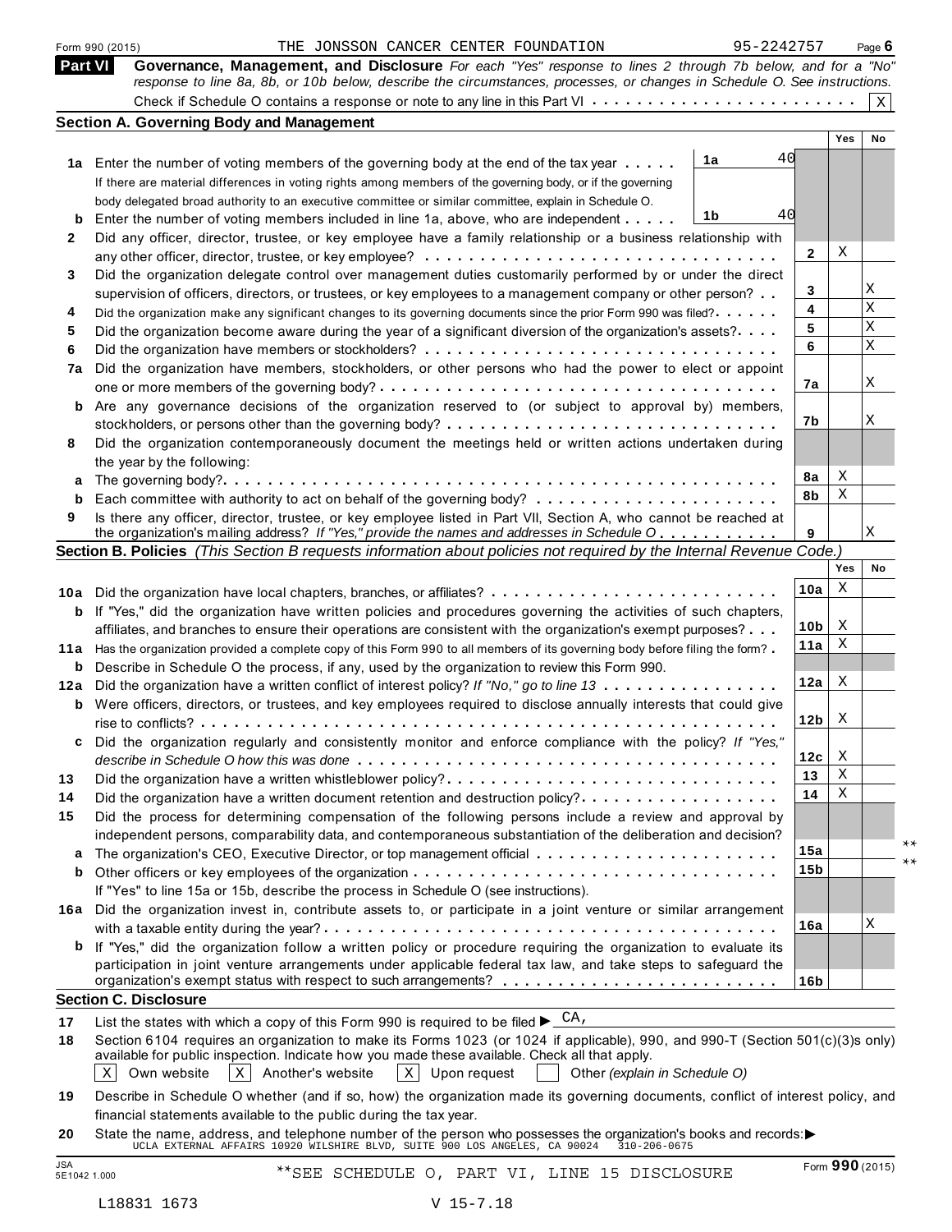Form 990 (2015) THE JONSSON CANCER CENTER FOUNDATION 95-2242757 Page 6

## Part VI Governance, Management, and Disclosure

*For each "Yes" response to lines 2 through 7b below, and for a "No" response to line 8a, 8b, or 10b below, describe the circumstances, processes, or changes in Schedule O. See instructions.*

Check if Schedule O contains a response or note to any line in this Part VI . . . . . . . . . . . . . . . . . . . . . . . . [X]

### Section A. Governing Body and Management

| | | | Yes | No |
|---|---|---|---|---|
| 1a | Enter the number of voting members of the governing body at the end of the tax year . . . . . **1a** 40 <br> If there are material differences in voting rights among members of the governing body, or if the governing body delegated broad authority to an executive committee or similar committee, explain in Schedule O. | | | |
| b | Enter the number of voting members included in line 1a, above, who are independent . . . . . **1b** 40 | | | |
| 2 | Did any officer, director, trustee, or key employee have a family relationship or a business relationship with any other officer, director, trustee, or key employee? . . . . . . . . . . . . . . . . . . . . . . . . . . . . . . . | 2 | X | |
| 3 | Did the organization delegate control over management duties customarily performed by or under the direct supervision of officers, directors, or trustees, or key employees to a management company or other person? . . | 3 | | X |
| 4 | Did the organization make any significant changes to its governing documents since the prior Form 990 was filed? . . . . . | 4 | | X |
| 5 | Did the organization become aware during the year of a significant diversion of the organization's assets? . . . . | 5 | | X |
| 6 | Did the organization have members or stockholders? . . . . . . . . . . . . . . . . . . . . . . . . . . . . . . . | 6 | | X |
| 7a | Did the organization have members, stockholders, or other persons who had the power to elect or appoint one or more members of the governing body? . . . . . . . . . . . . . . . . . . . . . . . . . . . . . . . . . . | 7a | | X |
| b | Are any governance decisions of the organization reserved to (or subject to approval by) members, stockholders, or persons other than the governing body? . . . . . . . . . . . . . . . . . . . . . . . . . . . . | 7b | | X |
| 8 | Did the organization contemporaneously document the meetings held or written actions undertaken during the year by the following: | | | |
| a | The governing body? . . . . . . . . . . . . . . . . . . . . . . . . . . . . . . . . . . . . . . . . . . . . . . . . | 8a | X | |
| b | Each committee with authority to act on behalf of the governing body? . . . . . . . . . . . . . . . . . . . . . | 8b | X | |
| 9 | Is there any officer, director, trustee, or key employee listed in Part VII, Section A, who cannot be reached at the organization's mailing address? *If "Yes," provide the names and addresses in Schedule O* . . . . . . . . . . | 9 | | X |

### Section B. Policies *(This Section B requests information about policies not required by the Internal Revenue Code.)*

| | | | Yes | No |
|---|---|---|---|---|
| 10a | Did the organization have local chapters, branches, or affiliates? . . . . . . . . . . . . . . . . . . . . . . . . | 10a | X | |
| b | If "Yes," did the organization have written policies and procedures governing the activities of such chapters, affiliates, and branches to ensure their operations are consistent with the organization's exempt purposes? . . . | 10b | X | |
| 11a | Has the organization provided a complete copy of this Form 990 to all members of its governing body before filing the form? . | 11a | X | |
| b | Describe in Schedule O the process, if any, used by the organization to review this Form 990. | | | |
| 12a | Did the organization have a written conflict of interest policy? *If "No," go to line 13* . . . . . . . . . . . . . . . | 12a | X | |
| b | Were officers, directors, or trustees, and key employees required to disclose annually interests that could give rise to conflicts? . . . . . . . . . . . . . . . . . . . . . . . . . . . . . . . . . . . . . . . . . . . . . . . | 12b | X | |
| c | Did the organization regularly and consistently monitor and enforce compliance with the policy? *If "Yes," describe in Schedule O how this was done* . . . . . . . . . . . . . . . . . . . . . . . . . . . . . . . . . . | 12c | X | |
| 13 | Did the organization have a written whistleblower policy? . . . . . . . . . . . . . . . . . . . . . . . . . . . | 13 | X | |
| 14 | Did the organization have a written document retention and destruction policy? . . . . . . . . . . . . . . . . . | 14 | X | |
| 15 | Did the process for determining compensation of the following persons include a review and approval by independent persons, comparability data, and contemporaneous substantiation of the deliberation and decision? | | | |
| a | The organization's CEO, Executive Director, or top management official . . . . . . . . . . . . . . . . . . . . . | 15a | | ** |
| b | Other officers or key employees of the organization . . . . . . . . . . . . . . . . . . . . . . . . . . . . . . . <br> If "Yes" to line 15a or 15b, describe the process in Schedule O (see instructions). | 15b | | ** |
| 16a | Did the organization invest in, contribute assets to, or participate in a joint venture or similar arrangement with a taxable entity during the year? . . . . . . . . . . . . . . . . . . . . . . . . . . . . . . . . . . . . . | 16a | | X |
| b | If "Yes," did the organization follow a written policy or procedure requiring the organization to evaluate its participation in joint venture arrangements under applicable federal tax law, and take steps to safeguard the organization's exempt status with respect to such arrangements? . . . . . . . . . . . . . . . . . . . . . . . . | 16b | | |

### Section C. Disclosure

**17** List the states with which a copy of this Form 990 is required to be filed ▶ CA,

**18** Section 6104 requires an organization to make its Forms 1023 (or 1024 if applicable), 990, and 990-T (Section 501(c)(3)s only) available for public inspection. Indicate how you made these available. Check all that apply.

[X] Own website [X] Another's website [X] Upon request [ ] Other *(explain in Schedule O)*

**19** Describe in Schedule O whether (and if so, how) the organization made its governing documents, conflict of interest policy, and financial statements available to the public during the tax year.

**20** State the name, address, and telephone number of the person who possesses the organization's books and records:▶
UCLA EXTERNAL AFFAIRS 10920 WILSHIRE BLVD, SUITE 900 LOS ANGELES, CA 90024 310-206-0675

**SEE SCHEDULE O, PART VI, LINE 15 DISCLOSURE

Form **990** (2015)

JSA 5E1042 1.000

L18831 1673 V 15-7.18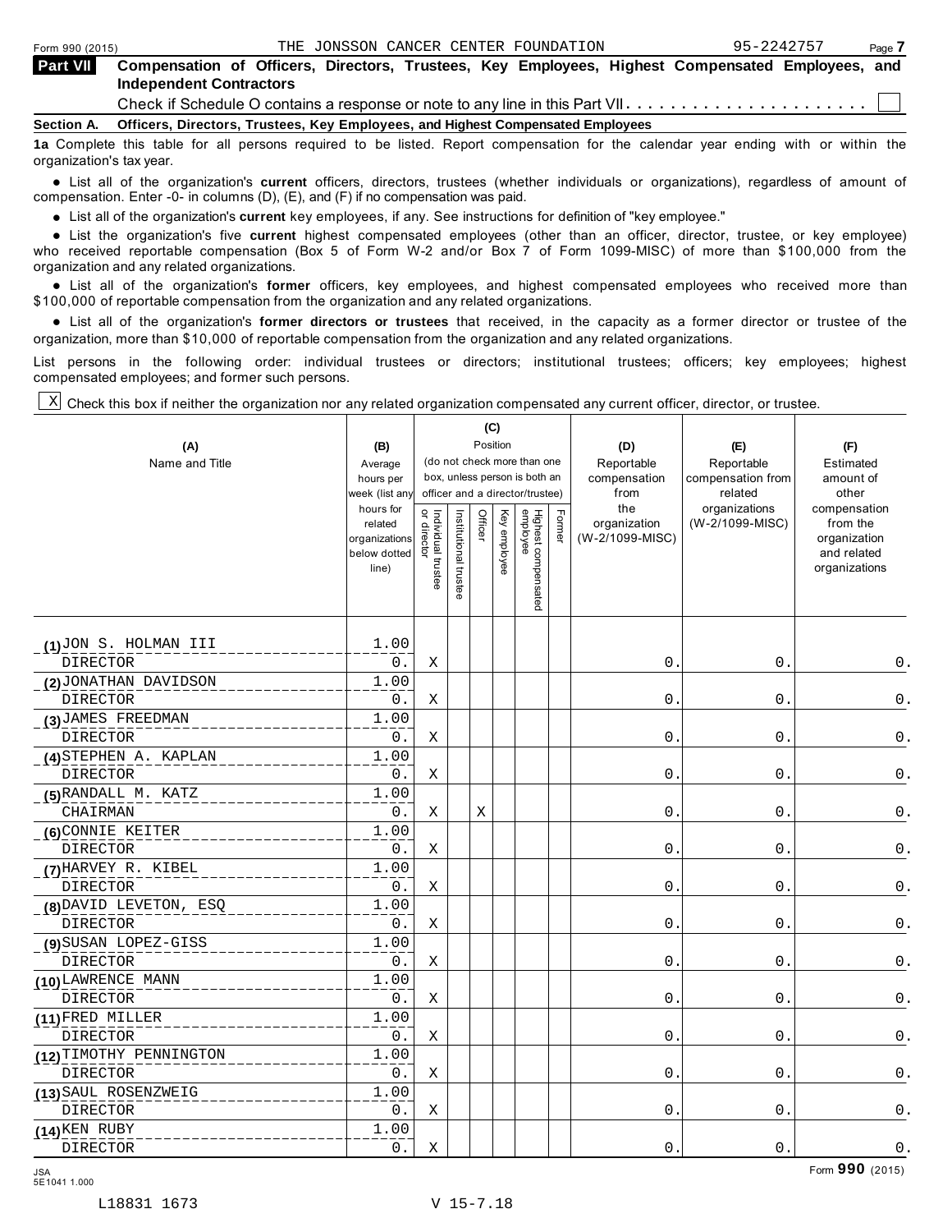Form 990 (2015) THE JONSSON CANCER CENTER FOUNDATION 95-2242757

**Part VII** **Compensation of Officers, Directors, Trustees, Key Employees, Highest Compensated Employees, and Independent Contractors**

Check if Schedule O contains a response or note to any line in this Part VII . . . . . . . . . . . . . . . . . . . . . . ☐

**Section A. Officers, Directors, Trustees, Key Employees, and Highest Compensated Employees**

**1a** Complete this table for all persons required to be listed. Report compensation for the calendar year ending with or within the organization's tax year.

- List all of the organization's **current** officers, directors, trustees (whether individuals or organizations), regardless of amount of compensation. Enter -0- in columns (D), (E), and (F) if no compensation was paid.
- List all of the organization's **current** key employees, if any. See instructions for definition of "key employee."
- List the organization's five **current** highest compensated employees (other than an officer, director, trustee, or key employee) who received reportable compensation (Box 5 of Form W-2 and/or Box 7 of Form 1099-MISC) of more than $100,000 from the organization and any related organizations.
- List all of the organization's **former** officers, key employees, and highest compensated employees who received more than $100,000 of reportable compensation from the organization and any related organizations.
- List all of the organization's **former directors or trustees** that received, in the capacity as a former director or trustee of the organization, more than $10,000 of reportable compensation from the organization and any related organizations.

List persons in the following order: individual trustees or directors; institutional trustees; officers; key employees; highest compensated employees; and former such persons.

☒ Check this box if neither the organization nor any related organization compensated any current officer, director, or trustee.

| (A) Name and Title | (B) Average hours per week (list any hours for related organizations below dotted line) | (C) Position (do not check more than one box, unless person is both an officer and a director/trustee) | | | | | | (D) Reportable compensation from the organization (W-2/1099-MISC) | (E) Reportable compensation from related organizations (W-2/1099-MISC) | (F) Estimated amount of other compensation from the organization and related organizations |
|---|---|---|---|---|---|---|---|---|---|---|
| | | Individual trustee or director | Institutional trustee | Officer | Key employee | Highest compensated employee | Former | | | |
| (1) JON S. HOLMAN III<br>DIRECTOR | 1.00<br>0. | X | | | | | | 0. | 0. | 0. |
| (2) JONATHAN DAVIDSON<br>DIRECTOR | 1.00<br>0. | X | | | | | | 0. | 0. | 0. |
| (3) JAMES FREEDMAN<br>DIRECTOR | 1.00<br>0. | X | | | | | | 0. | 0. | 0. |
| (4) STEPHEN A. KAPLAN<br>DIRECTOR | 1.00<br>0. | X | | | | | | 0. | 0. | 0. |
| (5) RANDALL M. KATZ<br>CHAIRMAN | 1.00<br>0. | X | | X | | | | 0. | 0. | 0. |
| (6) CONNIE KEITER<br>DIRECTOR | 1.00<br>0. | X | | | | | | 0. | 0. | 0. |
| (7) HARVEY R. KIBEL<br>DIRECTOR | 1.00<br>0. | X | | | | | | 0. | 0. | 0. |
| (8) DAVID LEVETON, ESQ<br>DIRECTOR | 1.00<br>0. | X | | | | | | 0. | 0. | 0. |
| (9) SUSAN LOPEZ-GISS<br>DIRECTOR | 1.00<br>0. | X | | | | | | 0. | 0. | 0. |
| (10) LAWRENCE MANN<br>DIRECTOR | 1.00<br>0. | X | | | | | | 0. | 0. | 0. |
| (11) FRED MILLER<br>DIRECTOR | 1.00<br>0. | X | | | | | | 0. | 0. | 0. |
| (12) TIMOTHY PENNINGTON<br>DIRECTOR | 1.00<br>0. | X | | | | | | 0. | 0. | 0. |
| (13) SAUL ROSENZWEIG<br>DIRECTOR | 1.00<br>0. | X | | | | | | 0. | 0. | 0. |
| (14) KEN RUBY<br>DIRECTOR | 1.00<br>0. | X | | | | | | 0. | 0. | 0. |

Form **990** (2015)

JSA 5E1041 1.000

L18831 1673 V 15-7.18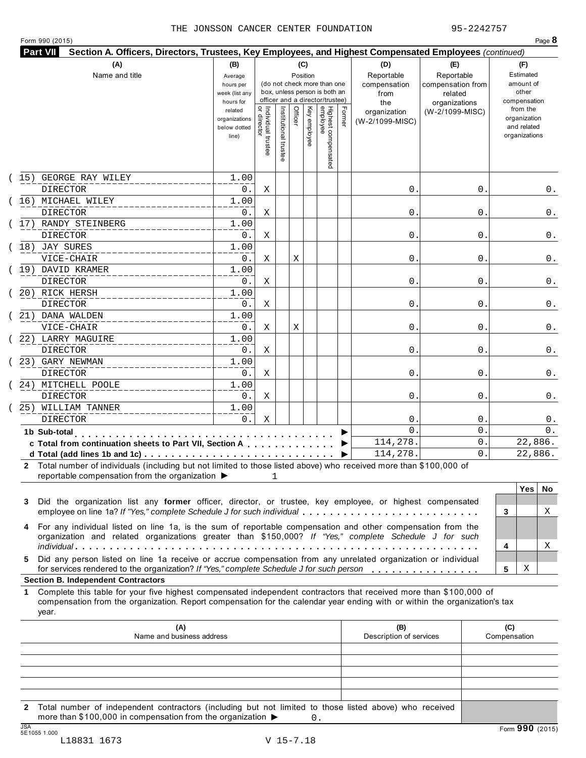THE JONSSON CANCER CENTER FOUNDATION 95-2242757

Form 990 (2015)

**Part VII Section A. Officers, Directors, Trustees, Key Employees, and Highest Compensated Employees** *(continued)*

| (A) Name and title | (B) Average hours per week (list any hours for related organizations below dotted line) | (C) Position: Individual trustee or director | Institutional trustee | Officer | Key employee | Highest compensated employee | Former | (D) Reportable compensation from the organization (W-2/1099-MISC) | (E) Reportable compensation from related organizations (W-2/1099-MISC) | (F) Estimated amount of other compensation from the organization and related organizations |
|---|---|---|---|---|---|---|---|---|---|---|
| (15) GEORGE RAY WILEY<br>DIRECTOR | 1.00<br>0. | X | | | | | | 0. | 0. | 0. |
| (16) MICHAEL WILEY<br>DIRECTOR | 1.00<br>0. | X | | | | | | 0. | 0. | 0. |
| (17) RANDY STEINBERG<br>DIRECTOR | 1.00<br>0. | X | | | | | | 0. | 0. | 0. |
| (18) JAY SURES<br>VICE-CHAIR | 1.00<br>0. | X | | X | | | | 0. | 0. | 0. |
| (19) DAVID KRAMER<br>DIRECTOR | 1.00<br>0. | X | | | | | | 0. | 0. | 0. |
| (20) RICK HERSH<br>DIRECTOR | 1.00<br>0. | X | | | | | | 0. | 0. | 0. |
| (21) DANA WALDEN<br>VICE-CHAIR | 1.00<br>0. | X | | X | | | | 0. | 0. | 0. |
| (22) LARRY MAGUIRE<br>DIRECTOR | 1.00<br>0. | X | | | | | | 0. | 0. | 0. |
| (23) GARY NEWMAN<br>DIRECTOR | 1.00<br>0. | X | | | | | | 0. | 0. | 0. |
| (24) MITCHELL POOLE<br>DIRECTOR | 1.00<br>0. | X | | | | | | 0. | 0. | 0. |
| (25) WILLIAM TANNER<br>DIRECTOR | 1.00<br>0. | X | | | | | | 0. | 0. | 0. |
| **1b Sub-total** | | | | | | | | 0. | 0. | 0. |
| **c Total from continuation sheets to Part VII, Section A** | | | | | | | | 114,278. | 0. | 22,886. |
| **d Total (add lines 1b and 1c)** | | | | | | | | 114,278. | 0. | 22,886. |

**2** Total number of individuals (including but not limited to those listed above) who received more than $100,000 of reportable compensation from the organization ▶ 1

| | | Yes | No |
|---|---|---|---|
| **3** Did the organization list any **former** officer, director, or trustee, key employee, or highest compensated employee on line 1a? *If "Yes," complete Schedule J for such individual* | 3 | | X |
| **4** For any individual listed on line 1a, is the sum of reportable compensation and other compensation from the organization and related organizations greater than $150,000? *If "Yes," complete Schedule J for such individual* | 4 | | X |
| **5** Did any person listed on line 1a receive or accrue compensation from any unrelated organization or individual for services rendered to the organization? *If "Yes," complete Schedule J for such person* | 5 | X | |

**Section B. Independent Contractors**

**1** Complete this table for your five highest compensated independent contractors that received more than $100,000 of compensation from the organization. Report compensation for the calendar year ending with or within the organization's tax year.

| (A) Name and business address | (B) Description of services | (C) Compensation |
|---|---|---|
| | | |
| | | |
| | | |
| | | |
| | | |

**2** Total number of independent contractors (including but not limited to those listed above) who received more than $100,000 in compensation from the organization ▶ 0.

Form **990** (2015)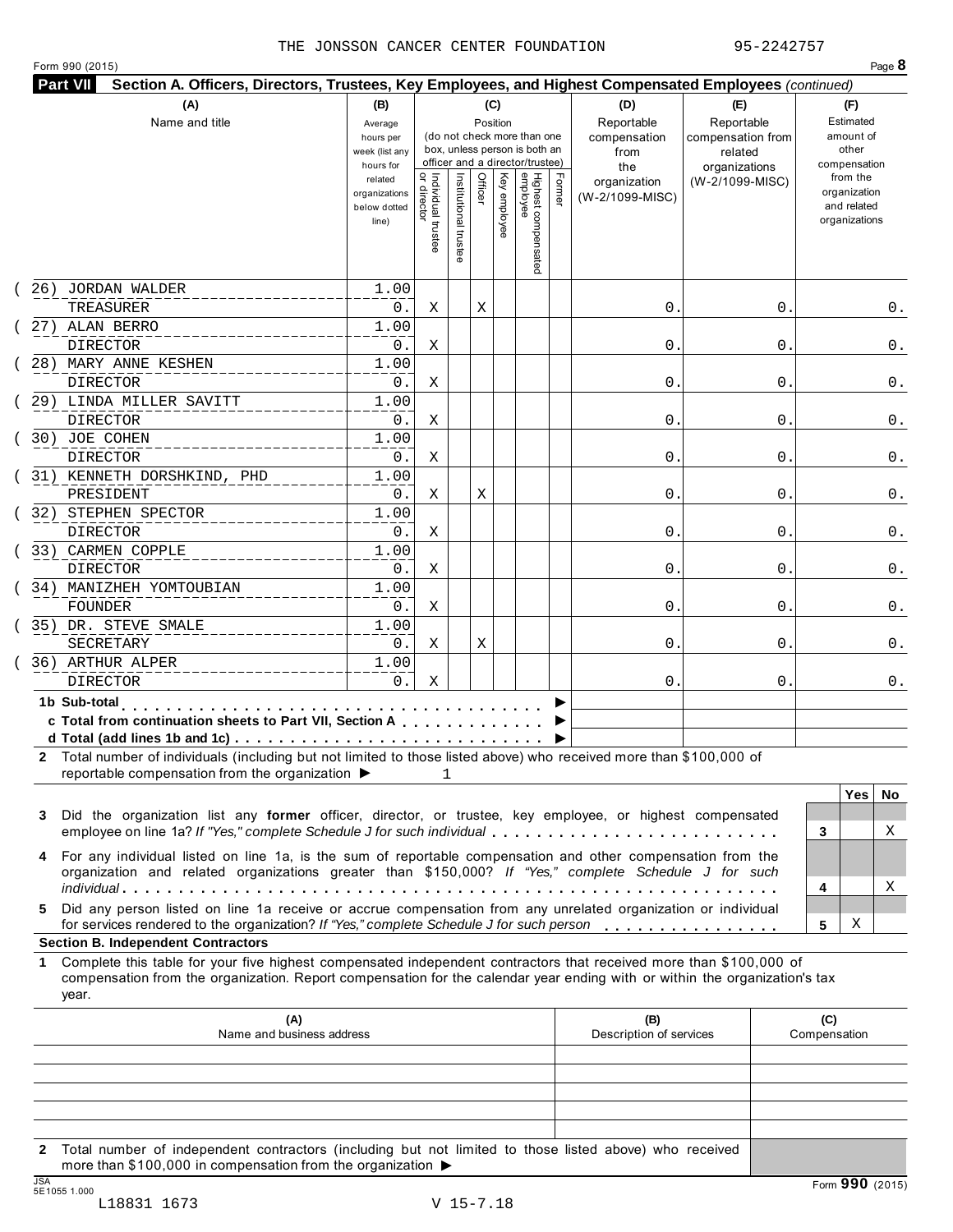THE JONSSON CANCER CENTER FOUNDATION 95-2242757

Form 990 (2015) Page **8**

**Part VII Section A. Officers, Directors, Trustees, Key Employees, and Highest Compensated Employees** *(continued)*

| (A) Name and title | (B) Average hours per week (list any hours for related organizations below dotted line) | (C) Position: Individual trustee or director | Institutional trustee | Officer | Key employee | Highest compensated employee | Former | (D) Reportable compensation from the organization (W-2/1099-MISC) | (E) Reportable compensation from related organizations (W-2/1099-MISC) | (F) Estimated amount of other compensation from the organization and related organizations |
|---|---|---|---|---|---|---|---|---|---|---|
| (26) JORDAN WALDER<br>TREASURER | 1.00<br>0. | X | | X | | | | 0. | 0. | 0. |
| (27) ALAN BERRO<br>DIRECTOR | 1.00<br>0. | X | | | | | | 0. | 0. | 0. |
| (28) MARY ANNE KESHEN<br>DIRECTOR | 1.00<br>0. | X | | | | | | 0. | 0. | 0. |
| (29) LINDA MILLER SAVITT<br>DIRECTOR | 1.00<br>0. | X | | | | | | 0. | 0. | 0. |
| (30) JOE COHEN<br>DIRECTOR | 1.00<br>0. | X | | | | | | 0. | 0. | 0. |
| (31) KENNETH DORSHKIND, PHD<br>PRESIDENT | 1.00<br>0. | X | | X | | | | 0. | 0. | 0. |
| (32) STEPHEN SPECTOR<br>DIRECTOR | 1.00<br>0. | X | | | | | | 0. | 0. | 0. |
| (33) CARMEN COPPLE<br>DIRECTOR | 1.00<br>0. | X | | | | | | 0. | 0. | 0. |
| (34) MANIZHEH YOMTOUBIAN<br>FOUNDER | 1.00<br>0. | X | | | | | | 0. | 0. | 0. |
| (35) DR. STEVE SMALE<br>SECRETARY | 1.00<br>0. | X | | X | | | | 0. | 0. | 0. |
| (36) ARTHUR ALPER<br>DIRECTOR | 1.00<br>0. | X | | | | | | 0. | 0. | 0. |
| **1b Sub-total** ▶ | | | | | | | | | | |
| **c Total from continuation sheets to Part VII, Section A** ▶ | | | | | | | | | | |
| **d Total (add lines 1b and 1c)** ▶ | | | | | | | | | | |

**2** Total number of individuals (including but not limited to those listed above) who received more than $100,000 of reportable compensation from the organization ▶ 1

| | | Yes | No |
|---|---|---|---|
| **3** Did the organization list any **former** officer, director, or trustee, key employee, or highest compensated employee on line 1a? *If "Yes," complete Schedule J for such individual* | 3 | | X |
| **4** For any individual listed on line 1a, is the sum of reportable compensation and other compensation from the organization and related organizations greater than $150,000? *If "Yes," complete Schedule J for such individual* | 4 | | X |
| **5** Did any person listed on line 1a receive or accrue compensation from any unrelated organization or individual for services rendered to the organization? *If "Yes," complete Schedule J for such person* | 5 | X | |

**Section B. Independent Contractors**

**1** Complete this table for your five highest compensated independent contractors that received more than $100,000 of compensation from the organization. Report compensation for the calendar year ending with or within the organization's tax year.

| (A) Name and business address | (B) Description of services | (C) Compensation |
|---|---|---|
| | | |
| | | |
| | | |
| | | |
| | | |

**2** Total number of independent contractors (including but not limited to those listed above) who received more than $100,000 in compensation from the organization ▶

JSA 5E1055 1.000

L18831 1673 V 15-7.18

Form **990** (2015)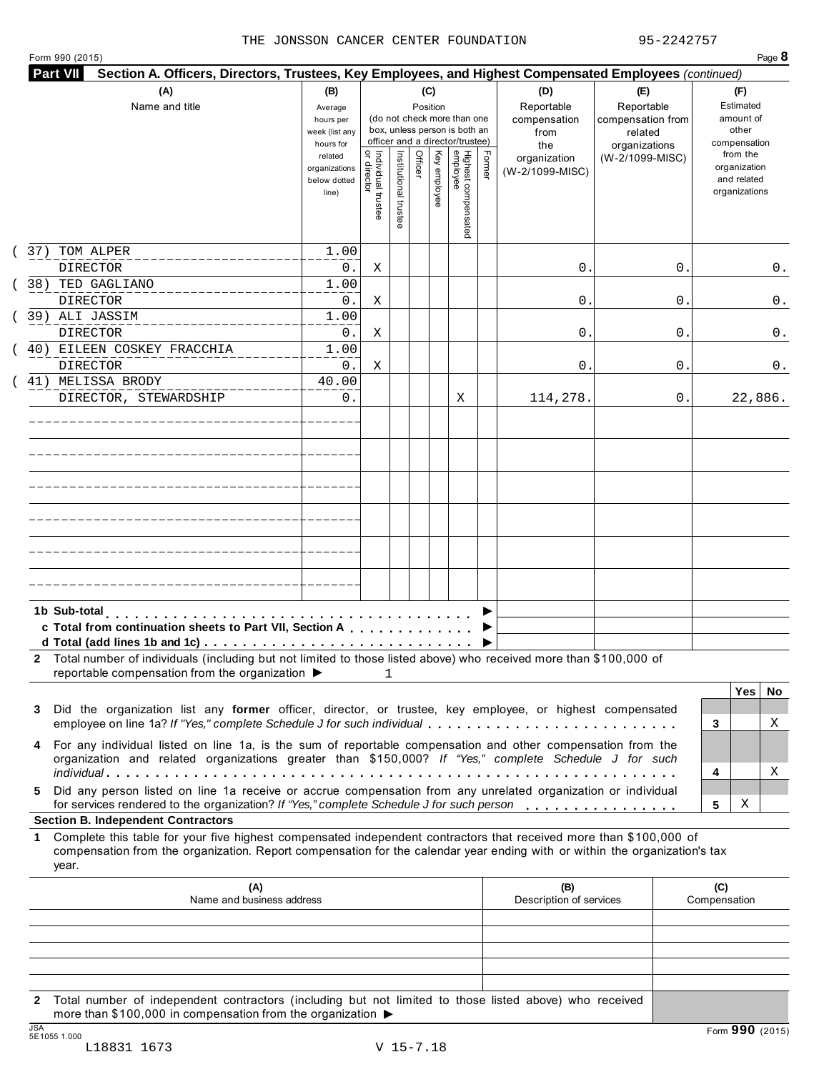THE JONSSON CANCER CENTER FOUNDATION 95-2242757

Form 990 (2015) Page **8**

**Part VII Section A. Officers, Directors, Trustees, Key Employees, and Highest Compensated Employees** *(continued)*

| (A) Name and title | (B) Average hours per week (list any hours for related organizations below dotted line) | (C) Position: Individual trustee or director | Institutional trustee | Officer | Key employee | Highest compensated employee | Former | (D) Reportable compensation from the organization (W-2/1099-MISC) | (E) Reportable compensation from related organizations (W-2/1099-MISC) | (F) Estimated amount of other compensation from the organization and related organizations |
|---|---|---|---|---|---|---|---|---|---|---|
| (37) TOM ALPER<br>DIRECTOR | 1.00<br>0. | X | | | | | | 0. | 0. | 0. |
| (38) TED GAGLIANO<br>DIRECTOR | 1.00<br>0. | X | | | | | | 0. | 0. | 0. |
| (39) ALI JASSIM<br>DIRECTOR | 1.00<br>0. | X | | | | | | 0. | 0. | 0. |
| (40) EILEEN COSKEY FRACCHIA<br>DIRECTOR | 1.00<br>0. | X | | | | | | 0. | 0. | 0. |
| (41) MELISSA BRODY<br>DIRECTOR, STEWARDSHIP | 40.00<br>0. | | | | | X | | 114,278. | 0. | 22,886. |

**1b Sub-total** ▶

**c Total from continuation sheets to Part VII, Section A** ▶

**d Total (add lines 1b and 1c)** ▶

**2** Total number of individuals (including but not limited to those listed above) who received more than $100,000 of reportable compensation from the organization ▶ 1

| | | Yes | No |
|---|---|---|---|
| **3** Did the organization list any **former** officer, director, or trustee, key employee, or highest compensated employee on line 1a? *If "Yes," complete Schedule J for such individual* | 3 | | X |
| **4** For any individual listed on line 1a, is the sum of reportable compensation and other compensation from the organization and related organizations greater than $150,000? *If "Yes," complete Schedule J for such individual* | 4 | | X |
| **5** Did any person listed on line 1a receive or accrue compensation from any unrelated organization or individual for services rendered to the organization? *If "Yes," complete Schedule J for such person* | 5 | X | |

**Section B. Independent Contractors**

**1** Complete this table for your five highest compensated independent contractors that received more than $100,000 of compensation from the organization. Report compensation for the calendar year ending with or within the organization's tax year.

| (A) Name and business address | (B) Description of services | (C) Compensation |
|---|---|---|
| | | |
| | | |
| | | |
| | | |
| | | |

**2** Total number of independent contractors (including but not limited to those listed above) who received more than $100,000 in compensation from the organization ▶

Form **990** (2015)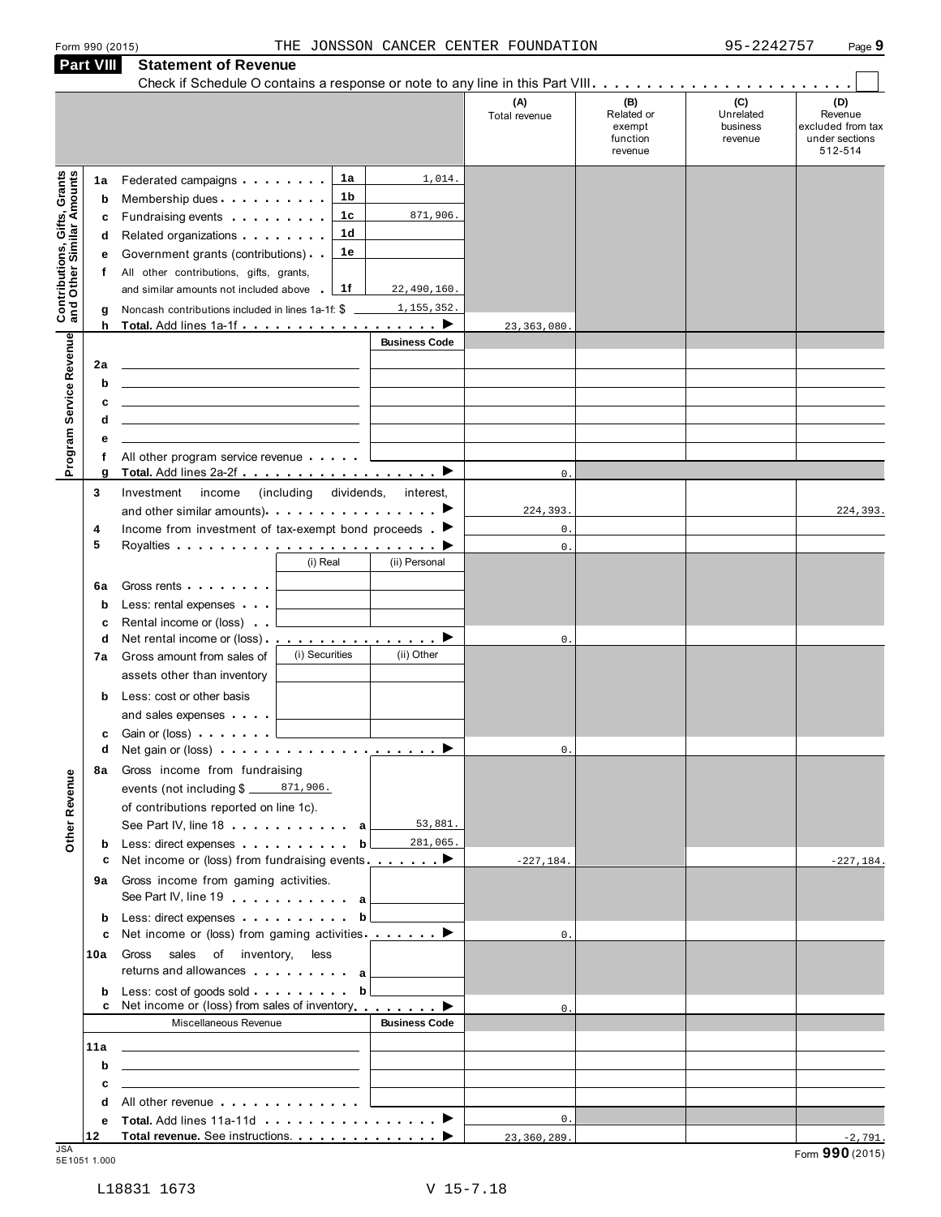Form 990 (2015) THE JONSSON CANCER CENTER FOUNDATION 95-2242757

## Part VIII Statement of Revenue

Check if Schedule O contains a response or note to any line in this Part VIII. . . . . . . . . . . . . . . . . . . . . . . . . . ☐

| | | | | (A) Total revenue | (B) Related or exempt function revenue | (C) Unrelated business revenue | (D) Revenue excluded from tax under sections 512-514 |
|---|---|---|---|---|---|---|---|
| **Contributions, Gifts, Grants and Other Similar Amounts** | **1a** Federated campaigns | 1a | 1,014. | | | | |
| | **b** Membership dues | 1b | | | | | |
| | **c** Fundraising events | 1c | 871,906. | | | | |
| | **d** Related organizations | 1d | | | | | |
| | **e** Government grants (contributions) | 1e | | | | | |
| | **f** All other contributions, gifts, grants, and similar amounts not included above | 1f | 22,490,160. | | | | |
| | **g** Noncash contributions included in lines 1a-1f: $ 1,155,352. | | | | | | |
| | **h Total.** Add lines 1a-1f | | ▶ | 23,363,080. | | | |
| **Program Service Revenue** | | | Business Code | | | | |
| | **2a** | | | | | | |
| | **b** | | | | | | |
| | **c** | | | | | | |
| | **d** | | | | | | |
| | **e** | | | | | | |
| | **f** All other program service revenue | | | | | | |
| | **g Total.** Add lines 2a-2f | | ▶ | 0. | | | |
| **Other Revenue** | **3** Investment income (including dividends, interest, and other similar amounts) | | ▶ | 224,393. | | | 224,393. |
| | **4** Income from investment of tax-exempt bond proceeds | | ▶ | 0. | | | |
| | **5** Royalties | | ▶ | 0. | | | |
| | | (i) Real | (ii) Personal | | | | |
| | **6a** Gross rents | | | | | | |
| | **b** Less: rental expenses | | | | | | |
| | **c** Rental income or (loss) | | | | | | |
| | **d** Net rental income or (loss) | | ▶ | 0. | | | |
| | **7a** Gross amount from sales of assets other than inventory | (i) Securities | (ii) Other | | | | |
| | **b** Less: cost or other basis and sales expenses | | | | | | |
| | **c** Gain or (loss) | | | | | | |
| | **d** Net gain or (loss) | | ▶ | 0. | | | |
| | **8a** Gross income from fundraising events (not including $ 871,906. of contributions reported on line 1c). See Part IV, line 18 | a | 53,881. | | | | |
| | **b** Less: direct expenses | b | 281,065. | | | | |
| | **c** Net income or (loss) from fundraising events | | ▶ | -227,184. | | | -227,184. |
| | **9a** Gross income from gaming activities. See Part IV, line 19 | a | | | | | |
| | **b** Less: direct expenses | b | | | | | |
| | **c** Net income or (loss) from gaming activities | | ▶ | 0. | | | |
| | **10a** Gross sales of inventory, less returns and allowances | a | | | | | |
| | **b** Less: cost of goods sold | b | | | | | |
| | **c** Net income or (loss) from sales of inventory | | ▶ | 0. | | | |
| | Miscellaneous Revenue | | Business Code | | | | |
| | **11a** | | | | | | |
| | **b** | | | | | | |
| | **c** | | | | | | |
| | **d** All other revenue | | | | | | |
| | **e Total.** Add lines 11a-11d | | ▶ | 0. | | | |
| | **12 Total revenue.** See instructions. | | ▶ | 23,360,289. | | | -2,791. |

JSA 5E1051 1.000

Form **990** (2015)

L18831 1673 V 15-7.18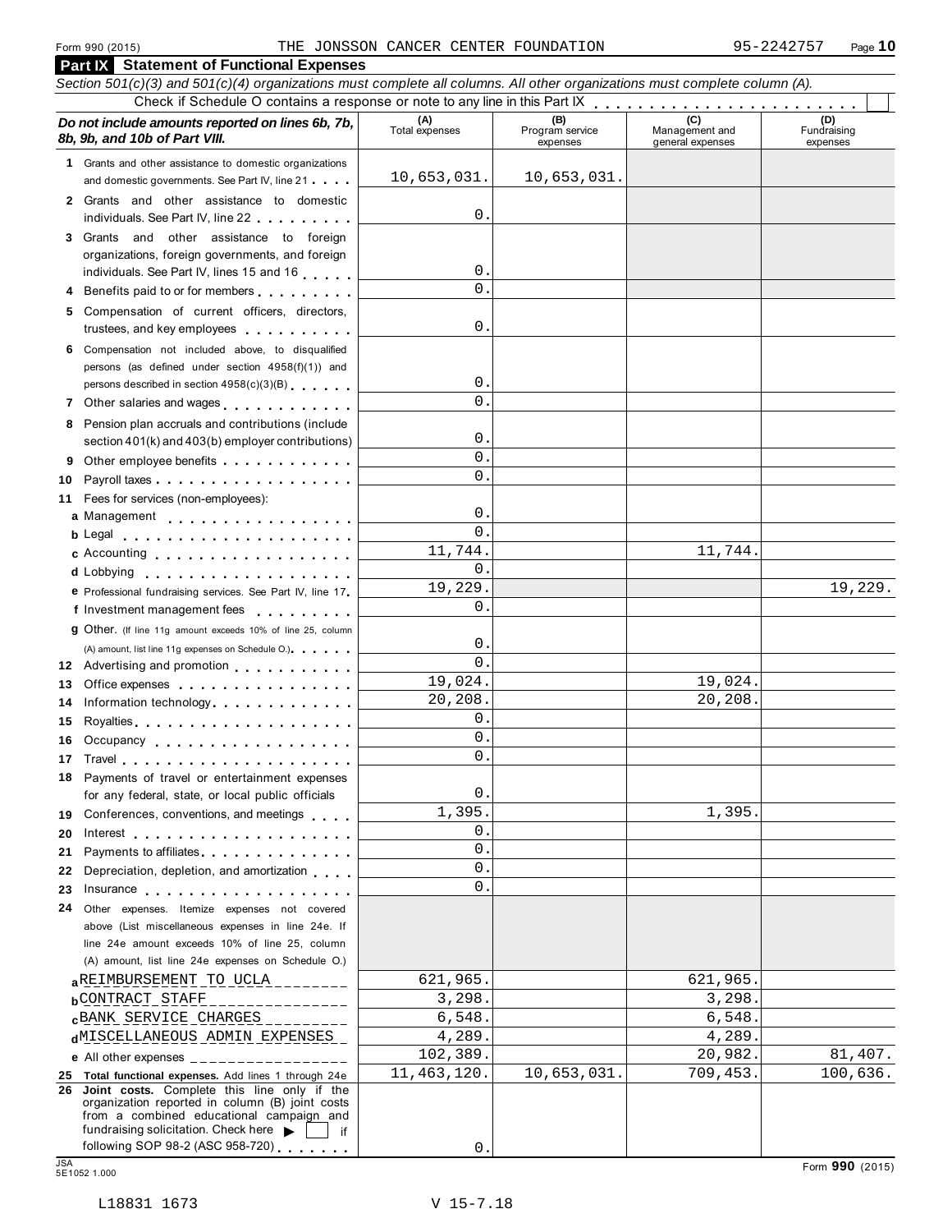Form 990 (2015) THE JONSSON CANCER CENTER FOUNDATION 95-2242757

## Part IX Statement of Functional Expenses

*Section 501(c)(3) and 501(c)(4) organizations must complete all columns. All other organizations must complete column (A).*

Check if Schedule O contains a response or note to any line in this Part IX . . . . . . . . . . . . . . . . . . . . . . . . ☐

| *Do not include amounts reported on lines 6b, 7b, 8b, 9b, and 10b of Part VIII.* | (A) Total expenses | (B) Program service expenses | (C) Management and general expenses | (D) Fundraising expenses |
|---|---|---|---|---|
| **1** Grants and other assistance to domestic organizations and domestic governments. See Part IV, line 21 | 10,653,031. | 10,653,031. | | |
| **2** Grants and other assistance to domestic individuals. See Part IV, line 22 | 0. | | | |
| **3** Grants and other assistance to foreign organizations, foreign governments, and foreign individuals. See Part IV, lines 15 and 16 | 0. | | | |
| **4** Benefits paid to or for members | 0. | | | |
| **5** Compensation of current officers, directors, trustees, and key employees | 0. | | | |
| **6** Compensation not included above, to disqualified persons (as defined under section 4958(f)(1)) and persons described in section 4958(c)(3)(B) | 0. | | | |
| **7** Other salaries and wages | 0. | | | |
| **8** Pension plan accruals and contributions (include section 401(k) and 403(b) employer contributions) | 0. | | | |
| **9** Other employee benefits | 0. | | | |
| **10** Payroll taxes | 0. | | | |
| **11** Fees for services (non-employees): | | | | |
| **a** Management | 0. | | | |
| **b** Legal | 0. | | | |
| **c** Accounting | 11,744. | | 11,744. | |
| **d** Lobbying | 0. | | | |
| **e** Professional fundraising services. See Part IV, line 17 | 19,229. | | | 19,229. |
| **f** Investment management fees | 0. | | | |
| **g** Other. (If line 11g amount exceeds 10% of line 25, column (A) amount, list line 11g expenses on Schedule O.) | 0. | | | |
| **12** Advertising and promotion | 0. | | | |
| **13** Office expenses | 19,024. | | 19,024. | |
| **14** Information technology | 20,208. | | 20,208. | |
| **15** Royalties | 0. | | | |
| **16** Occupancy | 0. | | | |
| **17** Travel | 0. | | | |
| **18** Payments of travel or entertainment expenses for any federal, state, or local public officials | 0. | | | |
| **19** Conferences, conventions, and meetings | 1,395. | | 1,395. | |
| **20** Interest | 0. | | | |
| **21** Payments to affiliates | 0. | | | |
| **22** Depreciation, depletion, and amortization | 0. | | | |
| **23** Insurance | 0. | | | |
| **24** Other expenses. Itemize expenses not covered above (List miscellaneous expenses in line 24e. If line 24e amount exceeds 10% of line 25, column (A) amount, list line 24e expenses on Schedule O.) | | | | |
| **a** REIMBURSEMENT TO UCLA | 621,965. | | 621,965. | |
| **b** CONTRACT STAFF | 3,298. | | 3,298. | |
| **c** BANK SERVICE CHARGES | 6,548. | | 6,548. | |
| **d** MISCELLANEOUS ADMIN EXPENSES | 4,289. | | 4,289. | |
| **e** All other expenses | 102,389. | | 20,982. | 81,407. |
| **25 Total functional expenses.** Add lines 1 through 24e | 11,463,120. | 10,653,031. | 709,453. | 100,636. |
| **26 Joint costs.** Complete this line only if the organization reported in column (B) joint costs from a combined educational campaign and fundraising solicitation. Check here ▶ ☐ if following SOP 98-2 (ASC 958-720) | 0. | | | |

Form **990** (2015)

L18831 1673 V 15-7.18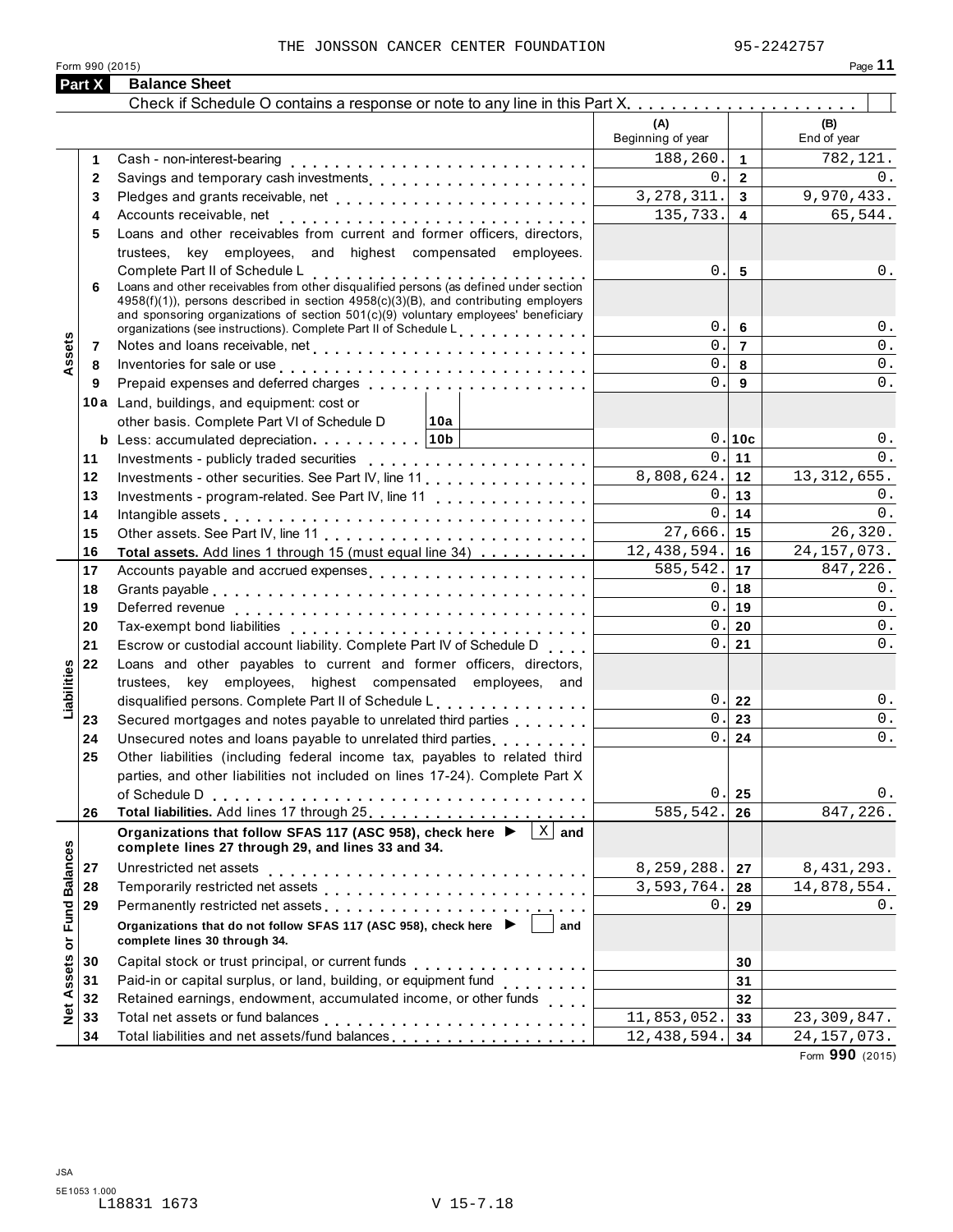THE JONSSON CANCER CENTER FOUNDATION 95-2242757

Form 990 (2015)

## Part X Balance Sheet

Check if Schedule O contains a response or note to any line in this Part X . . . . . . . . . . . . . . . . . . . . . [ ]

| Section | Line | Description | (A) Beginning of year | Line | (B) End of year |
|---|---|---|---|---|---|
| Assets | 1 | Cash - non-interest-bearing | 188,260. | 1 | 782,121. |
| | 2 | Savings and temporary cash investments | 0. | 2 | 0. |
| | 3 | Pledges and grants receivable, net | 3,278,311. | 3 | 9,970,433. |
| | 4 | Accounts receivable, net | 135,733. | 4 | 65,544. |
| | 5 | Loans and other receivables from current and former officers, directors, trustees, key employees, and highest compensated employees. Complete Part II of Schedule L | 0. | 5 | 0. |
| | 6 | Loans and other receivables from other disqualified persons (as defined under section 4958(f)(1)), persons described in section 4958(c)(3)(B), and contributing employers and sponsoring organizations of section 501(c)(9) voluntary employees' beneficiary organizations (see instructions). Complete Part II of Schedule L | 0. | 6 | 0. |
| | 7 | Notes and loans receivable, net | 0. | 7 | 0. |
| | 8 | Inventories for sale or use | 0. | 8 | 0. |
| | 9 | Prepaid expenses and deferred charges | 0. | 9 | 0. |
| | 10a | Land, buildings, and equipment: cost or other basis. Complete Part VI of Schedule D — 10a | | | |
| | b | Less: accumulated depreciation — 10b | 0. | 10c | 0. |
| | 11 | Investments - publicly traded securities | 0. | 11 | 0. |
| | 12 | Investments - other securities. See Part IV, line 11 | 8,808,624. | 12 | 13,312,655. |
| | 13 | Investments - program-related. See Part IV, line 11 | 0. | 13 | 0. |
| | 14 | Intangible assets | 0. | 14 | 0. |
| | 15 | Other assets. See Part IV, line 11 | 27,666. | 15 | 26,320. |
| | 16 | **Total assets.** Add lines 1 through 15 (must equal line 34) | 12,438,594. | 16 | 24,157,073. |
| Liabilities | 17 | Accounts payable and accrued expenses | 585,542. | 17 | 847,226. |
| | 18 | Grants payable | 0. | 18 | 0. |
| | 19 | Deferred revenue | 0. | 19 | 0. |
| | 20 | Tax-exempt bond liabilities | 0. | 20 | 0. |
| | 21 | Escrow or custodial account liability. Complete Part IV of Schedule D | 0. | 21 | 0. |
| | 22 | Loans and other payables to current and former officers, directors, trustees, key employees, highest compensated employees, and disqualified persons. Complete Part II of Schedule L | 0. | 22 | 0. |
| | 23 | Secured mortgages and notes payable to unrelated third parties | 0. | 23 | 0. |
| | 24 | Unsecured notes and loans payable to unrelated third parties | 0. | 24 | 0. |
| | 25 | Other liabilities (including federal income tax, payables to related third parties, and other liabilities not included on lines 17-24). Complete Part X of Schedule D | 0. | 25 | 0. |
| | 26 | **Total liabilities.** Add lines 17 through 25 | 585,542. | 26 | 847,226. |
| Net Assets or Fund Balances | | **Organizations that follow SFAS 117 (ASC 958), check here ▶ [X] and complete lines 27 through 29, and lines 33 and 34.** | | | |
| | 27 | Unrestricted net assets | 8,259,288. | 27 | 8,431,293. |
| | 28 | Temporarily restricted net assets | 3,593,764. | 28 | 14,878,554. |
| | 29 | Permanently restricted net assets | 0. | 29 | 0. |
| | | **Organizations that do not follow SFAS 117 (ASC 958), check here ▶ [ ] and complete lines 30 through 34.** | | | |
| | 30 | Capital stock or trust principal, or current funds | | 30 | |
| | 31 | Paid-in or capital surplus, or land, building, or equipment fund | | 31 | |
| | 32 | Retained earnings, endowment, accumulated income, or other funds | | 32 | |
| | 33 | Total net assets or fund balances | 11,853,052. | 33 | 23,309,847. |
| | 34 | Total liabilities and net assets/fund balances | 12,438,594. | 34 | 24,157,073. |

Form **990** (2015)

JSA
5E1053 1.000
L18831 1673 V 15-7.18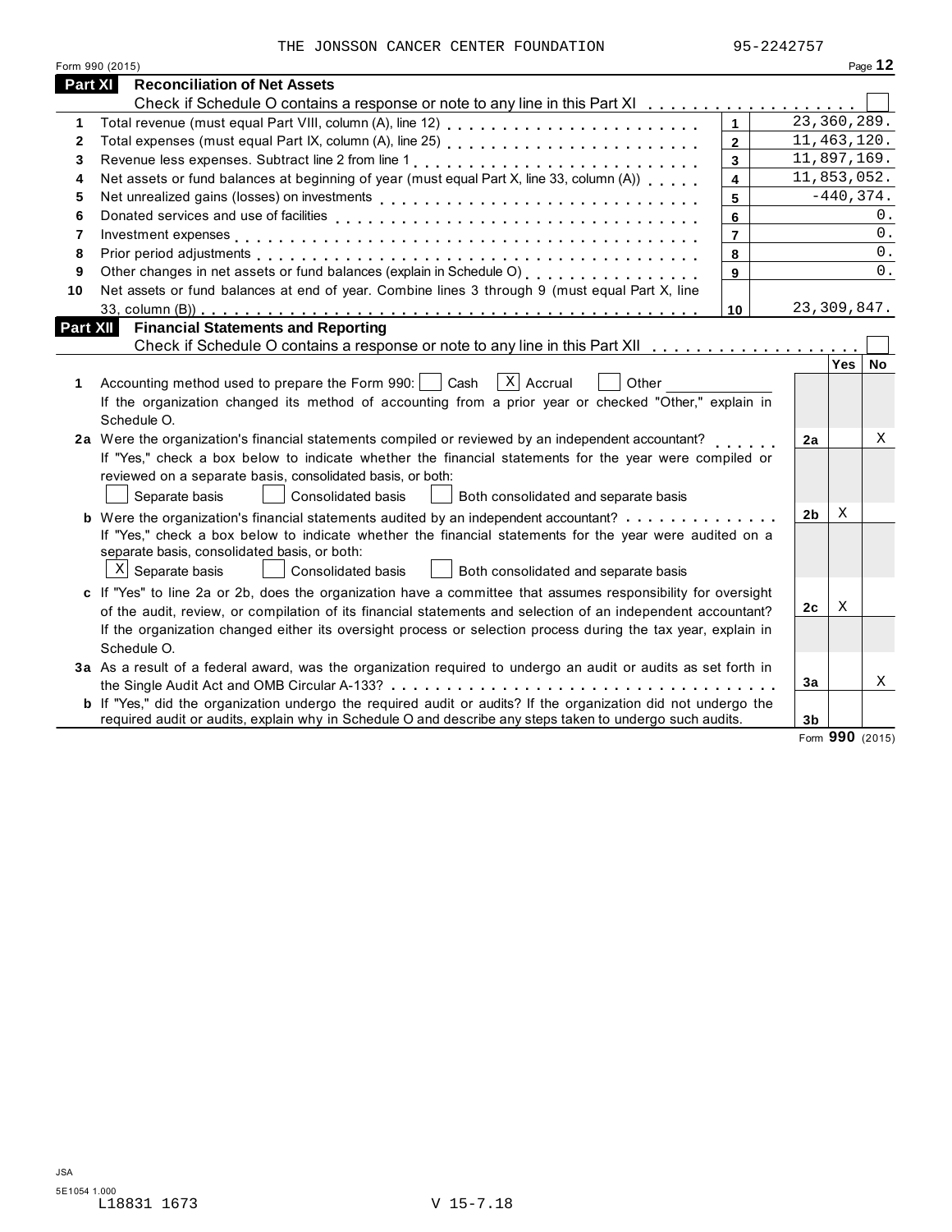THE JONSSON CANCER CENTER FOUNDATION 95-2242757

Form 990 (2015)

## Part XI Reconciliation of Net Assets

Check if Schedule O contains a response or note to any line in this Part XI ☐

| | | | |
|---|---|---|---|
| 1 | Total revenue (must equal Part VIII, column (A), line 12) | 1 | 23,360,289. |
| 2 | Total expenses (must equal Part IX, column (A), line 25) | 2 | 11,463,120. |
| 3 | Revenue less expenses. Subtract line 2 from line 1 | 3 | 11,897,169. |
| 4 | Net assets or fund balances at beginning of year (must equal Part X, line 33, column (A)) | 4 | 11,853,052. |
| 5 | Net unrealized gains (losses) on investments | 5 | -440,374. |
| 6 | Donated services and use of facilities | 6 | 0. |
| 7 | Investment expenses | 7 | 0. |
| 8 | Prior period adjustments | 8 | 0. |
| 9 | Other changes in net assets or fund balances (explain in Schedule O) | 9 | 0. |
| 10 | Net assets or fund balances at end of year. Combine lines 3 through 9 (must equal Part X, line 33, column (B)) | 10 | 23,309,847. |

## Part XII Financial Statements and Reporting

Check if Schedule O contains a response or note to any line in this Part XII ☐

| | | | Yes | No |
|---|---|---|---|---|
| 1 | Accounting method used to prepare the Form 990: ☐ Cash ☒ Accrual ☐ Other<br>If the organization changed its method of accounting from a prior year or checked "Other," explain in Schedule O. | | | |
| 2a | Were the organization's financial statements compiled or reviewed by an independent accountant?<br>If "Yes," check a box below to indicate whether the financial statements for the year were compiled or reviewed on a separate basis, consolidated basis, or both:<br>☐ Separate basis ☐ Consolidated basis ☐ Both consolidated and separate basis | 2a | | X |
| b | Were the organization's financial statements audited by an independent accountant?<br>If "Yes," check a box below to indicate whether the financial statements for the year were audited on a separate basis, consolidated basis, or both:<br>☒ Separate basis ☐ Consolidated basis ☐ Both consolidated and separate basis | 2b | X | |
| c | If "Yes" to line 2a or 2b, does the organization have a committee that assumes responsibility for oversight of the audit, review, or compilation of its financial statements and selection of an independent accountant?<br>If the organization changed either its oversight process or selection process during the tax year, explain in Schedule O. | 2c | X | |
| 3a | As a result of a federal award, was the organization required to undergo an audit or audits as set forth in the Single Audit Act and OMB Circular A-133? | 3a | | X |
| b | If "Yes," did the organization undergo the required audit or audits? If the organization did not undergo the required audit or audits, explain in Schedule O and describe any steps taken to undergo such audits. | 3b | | |

Form **990** (2015)

JSA
5E1054 1.000
L18831 1673 V 15-7.18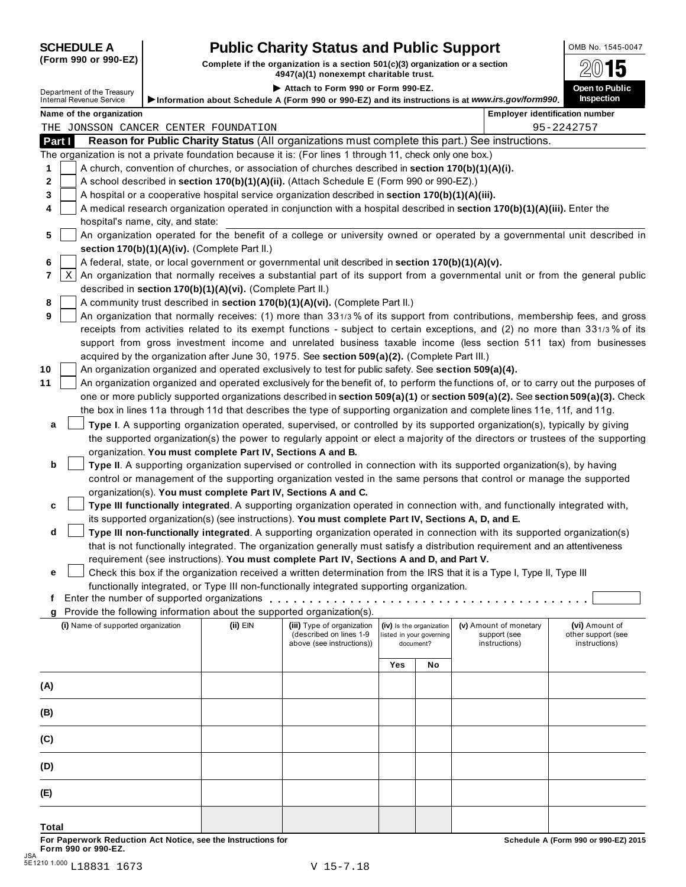**SCHEDULE A**
**(Form 990 or 990-EZ)**

Department of the Treasury
Internal Revenue Service

# Public Charity Status and Public Support

**Complete if the organization is a section 501(c)(3) organization or a section 4947(a)(1) nonexempt charitable trust.**

▶ **Attach to Form 990 or Form 990-EZ.**

▶**Information about Schedule A (Form 990 or 990-EZ) and its instructions is at *www.irs.gov/form990*.**

OMB No. 1545-0047

**2015**

**Open to Public Inspection**

**Name of the organization**
THE JONSSON CANCER CENTER FOUNDATION

**Employer identification number**
95-2242757

**Part I** **Reason for Public Charity Status** (All organizations must complete this part.) See instructions.

The organization is not a private foundation because it is: (For lines 1 through 11, check only one box.)

1 [ ] A church, convention of churches, or association of churches described in **section 170(b)(1)(A)(i).**

2 [ ] A school described in **section 170(b)(1)(A)(ii).** (Attach Schedule E (Form 990 or 990-EZ).)

3 [ ] A hospital or a cooperative hospital service organization described in **section 170(b)(1)(A)(iii).**

4 [ ] A medical research organization operated in conjunction with a hospital described in **section 170(b)(1)(A)(iii).** Enter the hospital's name, city, and state:

5 [ ] An organization operated for the benefit of a college or university owned or operated by a governmental unit described in **section 170(b)(1)(A)(iv).** (Complete Part II.)

6 [ ] A federal, state, or local government or governmental unit described in **section 170(b)(1)(A)(v).**

7 [X] An organization that normally receives a substantial part of its support from a governmental unit or from the general public described in **section 170(b)(1)(A)(vi).** (Complete Part II.)

8 [ ] A community trust described in **section 170(b)(1)(A)(vi).** (Complete Part II.)

9 [ ] An organization that normally receives: (1) more than 33 1/3 % of its support from contributions, membership fees, and gross receipts from activities related to its exempt functions - subject to certain exceptions, and (2) no more than 33 1/3 % of its support from gross investment income and unrelated business taxable income (less section 511 tax) from businesses acquired by the organization after June 30, 1975. See **section 509(a)(2).** (Complete Part III.)

10 [ ] An organization organized and operated exclusively to test for public safety. See **section 509(a)(4).**

11 [ ] An organization organized and operated exclusively for the benefit of, to perform the functions of, or to carry out the purposes of one or more publicly supported organizations described in **section 509(a)(1)** or **section 509(a)(2).** See **section 509(a)(3).** Check the box in lines 11a through 11d that describes the type of supporting organization and complete lines 11e, 11f, and 11g.

a [ ] **Type I**. A supporting organization operated, supervised, or controlled by its supported organization(s), typically by giving the supported organization(s) the power to regularly appoint or elect a majority of the directors or trustees of the supporting organization. **You must complete Part IV, Sections A and B.**

b [ ] **Type II**. A supporting organization supervised or controlled in connection with its supported organization(s), by having control or management of the supporting organization vested in the same persons that control or manage the supported organization(s). **You must complete Part IV, Sections A and C.**

c [ ] **Type III functionally integrated**. A supporting organization operated in connection with, and functionally integrated with, its supported organization(s) (see instructions). **You must complete Part IV, Sections A, D, and E.**

d [ ] **Type III non-functionally integrated**. A supporting organization operated in connection with its supported organization(s) that is not functionally integrated. The organization generally must satisfy a distribution requirement and an attentiveness requirement (see instructions). **You must complete Part IV, Sections A and D, and Part V.**

e [ ] Check this box if the organization received a written determination from the IRS that it is a Type I, Type II, Type III functionally integrated, or Type III non-functionally integrated supporting organization.

f Enter the number of supported organizations . . . . . . . . . . . . . . . . . . . . . . . . . . . . . . . . . . . . .

g Provide the following information about the supported organization(s).

| (i) Name of supported organization | (ii) EIN | (iii) Type of organization (described on lines 1-9 above (see instructions)) | (iv) Is the organization listed in your governing document? | | (v) Amount of monetary support (see instructions) | (vi) Amount of other support (see instructions) |
|---|---|---|---|---|---|---|
| | | | Yes | No | | |
| (A) | | | | | | |
| (B) | | | | | | |
| (C) | | | | | | |
| (D) | | | | | | |
| (E) | | | | | | |
| **Total** | | | | | | |

**For Paperwork Reduction Act Notice, see the Instructions for Form 990 or 990-EZ.**

**Schedule A (Form 990 or 990-EZ) 2015**

JSA
5E1210 1.000 L18831 1673 V 15-7.18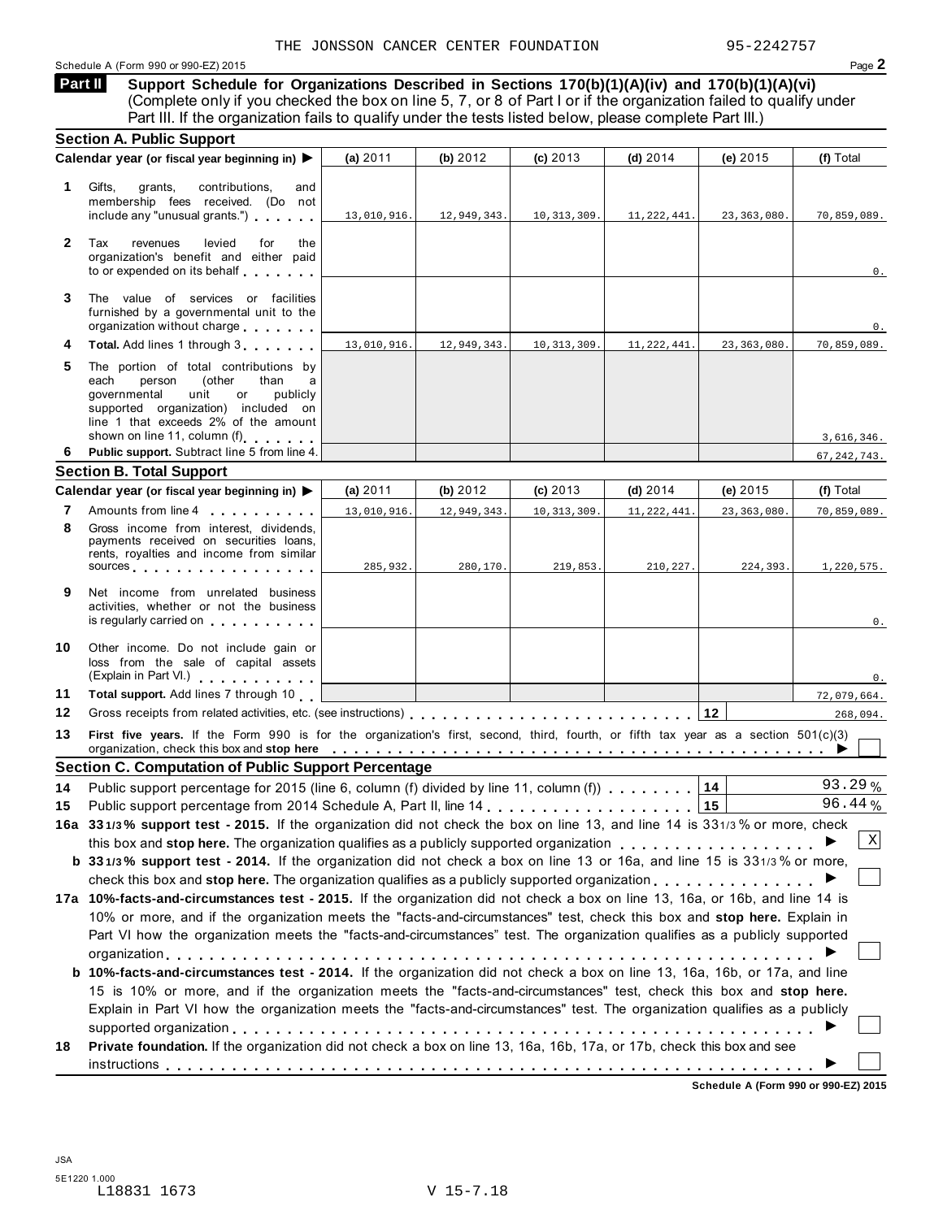THE JONSSON CANCER CENTER FOUNDATION 95-2242757

Schedule A (Form 990 or 990-EZ) 2015

## Part II Support Schedule for Organizations Described in Sections 170(b)(1)(A)(iv) and 170(b)(1)(A)(vi)

(Complete only if you checked the box on line 5, 7, or 8 of Part I or if the organization failed to qualify under Part III. If the organization fails to qualify under the tests listed below, please complete Part III.)

### Section A. Public Support

| Calendar year (or fiscal year beginning in) ▶ | (a) 2011 | (b) 2012 | (c) 2013 | (d) 2014 | (e) 2015 | (f) Total |
|---|---|---|---|---|---|---|
| **1** Gifts, grants, contributions, and membership fees received. (Do not include any "unusual grants.") | 13,010,916. | 12,949,343. | 10,313,309. | 11,222,441. | 23,363,080. | 70,859,089. |
| **2** Tax revenues levied for the organization's benefit and either paid to or expended on its behalf | | | | | | 0. |
| **3** The value of services or facilities furnished by a governmental unit to the organization without charge | | | | | | 0. |
| **4** **Total.** Add lines 1 through 3 | 13,010,916. | 12,949,343. | 10,313,309. | 11,222,441. | 23,363,080. | 70,859,089. |
| **5** The portion of total contributions by each person (other than a governmental unit or publicly supported organization) included on line 1 that exceeds 2% of the amount shown on line 11, column (f) | | | | | | 3,616,346. |
| **6** **Public support.** Subtract line 5 from line 4. | | | | | | 67,242,743. |

### Section B. Total Support

| Calendar year (or fiscal year beginning in) ▶ | (a) 2011 | (b) 2012 | (c) 2013 | (d) 2014 | (e) 2015 | (f) Total |
|---|---|---|---|---|---|---|
| **7** Amounts from line 4 | 13,010,916. | 12,949,343. | 10,313,309. | 11,222,441. | 23,363,080. | 70,859,089. |
| **8** Gross income from interest, dividends, payments received on securities loans, rents, royalties and income from similar sources | 285,932. | 280,170. | 219,853. | 210,227. | 224,393. | 1,220,575. |
| **9** Net income from unrelated business activities, whether or not the business is regularly carried on | | | | | | 0. |
| **10** Other income. Do not include gain or loss from the sale of capital assets (Explain in Part VI.) | | | | | | 0. |
| **11** **Total support.** Add lines 7 through 10 | | | | | | 72,079,664. |

**12** Gross receipts from related activities, etc. (see instructions) **12** 268,094.

**13** **First five years.** If the Form 990 is for the organization's first, second, third, fourth, or fifth tax year as a section 501(c)(3) organization, check this box and **stop here** ▶ ☐

### Section C. Computation of Public Support Percentage

**14** Public support percentage for 2015 (line 6, column (f) divided by line 11, column (f)) **14** 93.29 %

**15** Public support percentage from 2014 Schedule A, Part II, line 14 **15** 96.44 %

**16a** **33 1/3 % support test - 2015.** If the organization did not check the box on line 13, and line 14 is 33 1/3 % or more, check this box and **stop here.** The organization qualifies as a publicly supported organization ▶ ☒

**b** **33 1/3 % support test - 2014.** If the organization did not check a box on line 13 or 16a, and line 15 is 33 1/3 % or more, check this box and **stop here.** The organization qualifies as a publicly supported organization ▶ ☐

**17a** **10%-facts-and-circumstances test - 2015.** If the organization did not check a box on line 13, 16a, or 16b, and line 14 is 10% or more, and if the organization meets the "facts-and-circumstances" test, check this box and **stop here.** Explain in Part VI how the organization meets the "facts-and-circumstances" test. The organization qualifies as a publicly supported organization ▶ ☐

**b** **10%-facts-and-circumstances test - 2014.** If the organization did not check a box on line 13, 16a, 16b, or 17a, and line 15 is 10% or more, and if the organization meets the "facts-and-circumstances" test, check this box and **stop here.** Explain in Part VI how the organization meets the "facts-and-circumstances" test. The organization qualifies as a publicly supported organization ▶ ☐

**18** **Private foundation.** If the organization did not check a box on line 13, 16a, 16b, 17a, or 17b, check this box and see instructions ▶ ☐

**Schedule A (Form 990 or 990-EZ) 2015**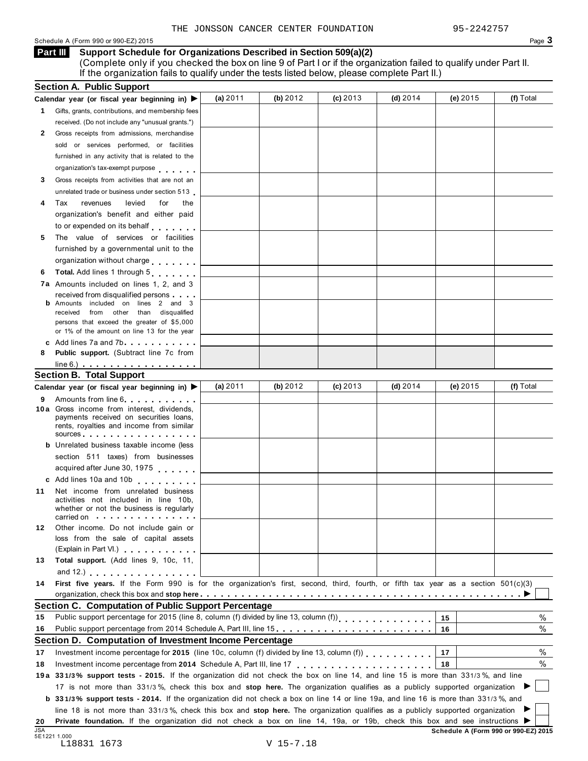THE JONSSON CANCER CENTER FOUNDATION 95-2242757

Schedule A (Form 990 or 990-EZ) 2015

## Part III Support Schedule for Organizations Described in Section 509(a)(2)

(Complete only if you checked the box on line 9 of Part I or if the organization failed to qualify under Part II. If the organization fails to qualify under the tests listed below, please complete Part II.)

### Section A. Public Support

| Calendar year (or fiscal year beginning in) ▶ | (a) 2011 | (b) 2012 | (c) 2013 | (d) 2014 | (e) 2015 | (f) Total |
|---|---|---|---|---|---|---|
| **1** Gifts, grants, contributions, and membership fees received. (Do not include any "unusual grants.") | | | | | | |
| **2** Gross receipts from admissions, merchandise sold or services performed, or facilities furnished in any activity that is related to the organization's tax-exempt purpose | | | | | | |
| **3** Gross receipts from activities that are not an unrelated trade or business under section 513 | | | | | | |
| **4** Tax revenues levied for the organization's benefit and either paid to or expended on its behalf | | | | | | |
| **5** The value of services or facilities furnished by a governmental unit to the organization without charge | | | | | | |
| **6** **Total.** Add lines 1 through 5 | | | | | | |
| **7a** Amounts included on lines 1, 2, and 3 received from disqualified persons | | | | | | |
| **b** Amounts included on lines 2 and 3 received from other than disqualified persons that exceed the greater of $5,000 or 1% of the amount on line 13 for the year | | | | | | |
| **c** Add lines 7a and 7b | | | | | | |
| **8** **Public support.** (Subtract line 7c from line 6.) | | | | | | |

### Section B. Total Support

| Calendar year (or fiscal year beginning in) ▶ | (a) 2011 | (b) 2012 | (c) 2013 | (d) 2014 | (e) 2015 | (f) Total |
|---|---|---|---|---|---|---|
| **9** Amounts from line 6 | | | | | | |
| **10a** Gross income from interest, dividends, payments received on securities loans, rents, royalties and income from similar sources | | | | | | |
| **b** Unrelated business taxable income (less section 511 taxes) from businesses acquired after June 30, 1975 | | | | | | |
| **c** Add lines 10a and 10b | | | | | | |
| **11** Net income from unrelated business activities not included in line 10b, whether or not the business is regularly carried on | | | | | | |
| **12** Other income. Do not include gain or loss from the sale of capital assets (Explain in Part VI.) | | | | | | |
| **13** **Total support.** (Add lines 9, 10c, 11, and 12.) | | | | | | |

**14** **First five years.** If the Form 990 is for the organization's first, second, third, fourth, or fifth tax year as a section 501(c)(3) organization, check this box and **stop here** ▶ ☐

### Section C. Computation of Public Support Percentage

| | | | |
|---|---|---|---|
| **15** | Public support percentage for 2015 (line 8, column (f) divided by line 13, column (f)) | 15 | % |
| **16** | Public support percentage from 2014 Schedule A, Part III, line 15 | 16 | % |

### Section D. Computation of Investment Income Percentage

| | | | |
|---|---|---|---|
| **17** | Investment income percentage for **2015** (line 10c, column (f) divided by line 13, column (f)) | 17 | % |
| **18** | Investment income percentage from **2014** Schedule A, Part III, line 17 | 18 | % |

**19a** **33 1/3% support tests - 2015.** If the organization did not check the box on line 14, and line 15 is more than 33 1/3%, and line 17 is not more than 33 1/3%, check this box and **stop here.** The organization qualifies as a publicly supported organization ▶ ☐

**b** **33 1/3% support tests - 2014.** If the organization did not check a box on line 14 or line 19a, and line 16 is more than 33 1/3%, and line 18 is not more than 33 1/3%, check this box and **stop here.** The organization qualifies as a publicly supported organization ▶ ☐

**20** **Private foundation.** If the organization did not check a box on line 14, 19a, or 19b, check this box and see instructions ▶ ☐

JSA 5E1221 1.000 L18831 1673 V 15-7.18

**Schedule A (Form 990 or 990-EZ) 2015**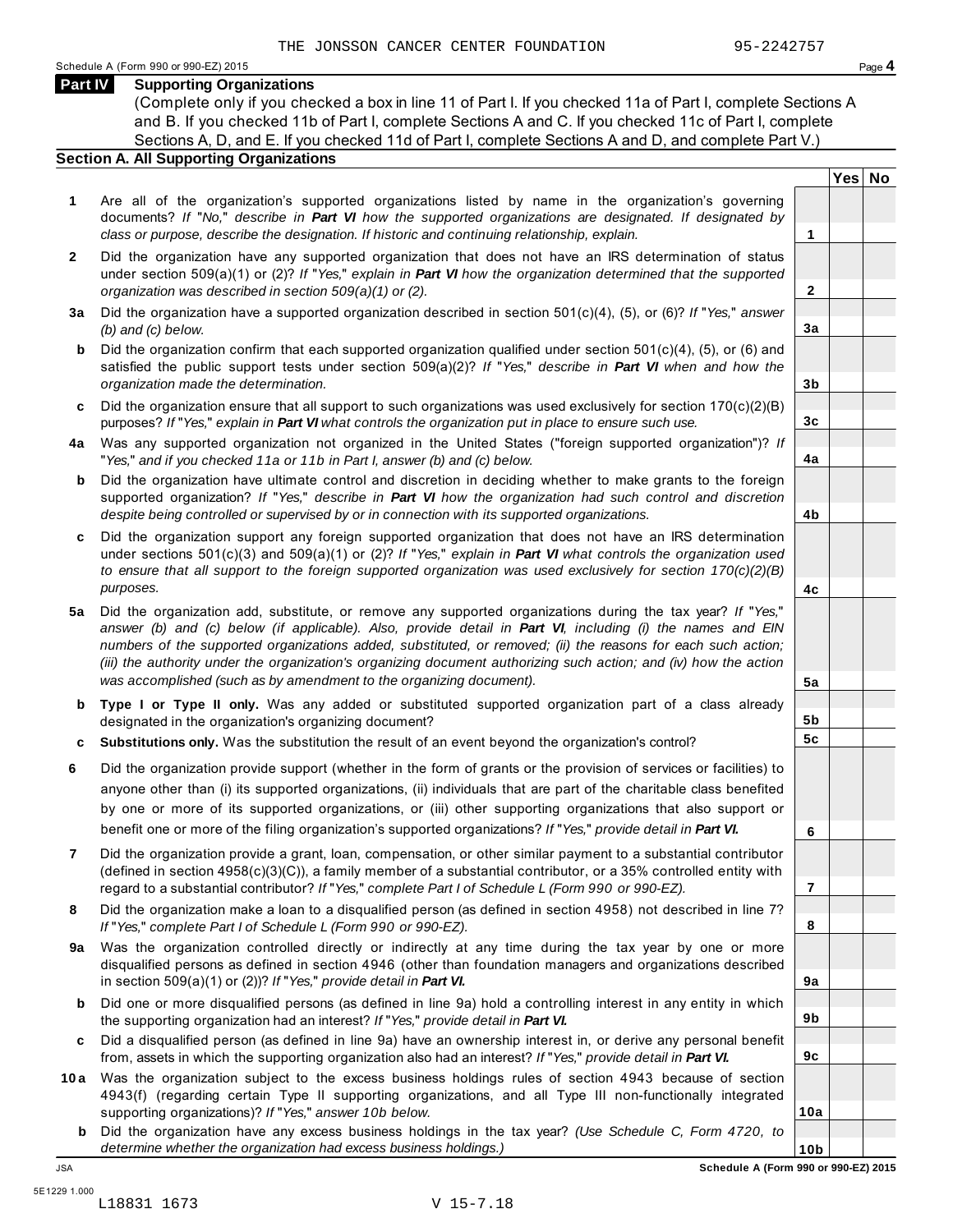THE JONSSON CANCER CENTER FOUNDATION 95-2242757

Schedule A (Form 990 or 990-EZ) 2015

## Part IV Supporting Organizations

(Complete only if you checked a box in line 11 of Part I. If you checked 11a of Part I, complete Sections A and B. If you checked 11b of Part I, complete Sections A and C. If you checked 11c of Part I, complete Sections A, D, and E. If you checked 11d of Part I, complete Sections A and D, and complete Part V.)

### Section A. All Supporting Organizations

| | | | Yes | No |
|---|---|---|---|---|
| **1** | Are all of the organization's supported organizations listed by name in the organization's governing documents? *If "No," describe in **Part VI** how the supported organizations are designated. If designated by class or purpose, describe the designation. If historic and continuing relationship, explain.* | 1 | | |
| **2** | Did the organization have any supported organization that does not have an IRS determination of status under section 509(a)(1) or (2)? *If "Yes," explain in **Part VI** how the organization determined that the supported organization was described in section 509(a)(1) or (2).* | 2 | | |
| **3a** | Did the organization have a supported organization described in section 501(c)(4), (5), or (6)? *If "Yes," answer (b) and (c) below.* | 3a | | |
| **b** | Did the organization confirm that each supported organization qualified under section 501(c)(4), (5), or (6) and satisfied the public support tests under section 509(a)(2)? *If "Yes," describe in **Part VI** when and how the organization made the determination.* | 3b | | |
| **c** | Did the organization ensure that all support to such organizations was used exclusively for section 170(c)(2)(B) purposes? *If "Yes," explain in **Part VI** what controls the organization put in place to ensure such use.* | 3c | | |
| **4a** | Was any supported organization not organized in the United States ("foreign supported organization")? *If "Yes," and if you checked 11a or 11b in Part I, answer (b) and (c) below.* | 4a | | |
| **b** | Did the organization have ultimate control and discretion in deciding whether to make grants to the foreign supported organization? *If "Yes," describe in **Part VI** how the organization had such control and discretion despite being controlled or supervised by or in connection with its supported organizations.* | 4b | | |
| **c** | Did the organization support any foreign supported organization that does not have an IRS determination under sections 501(c)(3) and 509(a)(1) or (2)? *If "Yes," explain in **Part VI** what controls the organization used to ensure that all support to the foreign supported organization was used exclusively for section 170(c)(2)(B) purposes.* | 4c | | |
| **5a** | Did the organization add, substitute, or remove any supported organizations during the tax year? *If "Yes," answer (b) and (c) below (if applicable). Also, provide detail in **Part VI**, including (i) the names and EIN numbers of the supported organizations added, substituted, or removed; (ii) the reasons for each such action; (iii) the authority under the organization's organizing document authorizing such action; and (iv) how the action was accomplished (such as by amendment to the organizing document).* | 5a | | |
| **b** | **Type I or Type II only.** Was any added or substituted supported organization part of a class already designated in the organization's organizing document? | 5b | | |
| **c** | **Substitutions only.** Was the substitution the result of an event beyond the organization's control? | 5c | | |
| **6** | Did the organization provide support (whether in the form of grants or the provision of services or facilities) to anyone other than (i) its supported organizations, (ii) individuals that are part of the charitable class benefited by one or more of its supported organizations, or (iii) other supporting organizations that also support or benefit one or more of the filing organization's supported organizations? *If "Yes," provide detail in **Part VI.*** | 6 | | |
| **7** | Did the organization provide a grant, loan, compensation, or other similar payment to a substantial contributor (defined in section 4958(c)(3)(C)), a family member of a substantial contributor, or a 35% controlled entity with regard to a substantial contributor? *If "Yes," complete Part I of Schedule L (Form 990 or 990-EZ).* | 7 | | |
| **8** | Did the organization make a loan to a disqualified person (as defined in section 4958) not described in line 7? *If "Yes," complete Part I of Schedule L (Form 990 or 990-EZ).* | 8 | | |
| **9a** | Was the organization controlled directly or indirectly at any time during the tax year by one or more disqualified persons as defined in section 4946 (other than foundation managers and organizations described in section 509(a)(1) or (2))? *If "Yes," provide detail in **Part VI.*** | 9a | | |
| **b** | Did one or more disqualified persons (as defined in line 9a) hold a controlling interest in any entity in which the supporting organization had an interest? *If "Yes," provide detail in **Part VI.*** | 9b | | |
| **c** | Did a disqualified person (as defined in line 9a) have an ownership interest in, or derive any personal benefit from, assets in which the supporting organization also had an interest? *If "Yes," provide detail in **Part VI.*** | 9c | | |
| **10a** | Was the organization subject to the excess business holdings rules of section 4943 because of section 4943(f) (regarding certain Type II supporting organizations, and all Type III non-functionally integrated supporting organizations)? *If "Yes," answer 10b below.* | 10a | | |
| **b** | Did the organization have any excess business holdings in the tax year? *(Use Schedule C, Form 4720, to determine whether the organization had excess business holdings.)* | 10b | | |

JSA

**Schedule A (Form 990 or 990-EZ) 2015**

5E1229 1.000

L18831 1673 V 15-7.18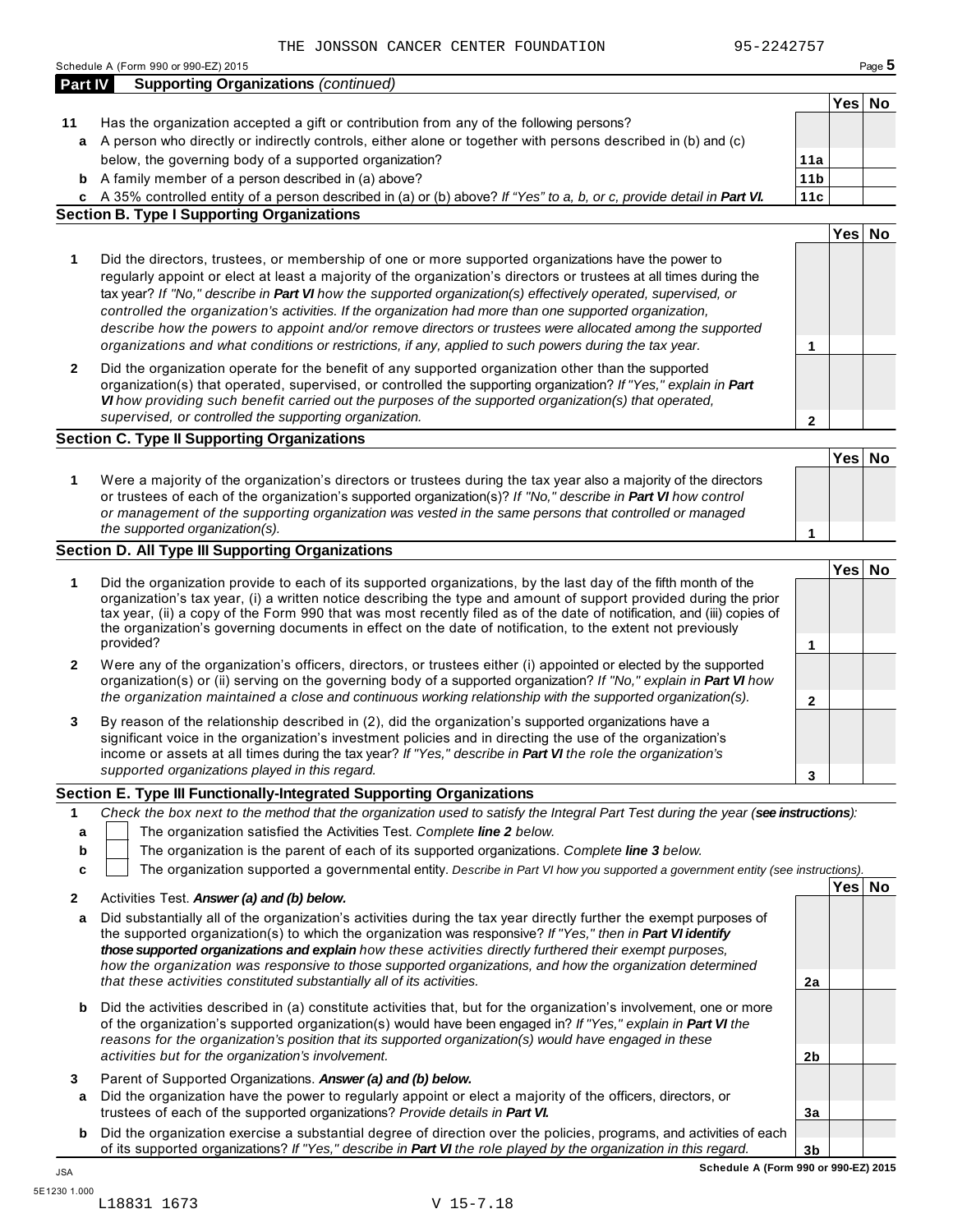THE JONSSON CANCER CENTER FOUNDATION 95-2242757

Schedule A (Form 990 or 990-EZ) 2015

## Part IV Supporting Organizations *(continued)*

| | | | Yes | No |
|---|---|---|---|---|
| **11** | Has the organization accepted a gift or contribution from any of the following persons? | | | |
| **a** | A person who directly or indirectly controls, either alone or together with persons described in (b) and (c) below, the governing body of a supported organization? | **11a** | | |
| **b** | A family member of a person described in (a) above? | **11b** | | |
| **c** | A 35% controlled entity of a person described in (a) or (b) above? *If "Yes" to a, b, or c, provide detail in* ***Part VI.*** | **11c** | | |

### Section B. Type I Supporting Organizations

| | | | Yes | No |
|---|---|---|---|---|
| **1** | Did the directors, trustees, or membership of one or more supported organizations have the power to regularly appoint or elect at least a majority of the organization's directors or trustees at all times during the tax year? *If "No," describe in* ***Part VI*** *how the supported organization(s) effectively operated, supervised, or controlled the organization's activities. If the organization had more than one supported organization, describe how the powers to appoint and/or remove directors or trustees were allocated among the supported organizations and what conditions or restrictions, if any, applied to such powers during the tax year.* | **1** | | |
| **2** | Did the organization operate for the benefit of any supported organization other than the supported organization(s) that operated, supervised, or controlled the supporting organization? *If "Yes," explain in* ***Part VI*** *how providing such benefit carried out the purposes of the supported organization(s) that operated, supervised, or controlled the supporting organization.* | **2** | | |

### Section C. Type II Supporting Organizations

| | | | Yes | No |
|---|---|---|---|---|
| **1** | Were a majority of the organization's directors or trustees during the tax year also a majority of the directors or trustees of each of the organization's supported organization(s)? *If "No," describe in* ***Part VI*** *how control or management of the supporting organization was vested in the same persons that controlled or managed the supported organization(s).* | **1** | | |

### Section D. All Type III Supporting Organizations

| | | | Yes | No |
|---|---|---|---|---|
| **1** | Did the organization provide to each of its supported organizations, by the last day of the fifth month of the organization's tax year, (i) a written notice describing the type and amount of support provided during the prior tax year, (ii) a copy of the Form 990 that was most recently filed as of the date of notification, and (iii) copies of the organization's governing documents in effect on the date of notification, to the extent not previously provided? | **1** | | |
| **2** | Were any of the organization's officers, directors, or trustees either (i) appointed or elected by the supported organization(s) or (ii) serving on the governing body of a supported organization? *If "No," explain in* ***Part VI*** *how the organization maintained a close and continuous working relationship with the supported organization(s).* | **2** | | |
| **3** | By reason of the relationship described in (2), did the organization's supported organizations have a significant voice in the organization's investment policies and in directing the use of the organization's income or assets at all times during the tax year? *If "Yes," describe in* ***Part VI*** *the role the organization's supported organizations played in this regard.* | **3** | | |

### Section E. Type III Functionally-Integrated Supporting Organizations

**1** *Check the box next to the method that the organization used to satisfy the Integral Part Test during the year (**see instructions**):*

- **a** ☐ The organization satisfied the Activities Test. *Complete **line 2** below.*
- **b** ☐ The organization is the parent of each of its supported organizations. *Complete **line 3** below.*
- **c** ☐ The organization supported a governmental entity. *Describe in Part VI how you supported a government entity (see instructions).*

| | | | Yes | No |
|---|---|---|---|---|
| **2** | Activities Test. ***Answer (a) and (b) below.*** | | | |
| **a** | Did substantially all of the organization's activities during the tax year directly further the exempt purposes of the supported organization(s) to which the organization was responsive? *If "Yes," then in* ***Part VI identify those supported organizations and explain*** *how these activities directly furthered their exempt purposes, how the organization was responsive to those supported organizations, and how the organization determined that these activities constituted substantially all of its activities.* | **2a** | | |
| **b** | Did the activities described in (a) constitute activities that, but for the organization's involvement, one or more of the organization's supported organization(s) would have been engaged in? *If "Yes," explain in* ***Part VI*** *the reasons for the organization's position that its supported organization(s) would have engaged in these activities but for the organization's involvement.* | **2b** | | |
| **3** | Parent of Supported Organizations. ***Answer (a) and (b) below.*** | | | |
| **a** | Did the organization have the power to regularly appoint or elect a majority of the officers, directors, or trustees of each of the supported organizations? *Provide details in* ***Part VI.*** | **3a** | | |
| **b** | Did the organization exercise a substantial degree of direction over the policies, programs, and activities of each of its supported organizations? *If "Yes," describe in* ***Part VI*** *the role played by the organization in this regard.* | **3b** | | |

**Schedule A (Form 990 or 990-EZ) 2015**

JSA
5E1230 1.000
L18831 1673 V 15-7.18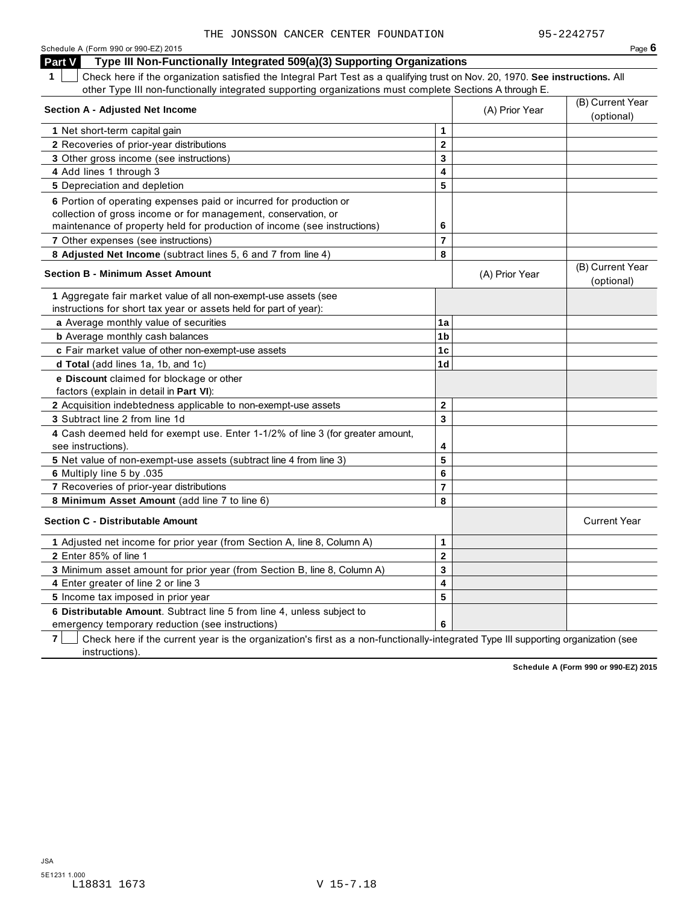THE JONSSON CANCER CENTER FOUNDATION 95-2242757

Schedule A (Form 990 or 990-EZ) 2015 Page **6**

## Part V Type III Non-Functionally Integrated 509(a)(3) Supporting Organizations

**1** ☐ Check here if the organization satisfied the Integral Part Test as a qualifying trust on Nov. 20, 1970. **See instructions.** All other Type III non-functionally integrated supporting organizations must complete Sections A through E.

| **Section A - Adjusted Net Income** | | (A) Prior Year | (B) Current Year (optional) |
|---|---|---|---|
| **1** Net short-term capital gain | 1 | | |
| **2** Recoveries of prior-year distributions | 2 | | |
| **3** Other gross income (see instructions) | 3 | | |
| **4** Add lines 1 through 3 | 4 | | |
| **5** Depreciation and depletion | 5 | | |
| **6** Portion of operating expenses paid or incurred for production or collection of gross income or for management, conservation, or maintenance of property held for production of income (see instructions) | 6 | | |
| **7** Other expenses (see instructions) | 7 | | |
| **8 Adjusted Net Income** (subtract lines 5, 6 and 7 from line 4) | 8 | | |

| **Section B - Minimum Asset Amount** | | (A) Prior Year | (B) Current Year (optional) |
|---|---|---|---|
| **1** Aggregate fair market value of all non-exempt-use assets (see instructions for short tax year or assets held for part of year): | | | |
| **a** Average monthly value of securities | 1a | | |
| **b** Average monthly cash balances | 1b | | |
| **c** Fair market value of other non-exempt-use assets | 1c | | |
| **d Total** (add lines 1a, 1b, and 1c) | 1d | | |
| **e Discount** claimed for blockage or other factors (explain in detail in **Part VI**): | | | |
| **2** Acquisition indebtedness applicable to non-exempt-use assets | 2 | | |
| **3** Subtract line 2 from line 1d | 3 | | |
| **4** Cash deemed held for exempt use. Enter 1-1/2% of line 3 (for greater amount, see instructions). | 4 | | |
| **5** Net value of non-exempt-use assets (subtract line 4 from line 3) | 5 | | |
| **6** Multiply line 5 by .035 | 6 | | |
| **7** Recoveries of prior-year distributions | 7 | | |
| **8 Minimum Asset Amount** (add line 7 to line 6) | 8 | | |

| **Section C - Distributable Amount** | | | Current Year |
|---|---|---|---|
| **1** Adjusted net income for prior year (from Section A, line 8, Column A) | 1 | | |
| **2** Enter 85% of line 1 | 2 | | |
| **3** Minimum asset amount for prior year (from Section B, line 8, Column A) | 3 | | |
| **4** Enter greater of line 2 or line 3 | 4 | | |
| **5** Income tax imposed in prior year | 5 | | |
| **6 Distributable Amount**. Subtract line 5 from line 4, unless subject to emergency temporary reduction (see instructions) | 6 | | |

**7** ☐ Check here if the current year is the organization's first as a non-functionally-integrated Type III supporting organization (see instructions).

**Schedule A (Form 990 or 990-EZ) 2015**

JSA
5E1231 1.000
L18831 1673 V 15-7.18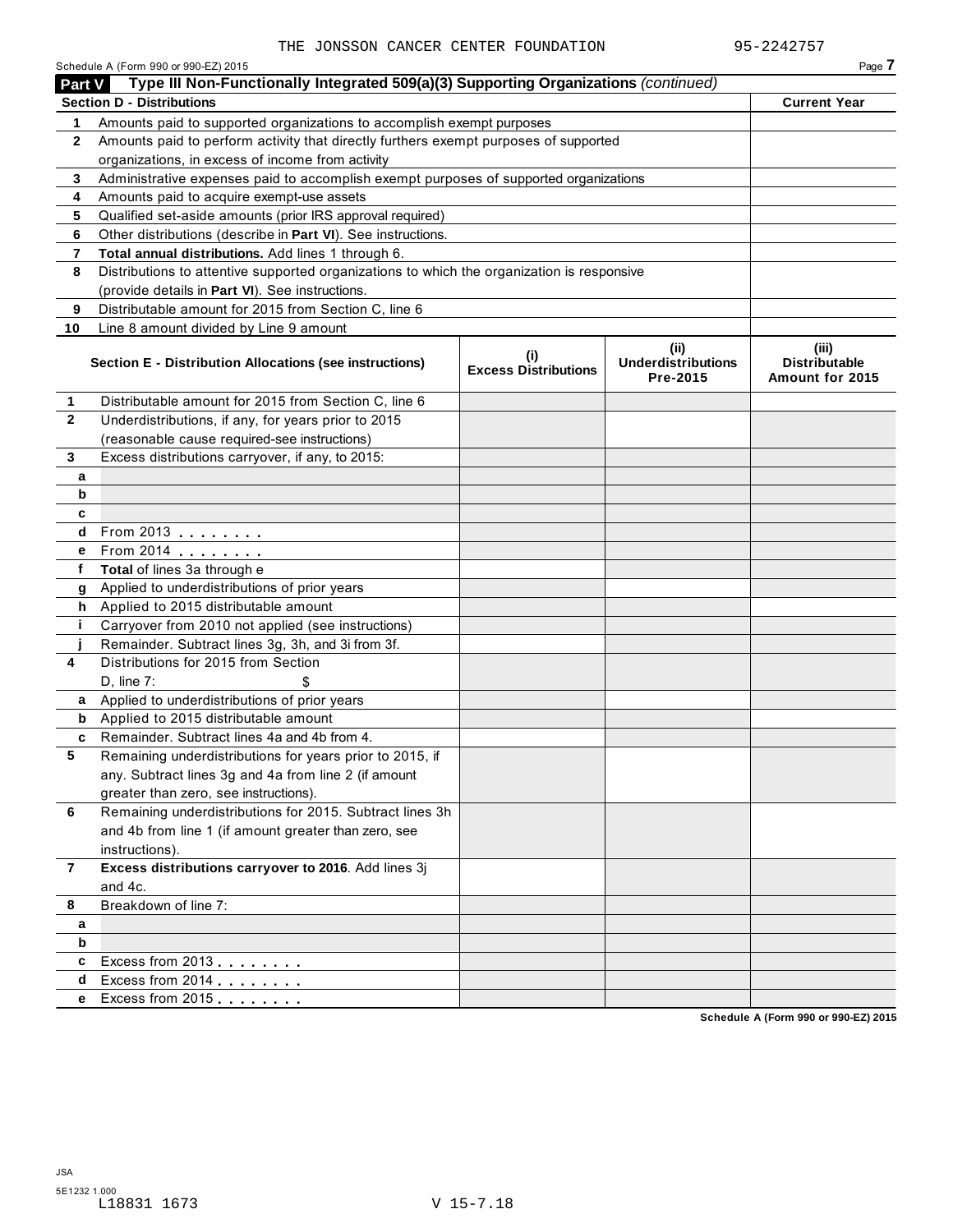THE JONSSON CANCER CENTER FOUNDATION 95-2242757

Schedule A (Form 990 or 990-EZ) 2015

## Part V Type III Non-Functionally Integrated 509(a)(3) Supporting Organizations *(continued)*

| Section D - Distributions | | Current Year |
|---|---|---|
| 1 | Amounts paid to supported organizations to accomplish exempt purposes | |
| 2 | Amounts paid to perform activity that directly furthers exempt purposes of supported organizations, in excess of income from activity | |
| 3 | Administrative expenses paid to accomplish exempt purposes of supported organizations | |
| 4 | Amounts paid to acquire exempt-use assets | |
| 5 | Qualified set-aside amounts (prior IRS approval required) | |
| 6 | Other distributions (describe in **Part VI**). See instructions. | |
| 7 | **Total annual distributions.** Add lines 1 through 6. | |
| 8 | Distributions to attentive supported organizations to which the organization is responsive (provide details in **Part VI**). See instructions. | |
| 9 | Distributable amount for 2015 from Section C, line 6 | |
| 10 | Line 8 amount divided by Line 9 amount | |

| | Section E - Distribution Allocations (see instructions) | (i) Excess Distributions | (ii) Underdistributions Pre-2015 | (iii) Distributable Amount for 2015 |
|---|---|---|---|---|
| 1 | Distributable amount for 2015 from Section C, line 6 | | | |
| 2 | Underdistributions, if any, for years prior to 2015 (reasonable cause required-see instructions) | | | |
| 3 | Excess distributions carryover, if any, to 2015: | | | |
| a | | | | |
| b | | | | |
| c | | | | |
| d | From 2013 | | | |
| e | From 2014 | | | |
| f | **Total** of lines 3a through e | | | |
| g | Applied to underdistributions of prior years | | | |
| h | Applied to 2015 distributable amount | | | |
| i | Carryover from 2010 not applied (see instructions) | | | |
| j | Remainder. Subtract lines 3g, 3h, and 3i from 3f. | | | |
| 4 | Distributions for 2015 from Section D, line 7: $ | | | |
| a | Applied to underdistributions of prior years | | | |
| b | Applied to 2015 distributable amount | | | |
| c | Remainder. Subtract lines 4a and 4b from 4. | | | |
| 5 | Remaining underdistributions for years prior to 2015, if any. Subtract lines 3g and 4a from line 2 (if amount greater than zero, see instructions). | | | |
| 6 | Remaining underdistributions for 2015. Subtract lines 3h and 4b from line 1 (if amount greater than zero, see instructions). | | | |
| 7 | **Excess distributions carryover to 2016**. Add lines 3j and 4c. | | | |
| 8 | Breakdown of line 7: | | | |
| a | | | | |
| b | | | | |
| c | Excess from 2013 | | | |
| d | Excess from 2014 | | | |
| e | Excess from 2015 | | | |

Schedule A (Form 990 or 990-EZ) 2015

JSA
5E1232 1.000
L18831 1673 V 15-7.18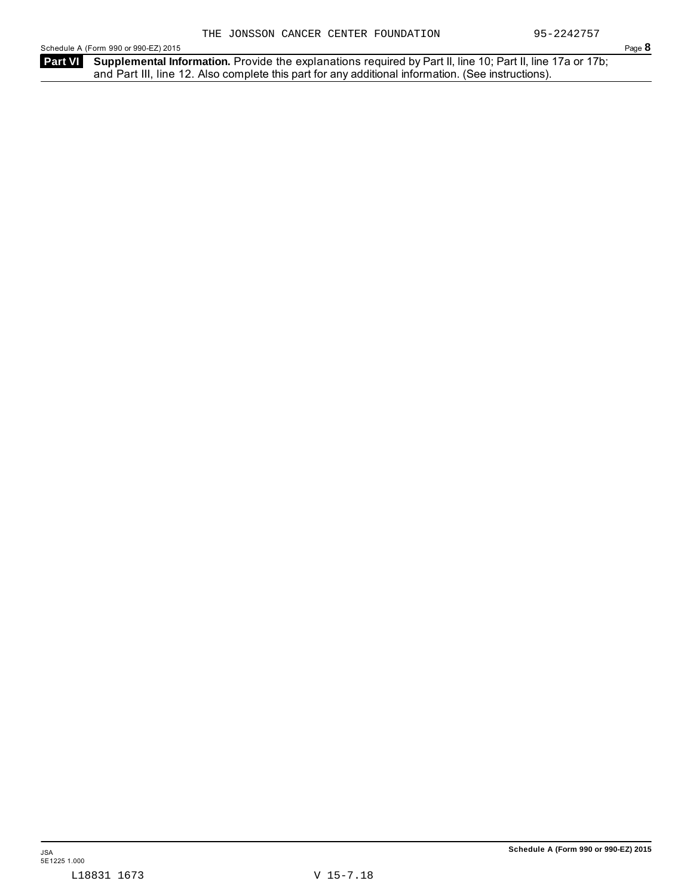THE JONSSON CANCER CENTER FOUNDATION 95-2242757

**Part VI** **Supplemental Information.** Provide the explanations required by Part II, line 10; Part II, line 17a or 17b; and Part III, line 12. Also complete this part for any additional information. (See instructions).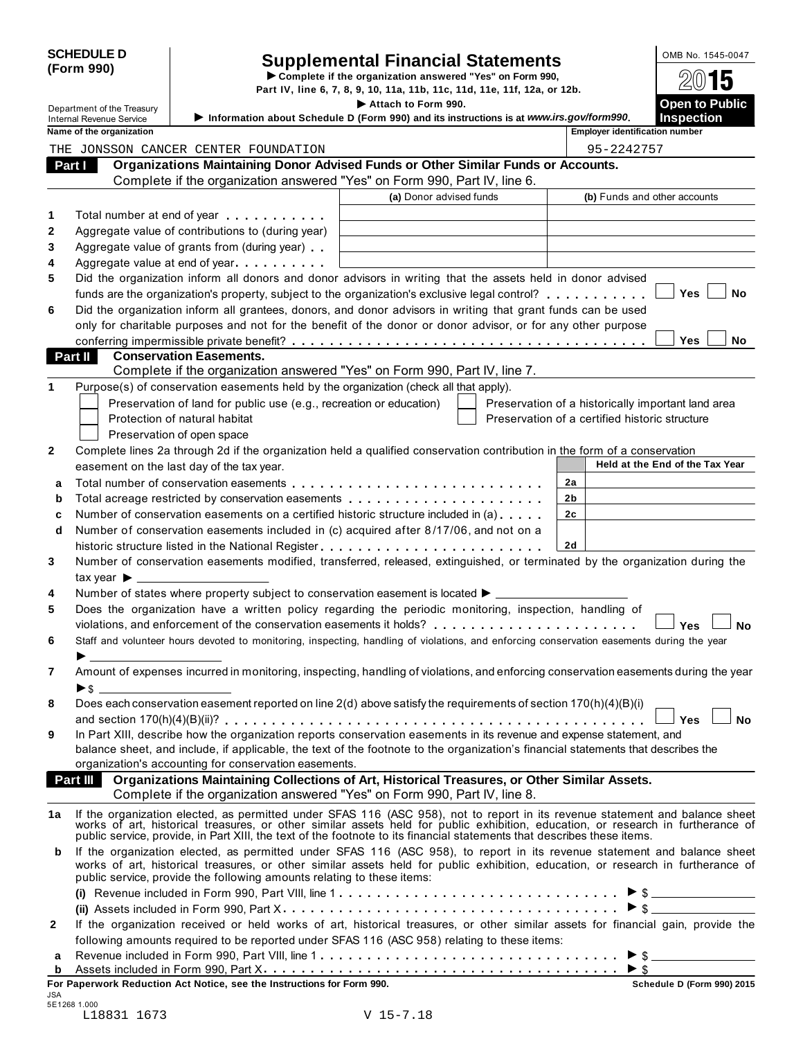**SCHEDULE D (Form 990)**

Department of the Treasury
Internal Revenue Service

# Supplemental Financial Statements

▶ Complete if the organization answered "Yes" on Form 990, Part IV, line 6, 7, 8, 9, 10, 11a, 11b, 11c, 11d, 11e, 11f, 12a, or 12b.

▶ Attach to Form 990.

▶ Information about Schedule D (Form 990) and its instructions is at *www.irs.gov/form990*.

OMB No. 1545-0047

**2015**

**Open to Public Inspection**

Name of the organization: THE JONSSON CANCER CENTER FOUNDATION

Employer identification number: 95-2242757

## Part I Organizations Maintaining Donor Advised Funds or Other Similar Funds or Accounts.

Complete if the organization answered "Yes" on Form 990, Part IV, line 6.

| | | (a) Donor advised funds | (b) Funds and other accounts |
|---|---|---|---|
| 1 | Total number at end of year | | |
| 2 | Aggregate value of contributions to (during year) | | |
| 3 | Aggregate value of grants from (during year) | | |
| 4 | Aggregate value at end of year | | |

5 Did the organization inform all donors and donor advisors in writing that the assets held in donor advised funds are the organization's property, subject to the organization's exclusive legal control? ☐ Yes ☐ No

6 Did the organization inform all grantees, donors, and donor advisors in writing that grant funds can be used only for charitable purposes and not for the benefit of the donor or donor advisor, or for any other purpose conferring impermissible private benefit? ☐ Yes ☐ No

## Part II Conservation Easements.

Complete if the organization answered "Yes" on Form 990, Part IV, line 7.

1 Purpose(s) of conservation easements held by the organization (check all that apply).

- ☐ Preservation of land for public use (e.g., recreation or education)
- ☐ Protection of natural habitat
- ☐ Preservation of open space
- ☐ Preservation of a historically important land area
- ☐ Preservation of a certified historic structure

2 Complete lines 2a through 2d if the organization held a qualified conservation contribution in the form of a conservation easement on the last day of the tax year.

| | | | Held at the End of the Tax Year |
|---|---|---|---|
| a | Total number of conservation easements | 2a | |
| b | Total acreage restricted by conservation easements | 2b | |
| c | Number of conservation easements on a certified historic structure included in (a) | 2c | |
| d | Number of conservation easements included in (c) acquired after 8/17/06, and not on a historic structure listed in the National Register | 2d | |

3 Number of conservation easements modified, transferred, released, extinguished, or terminated by the organization during the tax year ▶

4 Number of states where property subject to conservation easement is located ▶

5 Does the organization have a written policy regarding the periodic monitoring, inspection, handling of violations, and enforcement of the conservation easements it holds? ☐ Yes ☐ No

6 Staff and volunteer hours devoted to monitoring, inspecting, handling of violations, and enforcing conservation easements during the year ▶

7 Amount of expenses incurred in monitoring, inspecting, handling of violations, and enforcing conservation easements during the year ▶$

8 Does each conservation easement reported on line 2(d) above satisfy the requirements of section 170(h)(4)(B)(i) and section 170(h)(4)(B)(ii)? ☐ Yes ☐ No

9 In Part XIII, describe how the organization reports conservation easements in its revenue and expense statement, and balance sheet, and include, if applicable, the text of the footnote to the organization's financial statements that describes the organization's accounting for conservation easements.

## Part III Organizations Maintaining Collections of Art, Historical Treasures, or Other Similar Assets.

Complete if the organization answered "Yes" on Form 990, Part IV, line 8.

1a If the organization elected, as permitted under SFAS 116 (ASC 958), not to report in its revenue statement and balance sheet works of art, historical treasures, or other similar assets held for public exhibition, education, or research in furtherance of public service, provide, in Part XIII, the text of the footnote to its financial statements that describes these items.

b If the organization elected, as permitted under SFAS 116 (ASC 958), to report in its revenue statement and balance sheet works of art, historical treasures, or other similar assets held for public exhibition, education, or research in furtherance of public service, provide the following amounts relating to these items:

(i) Revenue included in Form 990, Part VIII, line 1 ▶ $

(ii) Assets included in Form 990, Part X ▶ $

2 If the organization received or held works of art, historical treasures, or other similar assets for financial gain, provide the following amounts required to be reported under SFAS 116 (ASC 958) relating to these items:

a Revenue included in Form 990, Part VIII, line 1 ▶ $

b Assets included in Form 990, Part X ▶ $

**For Paperwork Reduction Act Notice, see the Instructions for Form 990.** Schedule D (Form 990) 2015

JSA
5E1268 1.000
L18831 1673 V 15-7.18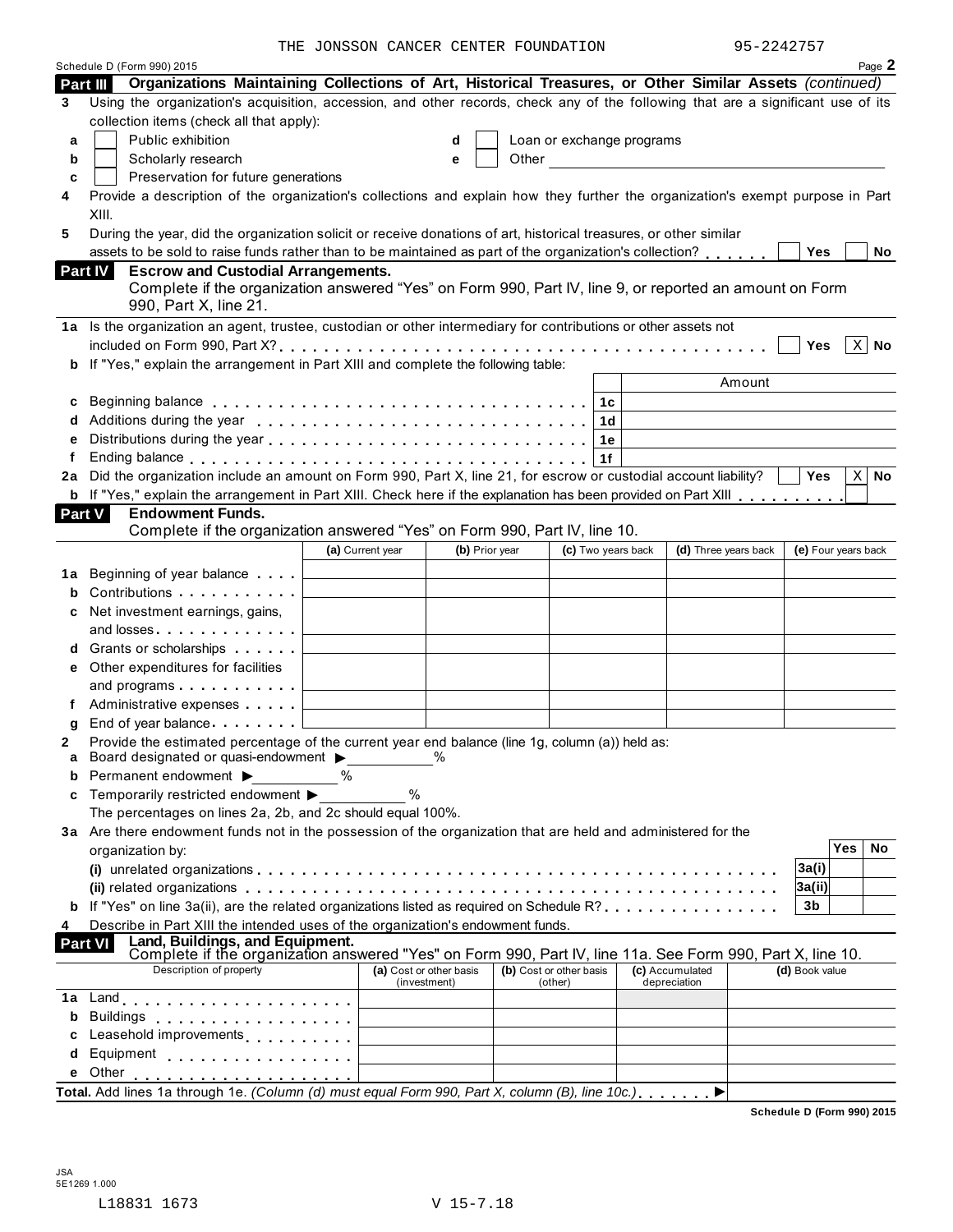THE JONSSON CANCER CENTER FOUNDATION 95-2242757

Schedule D (Form 990) 2015 Page **2**

**Part III Organizations Maintaining Collections of Art, Historical Treasures, or Other Similar Assets** *(continued)*

**3** Using the organization's acquisition, accession, and other records, check any of the following that are a significant use of its collection items (check all that apply):

**a** ☐ Public exhibition
**b** ☐ Scholarly research
**c** ☐ Preservation for future generations
**d** ☐ Loan or exchange programs
**e** ☐ Other

**4** Provide a description of the organization's collections and explain how they further the organization's exempt purpose in Part XIII.

**5** During the year, did the organization solicit or receive donations of art, historical treasures, or other similar assets to be sold to raise funds rather than to be maintained as part of the organization's collection? . . . . . . ☐ Yes ☐ No

**Part IV Escrow and Custodial Arrangements.**
Complete if the organization answered "Yes" on Form 990, Part IV, line 9, or reported an amount on Form 990, Part X, line 21.

**1a** Is the organization an agent, trustee, custodian or other intermediary for contributions or other assets not included on Form 990, Part X? . . . . ☐ Yes ☒ No

**b** If "Yes," explain the arrangement in Part XIII and complete the following table:

| | | Amount |
|---|---|---|
| **c** Beginning balance | 1c | |
| **d** Additions during the year | 1d | |
| **e** Distributions during the year | 1e | |
| **f** Ending balance | 1f | |

**2a** Did the organization include an amount on Form 990, Part X, line 21, for escrow or custodial account liability? ☐ Yes ☒ No

**b** If "Yes," explain the arrangement in Part XIII. Check here if the explanation has been provided on Part XIII . . . . . . . . . ☐

**Part V Endowment Funds.**
Complete if the organization answered "Yes" on Form 990, Part IV, line 10.

| | (a) Current year | (b) Prior year | (c) Two years back | (d) Three years back | (e) Four years back |
|---|---|---|---|---|---|
| **1a** Beginning of year balance | | | | | |
| **b** Contributions | | | | | |
| **c** Net investment earnings, gains, and losses | | | | | |
| **d** Grants or scholarships | | | | | |
| **e** Other expenditures for facilities and programs | | | | | |
| **f** Administrative expenses | | | | | |
| **g** End of year balance | | | | | |

**2** Provide the estimated percentage of the current year end balance (line 1g, column (a)) held as:
**a** Board designated or quasi-endowment ▶ ______ %
**b** Permanent endowment ▶ ______ %
**c** Temporarily restricted endowment ▶ ______ %
The percentages on lines 2a, 2b, and 2c should equal 100%.

**3a** Are there endowment funds not in the possession of the organization that are held and administered for the organization by:

| | | Yes | No |
|---|---|---|---|
| **(i)** unrelated organizations | 3a(i) | | |
| **(ii)** related organizations | 3a(ii) | | |
| **b** If "Yes" on line 3a(ii), are the related organizations listed as required on Schedule R? | 3b | | |

**4** Describe in Part XIII the intended uses of the organization's endowment funds.

**Part VI Land, Buildings, and Equipment.**
Complete if the organization answered "Yes" on Form 990, Part IV, line 11a. See Form 990, Part X, line 10.

| Description of property | (a) Cost or other basis (investment) | (b) Cost or other basis (other) | (c) Accumulated depreciation | (d) Book value |
|---|---|---|---|---|
| **1a** Land | | | | |
| **b** Buildings | | | | |
| **c** Leasehold improvements | | | | |
| **d** Equipment | | | | |
| **e** Other | | | | |

**Total.** Add lines 1a through 1e. *(Column (d) must equal Form 990, Part X, column (B), line 10c.)* . . . . . . . ▶

**Schedule D (Form 990) 2015**

JSA
5E1269 1.000

L18831 1673 V 15-7.18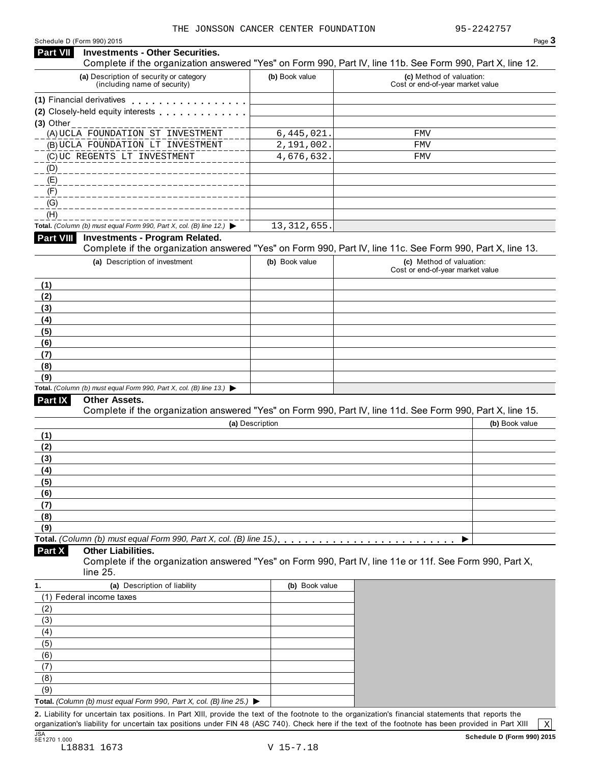THE JONSSON CANCER CENTER FOUNDATION 95-2242757

Schedule D (Form 990) 2015

## Part VII Investments - Other Securities.

Complete if the organization answered "Yes" on Form 990, Part IV, line 11b. See Form 990, Part X, line 12.

| (a) Description of security or category (including name of security) | (b) Book value | (c) Method of valuation: Cost or end-of-year market value |
|---|---|---|
| (1) Financial derivatives | | |
| (2) Closely-held equity interests | | |
| (3) Other | | |
| (A) UCLA FOUNDATION ST INVESTMENT | 6,445,021. | FMV |
| (B) UCLA FOUNDATION LT INVESTMENT | 2,191,002. | FMV |
| (C) UC REGENTS LT INVESTMENT | 4,676,632. | FMV |
| (D) | | |
| (E) | | |
| (F) | | |
| (G) | | |
| (H) | | |
| **Total.** *(Column (b) must equal Form 990, Part X, col. (B) line 12.)* ▶ | 13,312,655. | |

## Part VIII Investments - Program Related.

Complete if the organization answered "Yes" on Form 990, Part IV, line 11c. See Form 990, Part X, line 13.

| (a) Description of investment | (b) Book value | (c) Method of valuation: Cost or end-of-year market value |
|---|---|---|
| (1) | | |
| (2) | | |
| (3) | | |
| (4) | | |
| (5) | | |
| (6) | | |
| (7) | | |
| (8) | | |
| (9) | | |
| **Total.** *(Column (b) must equal Form 990, Part X, col. (B) line 13.)* ▶ | | |

## Part IX Other Assets.

Complete if the organization answered "Yes" on Form 990, Part IV, line 11d. See Form 990, Part X, line 15.

| (a) Description | (b) Book value |
|---|---|
| (1) | |
| (2) | |
| (3) | |
| (4) | |
| (5) | |
| (6) | |
| (7) | |
| (8) | |
| (9) | |
| **Total.** *(Column (b) must equal Form 990, Part X, col. (B) line 15.)* ▶ | |

## Part X Other Liabilities.

Complete if the organization answered "Yes" on Form 990, Part IV, line 11e or 11f. See Form 990, Part X, line 25.

| 1. (a) Description of liability | (b) Book value |
|---|---|
| (1) Federal income taxes | |
| (2) | |
| (3) | |
| (4) | |
| (5) | |
| (6) | |
| (7) | |
| (8) | |
| (9) | |
| **Total.** *(Column (b) must equal Form 990, Part X, col. (B) line 25.)* ▶ | |

**2.** Liability for uncertain tax positions. In Part XIII, provide the text of the footnote to the organization's financial statements that reports the organization's liability for uncertain tax positions under FIN 48 (ASC 740). Check here if the text of the footnote has been provided in Part XIII [X]

JSA 5E1270 1.000 L18831 1673 V 15-7.18

**Schedule D (Form 990) 2015**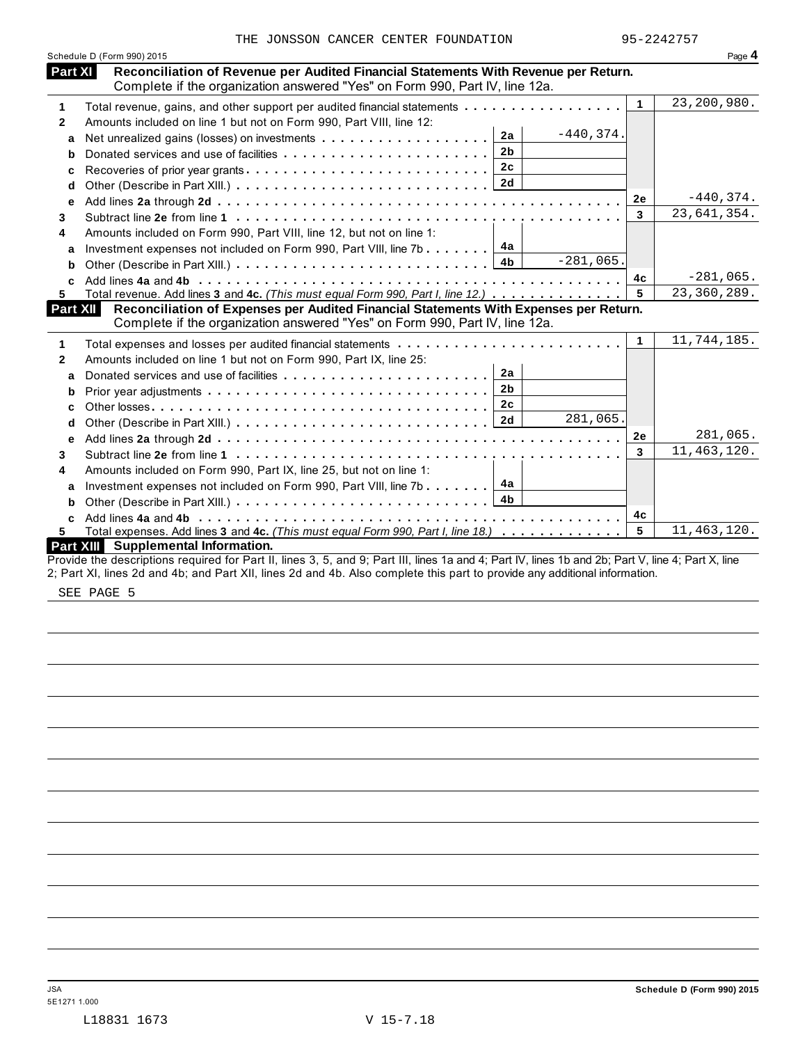THE JONSSON CANCER CENTER FOUNDATION 95-2242757

Schedule D (Form 990) 2015

## Part XI Reconciliation of Revenue per Audited Financial Statements With Revenue per Return.

Complete if the organization answered "Yes" on Form 990, Part IV, line 12a.

| | | | | | |
|---|---|---|---|---|---|
| 1 | Total revenue, gains, and other support per audited financial statements | | | 1 | 23,200,980. |
| 2 | Amounts included on line 1 but not on Form 990, Part VIII, line 12: | | | | |
| a | Net unrealized gains (losses) on investments | 2a | -440,374. | | |
| b | Donated services and use of facilities | 2b | | | |
| c | Recoveries of prior year grants | 2c | | | |
| d | Other (Describe in Part XIII.) | 2d | | | |
| e | Add lines **2a** through **2d** | | | 2e | -440,374. |
| 3 | Subtract line **2e** from line **1** | | | 3 | 23,641,354. |
| 4 | Amounts included on Form 990, Part VIII, line 12, but not on line 1: | | | | |
| a | Investment expenses not included on Form 990, Part VIII, line 7b | 4a | | | |
| b | Other (Describe in Part XIII.) | 4b | -281,065. | | |
| c | Add lines **4a** and **4b** | | | 4c | -281,065. |
| 5 | Total revenue. Add lines **3** and **4c.** *(This must equal Form 990, Part I, line 12.)* | | | 5 | 23,360,289. |

## Part XII Reconciliation of Expenses per Audited Financial Statements With Expenses per Return.

Complete if the organization answered "Yes" on Form 990, Part IV, line 12a.

| | | | | | |
|---|---|---|---|---|---|
| 1 | Total expenses and losses per audited financial statements | | | 1 | 11,744,185. |
| 2 | Amounts included on line 1 but not on Form 990, Part IX, line 25: | | | | |
| a | Donated services and use of facilities | 2a | | | |
| b | Prior year adjustments | 2b | | | |
| c | Other losses | 2c | | | |
| d | Other (Describe in Part XIII.) | 2d | 281,065. | | |
| e | Add lines **2a** through **2d** | | | 2e | 281,065. |
| 3 | Subtract line **2e** from line **1** | | | 3 | 11,463,120. |
| 4 | Amounts included on Form 990, Part IX, line 25, but not on line 1: | | | | |
| a | Investment expenses not included on Form 990, Part VIII, line 7b | 4a | | | |
| b | Other (Describe in Part XIII.) | 4b | | | |
| c | Add lines **4a** and **4b** | | | 4c | |
| 5 | Total expenses. Add lines **3** and **4c.** *(This must equal Form 990, Part I, line 18.)* | | | 5 | 11,463,120. |

## Part XIII Supplemental Information.

Provide the descriptions required for Part II, lines 3, 5, and 9; Part III, lines 1a and 4; Part IV, lines 1b and 2b; Part V, line 4; Part X, line 2; Part XI, lines 2d and 4b; and Part XII, lines 2d and 4b. Also complete this part to provide any additional information.

SEE PAGE 5

JSA
5E1271 1.000

Schedule D (Form 990) 2015

L18831 1673 V 15-7.18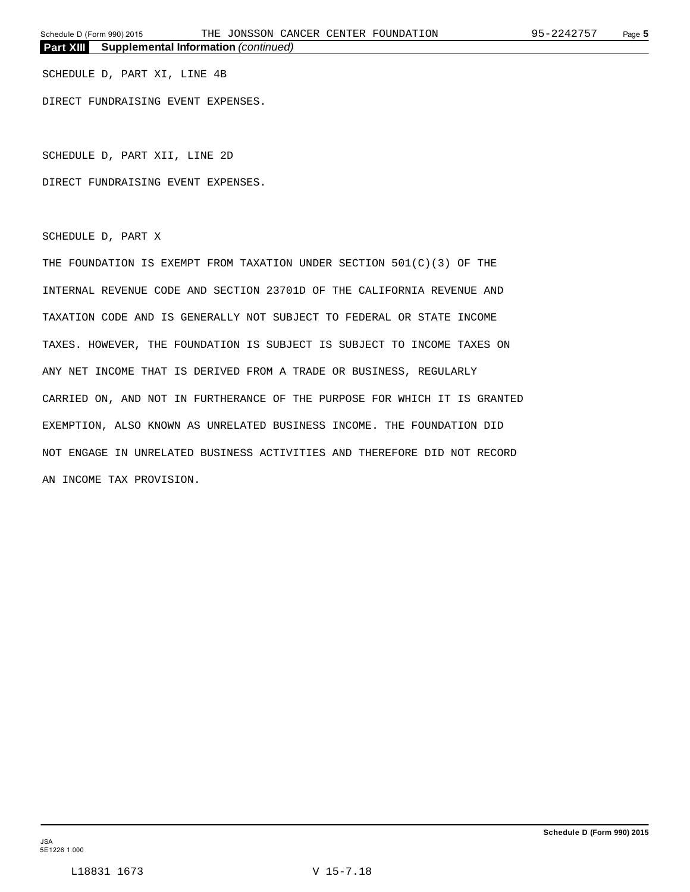## Part XIII Supplemental Information *(continued)*

SCHEDULE D, PART XI, LINE 4B

DIRECT FUNDRAISING EVENT EXPENSES.

SCHEDULE D, PART XII, LINE 2D

DIRECT FUNDRAISING EVENT EXPENSES.

SCHEDULE D, PART X

THE FOUNDATION IS EXEMPT FROM TAXATION UNDER SECTION 501(C)(3) OF THE INTERNAL REVENUE CODE AND SECTION 23701D OF THE CALIFORNIA REVENUE AND TAXATION CODE AND IS GENERALLY NOT SUBJECT TO FEDERAL OR STATE INCOME TAXES. HOWEVER, THE FOUNDATION IS SUBJECT IS SUBJECT TO INCOME TAXES ON ANY NET INCOME THAT IS DERIVED FROM A TRADE OR BUSINESS, REGULARLY CARRIED ON, AND NOT IN FURTHERANCE OF THE PURPOSE FOR WHICH IT IS GRANTED EXEMPTION, ALSO KNOWN AS UNRELATED BUSINESS INCOME. THE FOUNDATION DID NOT ENGAGE IN UNRELATED BUSINESS ACTIVITIES AND THEREFORE DID NOT RECORD AN INCOME TAX PROVISION.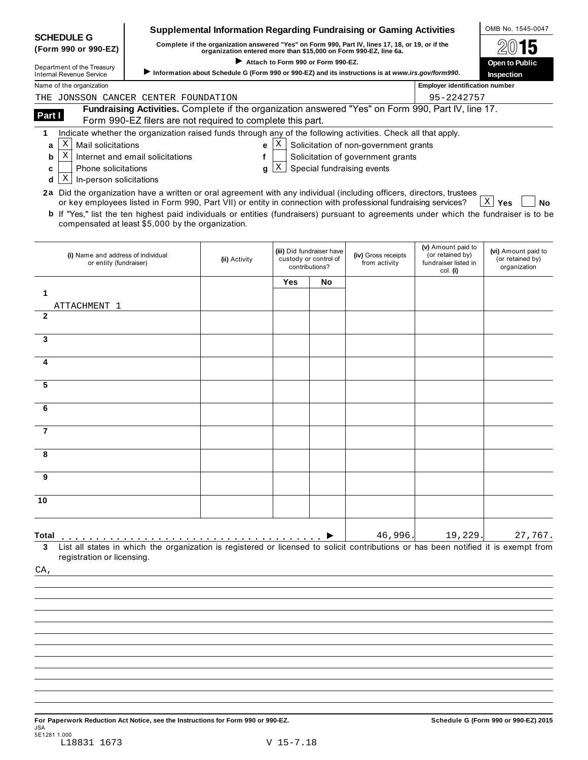**SCHEDULE G (Form 990 or 990-EZ)**

Department of the Treasury
Internal Revenue Service

# Supplemental Information Regarding Fundraising or Gaming Activities

**Complete if the organization answered "Yes" on Form 990, Part IV, lines 17, 18, or 19, or if the organization entered more than $15,000 on Form 990-EZ, line 6a.**

▶ **Attach to Form 990 or Form 990-EZ.**

▶ **Information about Schedule G (Form 990 or 990-EZ) and its instructions is at www.irs.gov/form990.**

OMB No. 1545-0047

**2015**

**Open to Public Inspection**

Name of the organization: THE JONSSON CANCER CENTER FOUNDATION

Employer identification number: 95-2242757

**Part I** **Fundraising Activities.** Complete if the organization answered "Yes" on Form 990, Part IV, line 17. Form 990-EZ filers are not required to complete this part.

**1** Indicate whether the organization raised funds through any of the following activities. Check all that apply.

- **a** [X] Mail solicitations
- **b** [X] Internet and email solicitations
- **c** [ ] Phone solicitations
- **d** [X] In-person solicitations
- **e** [X] Solicitation of non-government grants
- **f** [ ] Solicitation of government grants
- **g** [X] Special fundraising events

**2a** Did the organization have a written or oral agreement with any individual (including officers, directors, trustees or key employees listed in Form 990, Part VII) or entity in connection with professional fundraising services? [X] **Yes** [ ] **No**

**b** If "Yes," list the ten highest paid individuals or entities (fundraisers) pursuant to agreements under which the fundraiser is to be compensated at least $5,000 by the organization.

| | (i) Name and address of individual or entity (fundraiser) | (ii) Activity | (iii) Did fundraiser have custody or control of contributions? Yes | No | (iv) Gross receipts from activity | (v) Amount paid to (or retained by) fundraiser listed in col. (i) | (vi) Amount paid to (or retained by) organization |
|---|---|---|---|---|---|---|---|
| 1 | ATTACHMENT 1 | | | | | | |
| 2 | | | | | | | |
| 3 | | | | | | | |
| 4 | | | | | | | |
| 5 | | | | | | | |
| 6 | | | | | | | |
| 7 | | | | | | | |
| 8 | | | | | | | |
| 9 | | | | | | | |
| 10 | | | | | | | |
| **Total** | | | | | 46,996. | 19,229. | 27,767. |

**3** List all states in which the organization is registered or licensed to solicit contributions or has been notified it is exempt from registration or licensing.

CA,

**For Paperwork Reduction Act Notice, see the Instructions for Form 990 or 990-EZ.** **Schedule G (Form 990 or 990-EZ) 2015**

JSA
5E1281 1.000
L18831 1673 V 15-7.18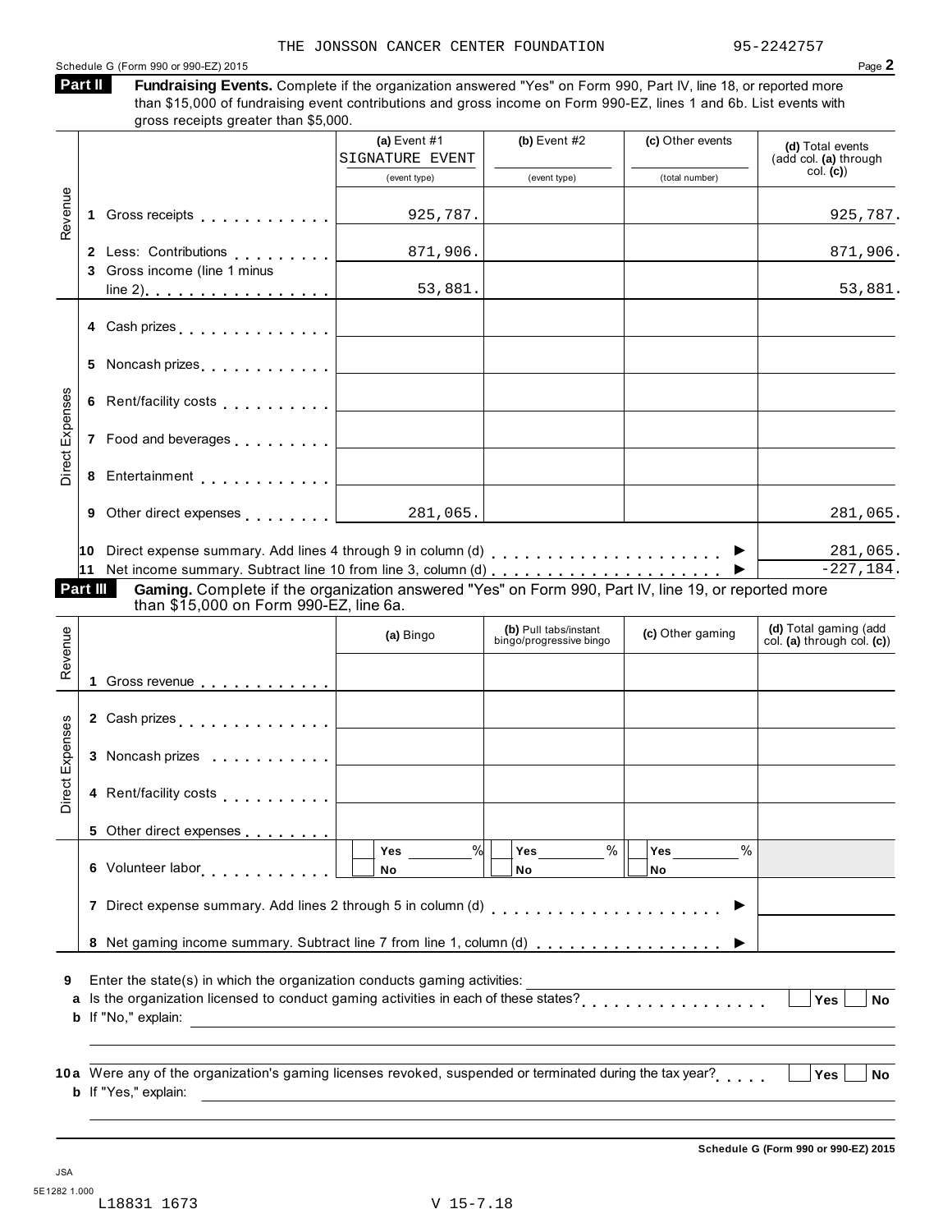THE JONSSON CANCER CENTER FOUNDATION 95-2242757

Schedule G (Form 990 or 990-EZ) 2015 Page **2**

**Part II** **Fundraising Events.** Complete if the organization answered "Yes" on Form 990, Part IV, line 18, or reported more than $15,000 of fundraising event contributions and gross income on Form 990-EZ, lines 1 and 6b. List events with gross receipts greater than $5,000.

| | | (a) Event #1 SIGNATURE EVENT (event type) | (b) Event #2 (event type) | (c) Other events (total number) | (d) Total events (add col. (a) through col. (c)) |
|---|---|---|---|---|---|
| Revenue | 1 Gross receipts | 925,787. | | | 925,787. |
| | 2 Less: Contributions | 871,906. | | | 871,906. |
| | 3 Gross income (line 1 minus line 2) | 53,881. | | | 53,881. |
| Direct Expenses | 4 Cash prizes | | | | |
| | 5 Noncash prizes | | | | |
| | 6 Rent/facility costs | | | | |
| | 7 Food and beverages | | | | |
| | 8 Entertainment | | | | |
| | 9 Other direct expenses | 281,065. | | | 281,065. |
| | 10 Direct expense summary. Add lines 4 through 9 in column (d) ▶ | | | | 281,065. |
| | 11 Net income summary. Subtract line 10 from line 3, column (d) ▶ | | | | -227,184. |

**Part III** **Gaming.** Complete if the organization answered "Yes" on Form 990, Part IV, line 19, or reported more than $15,000 on Form 990-EZ, line 6a.

| | | (a) Bingo | (b) Pull tabs/instant bingo/progressive bingo | (c) Other gaming | (d) Total gaming (add col. (a) through col. (c)) |
|---|---|---|---|---|---|
| Revenue | 1 Gross revenue | | | | |
| Direct Expenses | 2 Cash prizes | | | | |
| | 3 Noncash prizes | | | | |
| | 4 Rent/facility costs | | | | |
| | 5 Other direct expenses | | | | |
| | 6 Volunteer labor | ☐ Yes ____% ☐ No | ☐ Yes ____% ☐ No | ☐ Yes ____% ☐ No | |
| | 7 Direct expense summary. Add lines 2 through 5 in column (d) ▶ | | | | |
| | 8 Net gaming income summary. Subtract line 7 from line 1, column (d) ▶ | | | | |

**9** Enter the state(s) in which the organization conducts gaming activities: ____________

**a** Is the organization licensed to conduct gaming activities in each of these states? ☐ Yes ☐ No

**b** If "No," explain: ____________

**10a** Were any of the organization's gaming licenses revoked, suspended or terminated during the tax year? ☐ Yes ☐ No

**b** If "Yes," explain: ____________

**Schedule G (Form 990 or 990-EZ) 2015**

JSA
5E1282 1.000
L18831 1673 V 15-7.18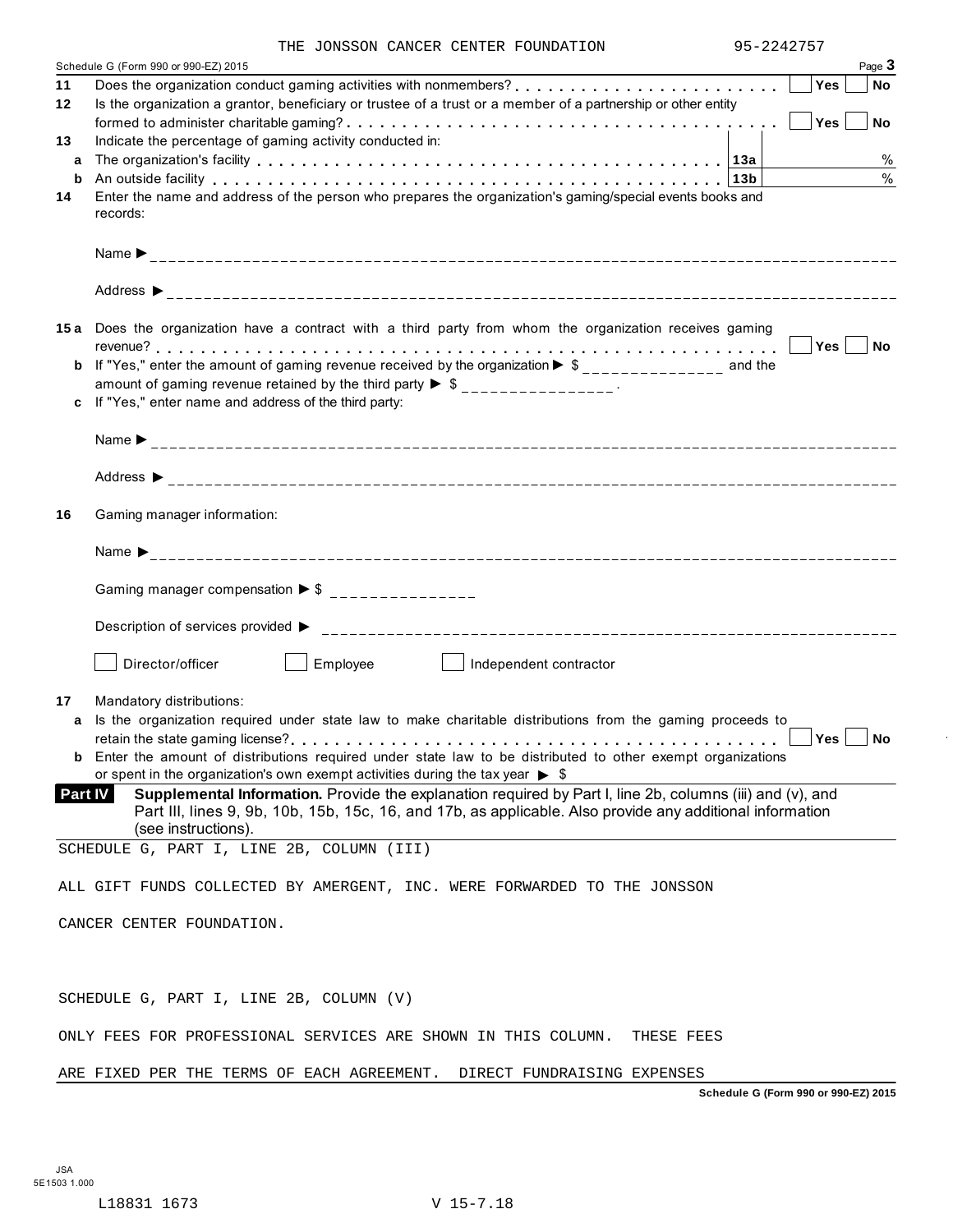THE JONSSON CANCER CENTER FOUNDATION 95-2242757

Schedule G (Form 990 or 990-EZ) 2015 Page **3**

**11** Does the organization conduct gaming activities with nonmembers? . . . . . . . . . . . . . . . . . . . . . . . ☐ Yes ☐ No

**12** Is the organization a grantor, beneficiary or trustee of a trust or a member of a partnership or other entity formed to administer charitable gaming? . . . . . . . . . . . . . . . . . . . . . . . . . . . . . . . . . . . ☐ Yes ☐ No

**13** Indicate the percentage of gaming activity conducted in:

**a** The organization's facility . . . . . . . . . . . . . . . . . . . . . . . . . . . . . . . . . . . **13a** %

**b** An outside facility . . . . . . . . . . . . . . . . . . . . . . . . . . . . . . . . . . . . . . . **13b** %

**14** Enter the name and address of the person who prepares the organization's gaming/special events books and records:

Name ▶ ____________________

Address ▶ ____________________

**15 a** Does the organization have a contract with a third party from whom the organization receives gaming revenue? . . . . . . . . . . . . . . . . . . . . . . . . . . . . . . . . . . . . . . . . . . . . . . . . . . ☐ Yes ☐ No

**b** If "Yes," enter the amount of gaming revenue received by the organization ▶ $ ______________ and the amount of gaming revenue retained by the third party ▶ $ ______________ .

**c** If "Yes," enter name and address of the third party:

Name ▶ ____________________

Address ▶ ____________________

**16** Gaming manager information:

Name ▶ ____________________

Gaming manager compensation ▶ $ ______________

Description of services provided ▶ ____________________

☐ Director/officer ☐ Employee ☐ Independent contractor

**17** Mandatory distributions:

**a** Is the organization required under state law to make charitable distributions from the gaming proceeds to retain the state gaming license? . . . . . . . . . . . . . . . . . . . . . . . . . . . . . . . . . . . . . ☐ Yes ☐ No

**b** Enter the amount of distributions required under state law to be distributed to other exempt organizations or spent in the organization's own exempt activities during the tax year ▶ $

**Part IV** **Supplemental Information.** Provide the explanation required by Part I, line 2b, columns (iii) and (v), and Part III, lines 9, 9b, 10b, 15b, 15c, 16, and 17b, as applicable. Also provide any additional information (see instructions).

SCHEDULE G, PART I, LINE 2B, COLUMN (III)

ALL GIFT FUNDS COLLECTED BY AMERGENT, INC. WERE FORWARDED TO THE JONSSON CANCER CENTER FOUNDATION.

SCHEDULE G, PART I, LINE 2B, COLUMN (V)

ONLY FEES FOR PROFESSIONAL SERVICES ARE SHOWN IN THIS COLUMN. THESE FEES ARE FIXED PER THE TERMS OF EACH AGREEMENT. DIRECT FUNDRAISING EXPENSES

**Schedule G (Form 990 or 990-EZ) 2015**

JSA
5E1503 1.000

L18831 1673 V 15-7.18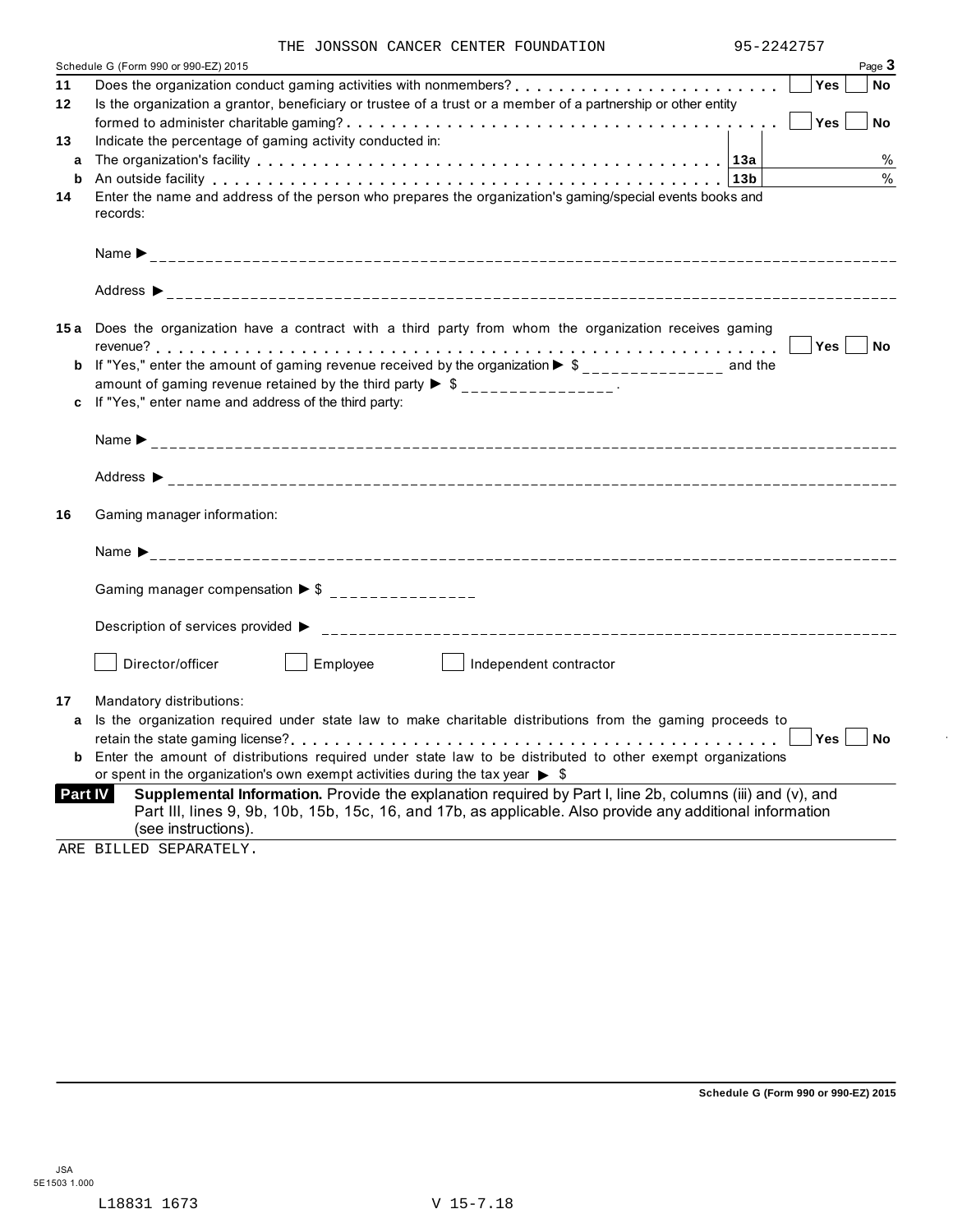THE JONSSON CANCER CENTER FOUNDATION 95-2242757

Schedule G (Form 990 or 990-EZ) 2015 Page **3**

**11** Does the organization conduct gaming activities with nonmembers? . . . . . . . . . . . . . . . . . . . . . . . ☐ **Yes** ☐ **No**

**12** Is the organization a grantor, beneficiary or trustee of a trust or a member of a partnership or other entity formed to administer charitable gaming? . . . . . . . . . . . . . . . . . . . . . . . . . . . . . . . . . . . . . . ☐ **Yes** ☐ **No**

**13** Indicate the percentage of gaming activity conducted in:

**a** The organization's facility . . . . . . . . . . . . . . . . . . . . . . . . . . . . . . . . . . . . . . . . . . . **13a** %

**b** An outside facility . . . . . . . . . . . . . . . . . . . . . . . . . . . . . . . . . . . . . . . . . . . . . . **13b** %

**14** Enter the name and address of the person who prepares the organization's gaming/special events books and records:

Name ▶ ___

Address ▶ ___

**15 a** Does the organization have a contract with a third party from whom the organization receives gaming revenue? . . . . . . . . . . . . . . . . . . . . . . . . . . . . . . . . . . . . . . . . . . . . . . . . . . . . . . . . . ☐ **Yes** ☐ **No**

**b** If "Yes," enter the amount of gaming revenue received by the organization ▶ $ ___ and the amount of gaming revenue retained by the third party ▶ $ ___.

**c** If "Yes," enter name and address of the third party:

Name ▶ ___

Address ▶ ___

**16** Gaming manager information:

Name ▶ ___

Gaming manager compensation ▶ $ ___

Description of services provided ▶ ___

☐ Director/officer ☐ Employee ☐ Independent contractor

**17** Mandatory distributions:

**a** Is the organization required under state law to make charitable distributions from the gaming proceeds to retain the state gaming license? . . . . . . . . . . . . . . . . . . . . . . . . . . . . . . . . . . . . . . . . . . . ☐ **Yes** ☐ **No**

**b** Enter the amount of distributions required under state law to be distributed to other exempt organizations or spent in the organization's own exempt activities during the tax year ▶ $

**Part IV** **Supplemental Information.** Provide the explanation required by Part I, line 2b, columns (iii) and (v), and Part III, lines 9, 9b, 10b, 15b, 15c, 16, and 17b, as applicable. Also provide any additional information (see instructions).

ARE BILLED SEPARATELY.

**Schedule G (Form 990 or 990-EZ) 2015**

JSA
5E1503 1.000

L18831 1673 V 15-7.18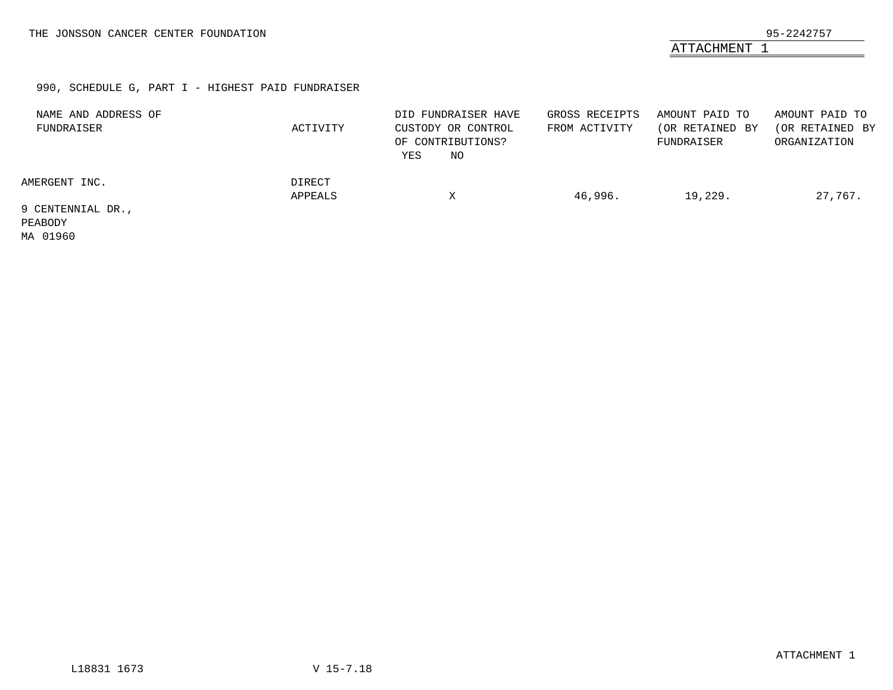THE JONSSON CANCER CENTER FOUNDATION

95-2242757

ATTACHMENT 1

990, SCHEDULE G, PART I - HIGHEST PAID FUNDRAISER

| NAME AND ADDRESS OF FUNDRAISER | ACTIVITY | DID FUNDRAISER HAVE CUSTODY OR CONTROL OF CONTRIBUTIONS? YES | NO | GROSS RECEIPTS FROM ACTIVITY | AMOUNT PAID TO (OR RETAINED BY FUNDRAISER | AMOUNT PAID TO (OR RETAINED BY ORGANIZATION |
|---|---|---|---|---|---|---|
| AMERGENT INC. 9 CENTENNIAL DR., PEABODY MA 01960 | DIRECT APPEALS | | X | 46,996. | 19,229. | 27,767. |

ATTACHMENT 1

L18831 1673 V 15-7.18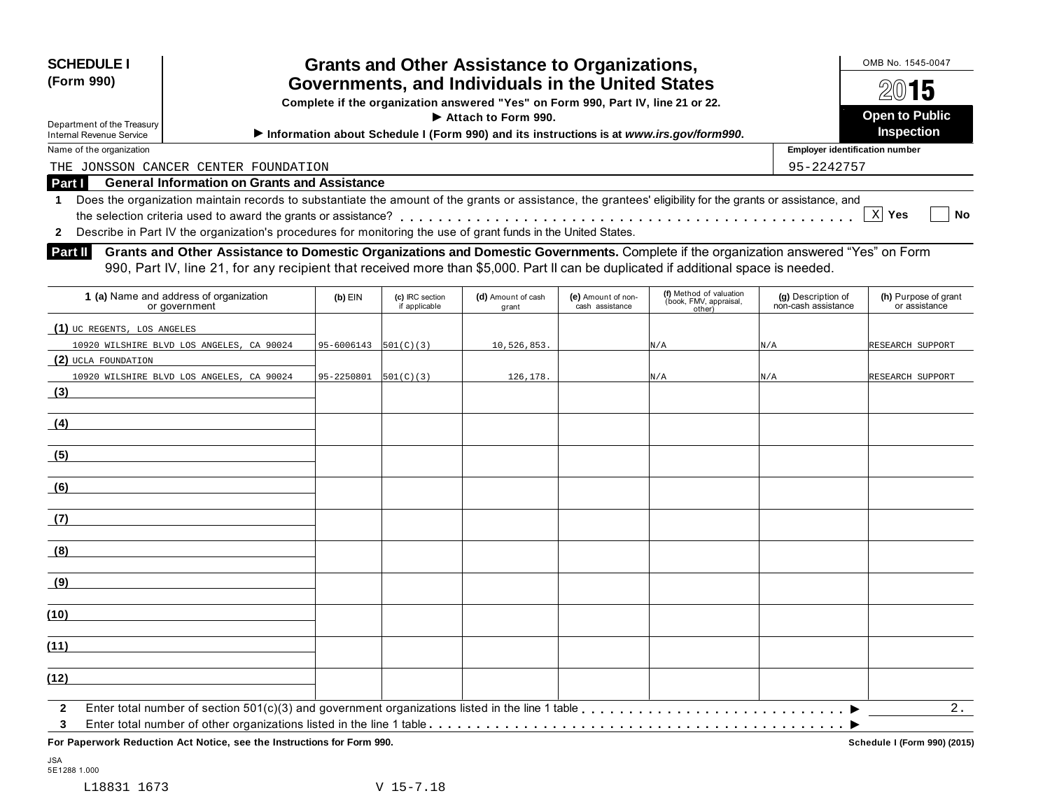**SCHEDULE I (Form 990)**

Department of the Treasury
Internal Revenue Service

# Grants and Other Assistance to Organizations, Governments, and Individuals in the United States

**Complete if the organization answered "Yes" on Form 990, Part IV, line 21 or 22.**

**▶ Attach to Form 990.**

**▶ Information about Schedule I (Form 990) and its instructions is at *www.irs.gov/form990*.**

OMB No. 1545-0047

**2015**

**Open to Public Inspection**

Name of the organization: THE JONSSON CANCER CENTER FOUNDATION

Employer identification number: 95-2242757

## Part I General Information on Grants and Assistance

1 Does the organization maintain records to substantiate the amount of the grants or assistance, the grantees' eligibility for the grants or assistance, and the selection criteria used to award the grants or assistance? . . . . . . [X] Yes [ ] No

2 Describe in Part IV the organization's procedures for monitoring the use of grant funds in the United States.

## Part II Grants and Other Assistance to Domestic Organizations and Domestic Governments.

Complete if the organization answered "Yes" on Form 990, Part IV, line 21, for any recipient that received more than $5,000. Part II can be duplicated if additional space is needed.

| 1 (a) Name and address of organization or government | (b) EIN | (c) IRC section if applicable | (d) Amount of cash grant | (e) Amount of non-cash assistance | (f) Method of valuation (book, FMV, appraisal, other) | (g) Description of non-cash assistance | (h) Purpose of grant or assistance |
|---|---|---|---|---|---|---|---|
| (1) UC REGENTS, LOS ANGELES<br>10920 WILSHIRE BLVD LOS ANGELES, CA 90024 | 95-6006143 | 501(C)(3) | 10,526,853. | | N/A | N/A | RESEARCH SUPPORT |
| (2) UCLA FOUNDATION<br>10920 WILSHIRE BLVD LOS ANGELES, CA 90024 | 95-2250801 | 501(C)(3) | 126,178. | | N/A | N/A | RESEARCH SUPPORT |
| (3) | | | | | | | |
| (4) | | | | | | | |
| (5) | | | | | | | |
| (6) | | | | | | | |
| (7) | | | | | | | |
| (8) | | | | | | | |
| (9) | | | | | | | |
| (10) | | | | | | | |
| (11) | | | | | | | |
| (12) | | | | | | | |

2 Enter total number of section 501(c)(3) and government organizations listed in the line 1 table . . . . . . ▶ 2.

3 Enter total number of other organizations listed in the line 1 table . . . . . . ▶

**For Paperwork Reduction Act Notice, see the Instructions for Form 990.** **Schedule I (Form 990) (2015)**

JSA
5E1288 1.000

L18831 1673 V 15-7.18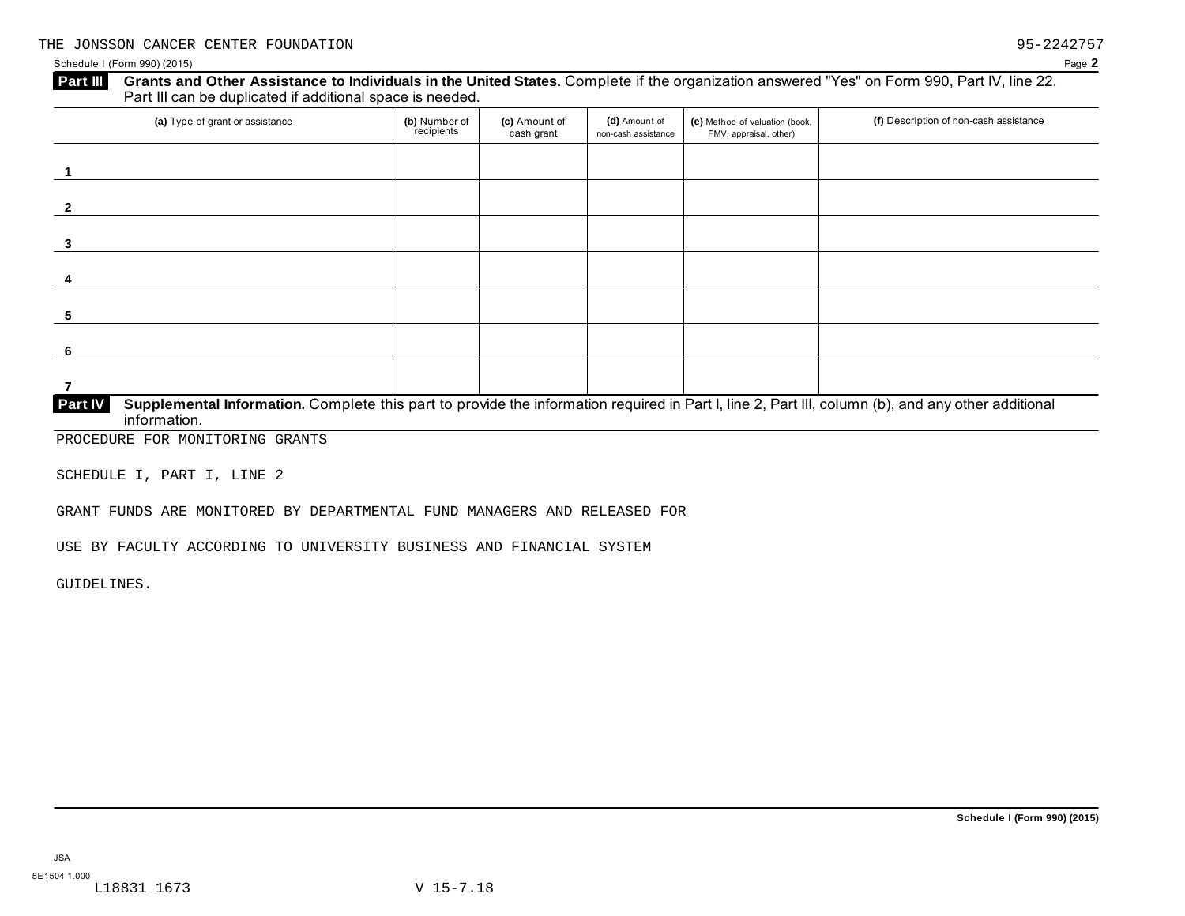THE JONSSON CANCER CENTER FOUNDATION 95-2242757

Schedule I (Form 990) (2015) Page **2**

**Part III** **Grants and Other Assistance to Individuals in the United States.** Complete if the organization answered "Yes" on Form 990, Part IV, line 22. Part III can be duplicated if additional space is needed.

| (a) Type of grant or assistance | (b) Number of recipients | (c) Amount of cash grant | (d) Amount of non-cash assistance | (e) Method of valuation (book, FMV, appraisal, other) | (f) Description of non-cash assistance |
|---|---|---|---|---|---|
| 1 | | | | | |
| 2 | | | | | |
| 3 | | | | | |
| 4 | | | | | |
| 5 | | | | | |
| 6 | | | | | |
| 7 | | | | | |

**Part IV** **Supplemental Information.** Complete this part to provide the information required in Part I, line 2, Part III, column (b), and any other additional information.

PROCEDURE FOR MONITORING GRANTS

SCHEDULE I, PART I, LINE 2

GRANT FUNDS ARE MONITORED BY DEPARTMENTAL FUND MANAGERS AND RELEASED FOR

USE BY FACULTY ACCORDING TO UNIVERSITY BUSINESS AND FINANCIAL SYSTEM

GUIDELINES.

**Schedule I (Form 990) (2015)**

JSA

5E1504 1.000
L18831 1673 V 15-7.18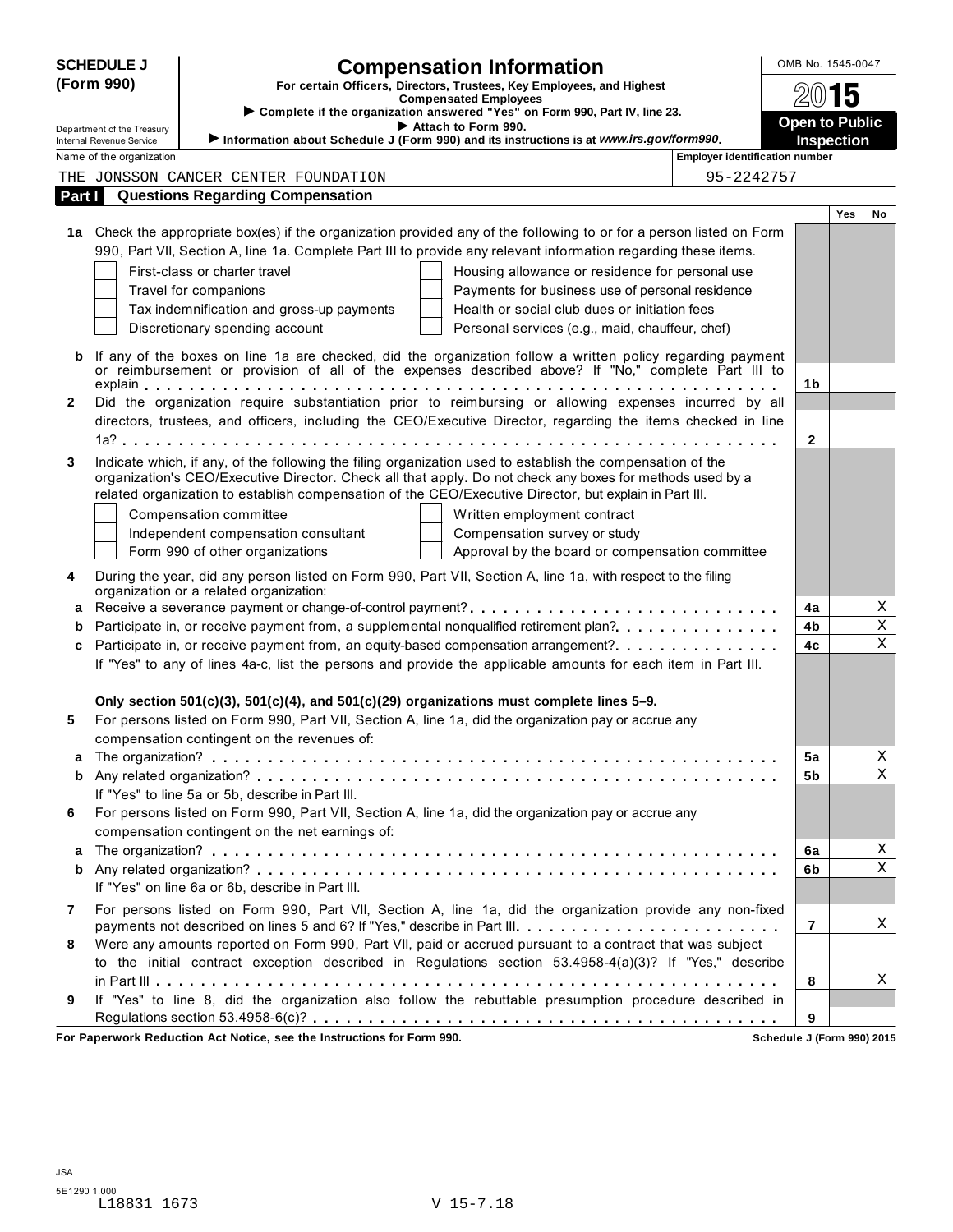**SCHEDULE J (Form 990)**

Department of the Treasury
Internal Revenue Service

# Compensation Information

**For certain Officers, Directors, Trustees, Key Employees, and Highest Compensated Employees**

► **Complete if the organization answered "Yes" on Form 990, Part IV, line 23.**

► **Attach to Form 990.**

► **Information about Schedule J (Form 990) and its instructions is at *www.irs.gov/form990*.**

OMB No. 1545-0047

**2015**

**Open to Public Inspection**

Name of the organization: THE JONSSON CANCER CENTER FOUNDATION

Employer identification number: 95-2242757

## Part I Questions Regarding Compensation

| | | | Yes | No |
|---|---|---|---|---|
| **1a** | Check the appropriate box(es) if the organization provided any of the following to or for a person listed on Form 990, Part VII, Section A, line 1a. Complete Part III to provide any relevant information regarding these items.<br>☐ First-class or charter travel ☐ Housing allowance or residence for personal use<br>☐ Travel for companions ☐ Payments for business use of personal residence<br>☐ Tax indemnification and gross-up payments ☐ Health or social club dues or initiation fees<br>☐ Discretionary spending account ☐ Personal services (e.g., maid, chauffeur, chef) | | | |
| **b** | If any of the boxes on line 1a are checked, did the organization follow a written policy regarding payment or reimbursement or provision of all of the expenses described above? If "No," complete Part III to explain | 1b | | |
| **2** | Did the organization require substantiation prior to reimbursing or allowing expenses incurred by all directors, trustees, and officers, including the CEO/Executive Director, regarding the items checked in line 1a? | 2 | | |
| **3** | Indicate which, if any, of the following the filing organization used to establish the compensation of the organization's CEO/Executive Director. Check all that apply. Do not check any boxes for methods used by a related organization to establish compensation of the CEO/Executive Director, but explain in Part III.<br>☐ Compensation committee ☐ Written employment contract<br>☐ Independent compensation consultant ☐ Compensation survey or study<br>☐ Form 990 of other organizations ☐ Approval by the board or compensation committee | | | |
| **4** | During the year, did any person listed on Form 990, Part VII, Section A, line 1a, with respect to the filing organization or a related organization: | | | |
| **a** | Receive a severance payment or change-of-control payment? | 4a | | X |
| **b** | Participate in, or receive payment from, a supplemental nonqualified retirement plan? | 4b | | X |
| **c** | Participate in, or receive payment from, an equity-based compensation arrangement? | 4c | | X |
| | If "Yes" to any of lines 4a-c, list the persons and provide the applicable amounts for each item in Part III. | | | |
| | **Only section 501(c)(3), 501(c)(4), and 501(c)(29) organizations must complete lines 5–9.** | | | |
| **5** | For persons listed on Form 990, Part VII, Section A, line 1a, did the organization pay or accrue any compensation contingent on the revenues of: | | | |
| **a** | The organization? | 5a | | X |
| **b** | Any related organization? | 5b | | X |
| | If "Yes" to line 5a or 5b, describe in Part III. | | | |
| **6** | For persons listed on Form 990, Part VII, Section A, line 1a, did the organization pay or accrue any compensation contingent on the net earnings of: | | | |
| **a** | The organization? | 6a | | X |
| **b** | Any related organization? | 6b | | X |
| | If "Yes" on line 6a or 6b, describe in Part III. | | | |
| **7** | For persons listed on Form 990, Part VII, Section A, line 1a, did the organization provide any non-fixed payments not described on lines 5 and 6? If "Yes," describe in Part III. | 7 | | X |
| **8** | Were any amounts reported on Form 990, Part VII, paid or accrued pursuant to a contract that was subject to the initial contract exception described in Regulations section 53.4958-4(a)(3)? If "Yes," describe in Part III | 8 | | X |
| **9** | If "Yes" to line 8, did the organization also follow the rebuttable presumption procedure described in Regulations section 53.4958-6(c)? | 9 | | |

**For Paperwork Reduction Act Notice, see the Instructions for Form 990.** **Schedule J (Form 990) 2015**

JSA
5E1290 1.000
L18831 1673 V 15-7.18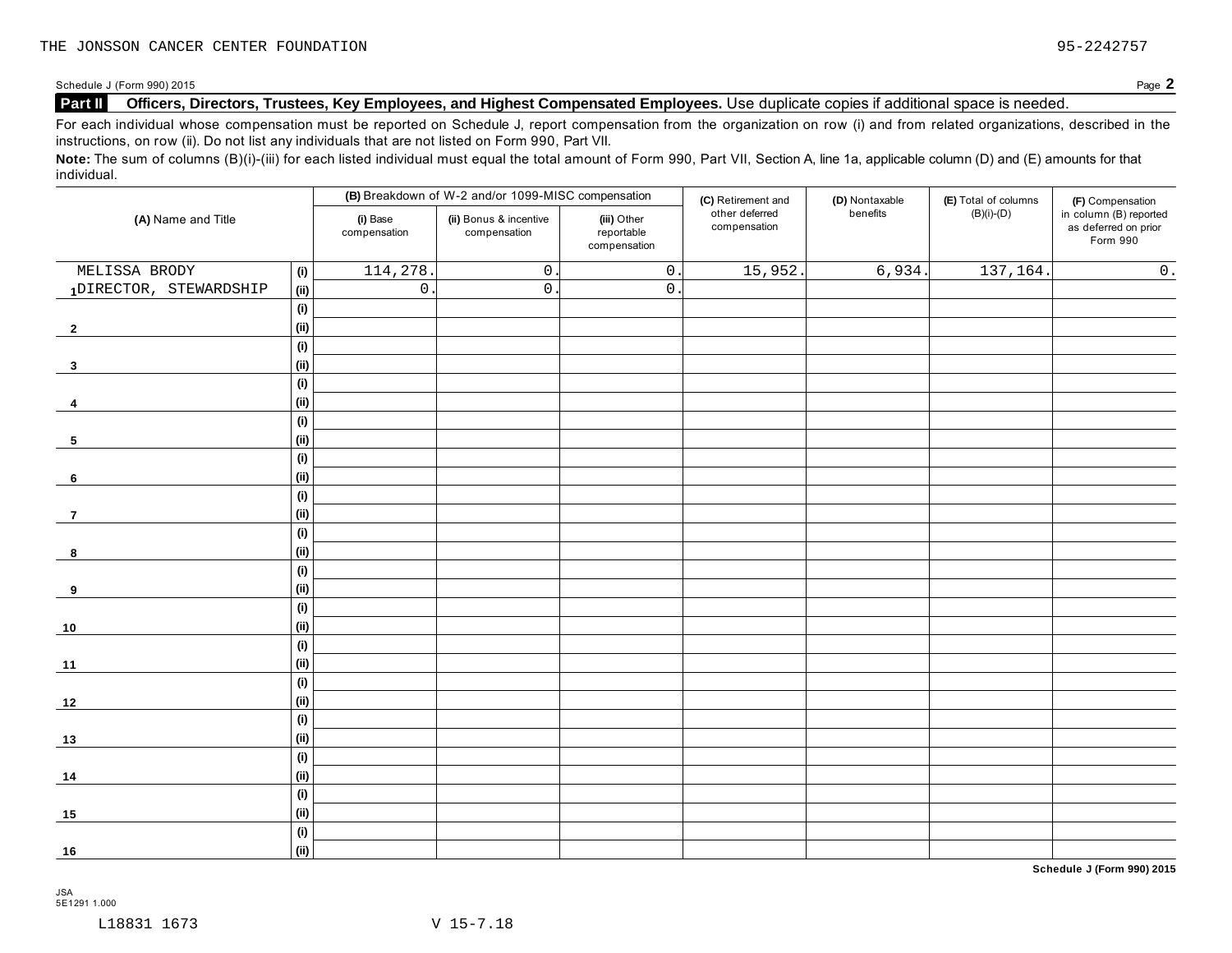THE JONSSON CANCER CENTER FOUNDATION 95-2242757

Schedule J (Form 990) 2015 Page **2**

## Part II Officers, Directors, Trustees, Key Employees, and Highest Compensated Employees. 

Use duplicate copies if additional space is needed.

For each individual whose compensation must be reported on Schedule J, report compensation from the organization on row (i) and from related organizations, described in the instructions, on row (ii). Do not list any individuals that are not listed on Form 990, Part VII.

**Note:** The sum of columns (B)(i)-(iii) for each listed individual must equal the total amount of Form 990, Part VII, Section A, line 1a, applicable column (D) and (E) amounts for that individual.

| (A) Name and Title | | (B) Breakdown of W-2 and/or 1099-MISC compensation | | | (C) Retirement and other deferred compensation | (D) Nontaxable benefits | (E) Total of columns (B)(i)-(D) | (F) Compensation in column (B) reported as deferred on prior Form 990 |
|---|---|---|---|---|---|---|---|---|
| | | (i) Base compensation | (ii) Bonus & incentive compensation | (iii) Other reportable compensation | | | | |
| 1 MELISSA BRODY | (i) | 114,278. | 0. | 0. | 15,952. | 6,934. | 137,164. | 0. |
| DIRECTOR, STEWARDSHIP | (ii) | 0. | 0. | 0. | | | | |
| 2 | (i) | | | | | | | |
| | (ii) | | | | | | | |
| 3 | (i) | | | | | | | |
| | (ii) | | | | | | | |
| 4 | (i) | | | | | | | |
| | (ii) | | | | | | | |
| 5 | (i) | | | | | | | |
| | (ii) | | | | | | | |
| 6 | (i) | | | | | | | |
| | (ii) | | | | | | | |
| 7 | (i) | | | | | | | |
| | (ii) | | | | | | | |
| 8 | (i) | | | | | | | |
| | (ii) | | | | | | | |
| 9 | (i) | | | | | | | |
| | (ii) | | | | | | | |
| 10 | (i) | | | | | | | |
| | (ii) | | | | | | | |
| 11 | (i) | | | | | | | |
| | (ii) | | | | | | | |
| 12 | (i) | | | | | | | |
| | (ii) | | | | | | | |
| 13 | (i) | | | | | | | |
| | (ii) | | | | | | | |
| 14 | (i) | | | | | | | |
| | (ii) | | | | | | | |
| 15 | (i) | | | | | | | |
| | (ii) | | | | | | | |
| 16 | (i) | | | | | | | |
| | (ii) | | | | | | | |

**Schedule J (Form 990) 2015**

JSA
5E1291 1.000

L18831 1673 V 15-7.18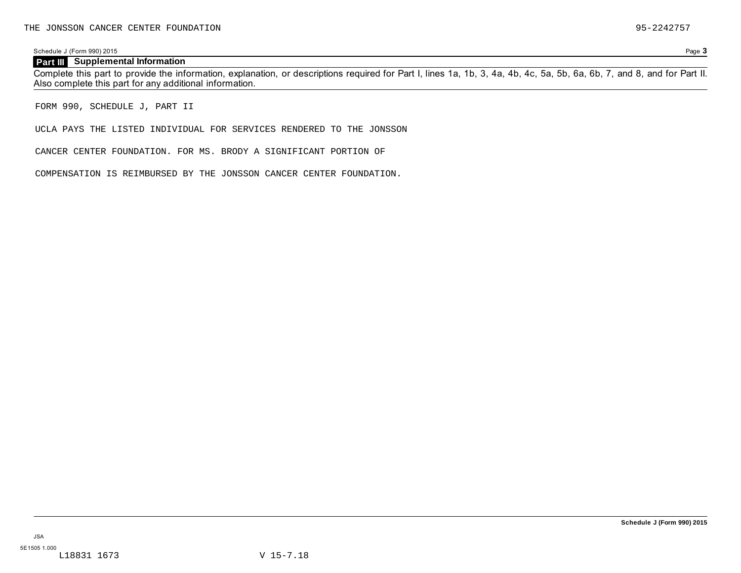THE JONSSON CANCER CENTER FOUNDATION 95-2242757

Schedule J (Form 990) 2015

## Part III Supplemental Information

Complete this part to provide the information, explanation, or descriptions required for Part I, lines 1a, 1b, 3, 4a, 4b, 4c, 5a, 5b, 6a, 6b, 7, and 8, and for Part II. Also complete this part for any additional information.

FORM 990, SCHEDULE J, PART II

UCLA PAYS THE LISTED INDIVIDUAL FOR SERVICES RENDERED TO THE JONSSON

CANCER CENTER FOUNDATION. FOR MS. BRODY A SIGNIFICANT PORTION OF

COMPENSATION IS REIMBURSED BY THE JONSSON CANCER CENTER FOUNDATION.

Schedule J (Form 990) 2015

JSA
5E1505 1.000
L18831 1673 V 15-7.18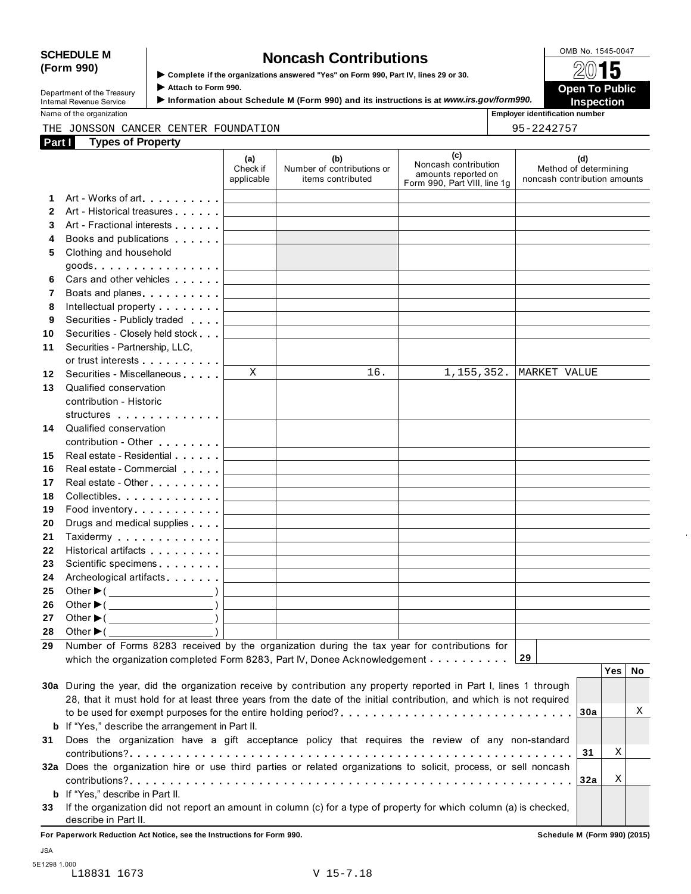**SCHEDULE M (Form 990)**

Department of the Treasury
Internal Revenue Service

# Noncash Contributions

▶ Complete if the organizations answered "Yes" on Form 990, Part IV, lines 29 or 30.
▶ Attach to Form 990.
▶ Information about Schedule M (Form 990) and its instructions is at *www.irs.gov/form990.*

OMB No. 1545-0047

**2015**

**Open To Public Inspection**

Name of the organization: THE JONSSON CANCER CENTER FOUNDATION

Employer identification number: 95-2242757

## Part I Types of Property

| | | (a) Check if applicable | (b) Number of contributions or items contributed | (c) Noncash contribution amounts reported on Form 990, Part VIII, line 1g | (d) Method of determining noncash contribution amounts |
|---|---|---|---|---|---|
| 1 | Art - Works of art | | | | |
| 2 | Art - Historical treasures | | | | |
| 3 | Art - Fractional interests | | | | |
| 4 | Books and publications | | | | |
| 5 | Clothing and household goods | | | | |
| 6 | Cars and other vehicles | | | | |
| 7 | Boats and planes | | | | |
| 8 | Intellectual property | | | | |
| 9 | Securities - Publicly traded | | | | |
| 10 | Securities - Closely held stock | | | | |
| 11 | Securities - Partnership, LLC, or trust interests | | | | |
| 12 | Securities - Miscellaneous | X | 16. | 1,155,352. | MARKET VALUE |
| 13 | Qualified conservation contribution - Historic structures | | | | |
| 14 | Qualified conservation contribution - Other | | | | |
| 15 | Real estate - Residential | | | | |
| 16 | Real estate - Commercial | | | | |
| 17 | Real estate - Other | | | | |
| 18 | Collectibles | | | | |
| 19 | Food inventory | | | | |
| 20 | Drugs and medical supplies | | | | |
| 21 | Taxidermy | | | | |
| 22 | Historical artifacts | | | | |
| 23 | Scientific specimens | | | | |
| 24 | Archeological artifacts | | | | |
| 25 | Other ▶( ) | | | | |
| 26 | Other ▶( ) | | | | |
| 27 | Other ▶( ) | | | | |
| 28 | Other ▶( ) | | | | |

29 Number of Forms 8283 received by the organization during the tax year for contributions for which the organization completed Form 8283, Part IV, Donee Acknowledgement . . . . . **29**

| | | | Yes | No |
|---|---|---|---|---|
| 30a | During the year, did the organization receive by contribution any property reported in Part I, lines 1 through 28, that it must hold for at least three years from the date of the initial contribution, and which is not required to be used for exempt purposes for the entire holding period? | 30a | | X |
| b | If "Yes," describe the arrangement in Part II. | | | |
| 31 | Does the organization have a gift acceptance policy that requires the review of any non-standard contributions? | 31 | X | |
| 32a | Does the organization hire or use third parties or related organizations to solicit, process, or sell noncash contributions? | 32a | X | |
| b | If "Yes," describe in Part II. | | | |
| 33 | If the organization did not report an amount in column (c) for a type of property for which column (a) is checked, describe in Part II. | | | |

**For Paperwork Reduction Act Notice, see the Instructions for Form 990.** **Schedule M (Form 990) (2015)**

JSA
5E1298 1.000
L18831 1673 V 15-7.18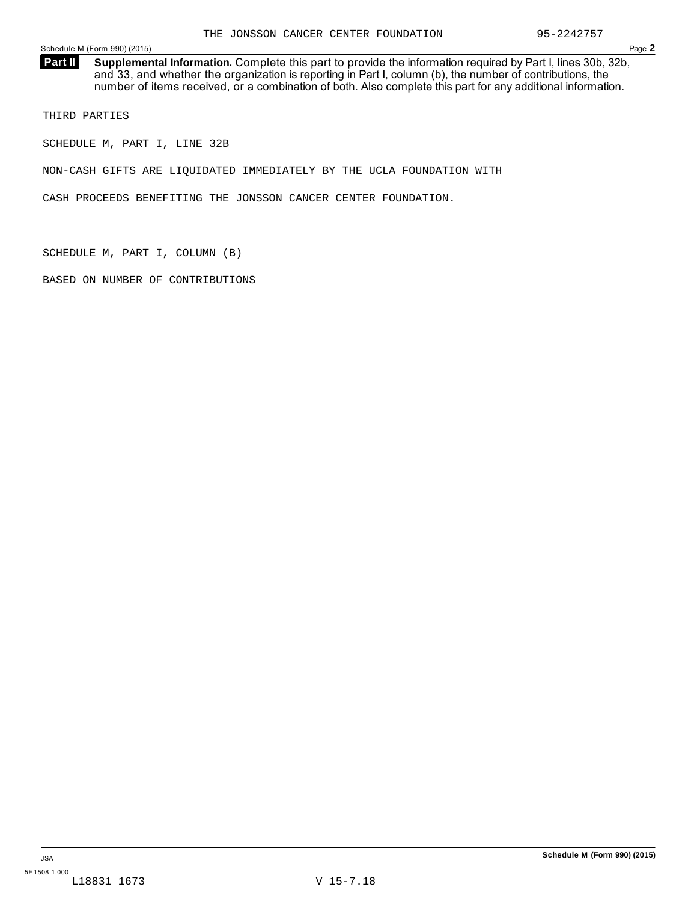## Part II Supplemental Information.

Complete this part to provide the information required by Part I, lines 30b, 32b, and 33, and whether the organization is reporting in Part I, column (b), the number of contributions, the number of items received, or a combination of both. Also complete this part for any additional information.

THIRD PARTIES

SCHEDULE M, PART I, LINE 32B

NON-CASH GIFTS ARE LIQUIDATED IMMEDIATELY BY THE UCLA FOUNDATION WITH CASH PROCEEDS BENEFITING THE JONSSON CANCER CENTER FOUNDATION.

SCHEDULE M, PART I, COLUMN (B)

BASED ON NUMBER OF CONTRIBUTIONS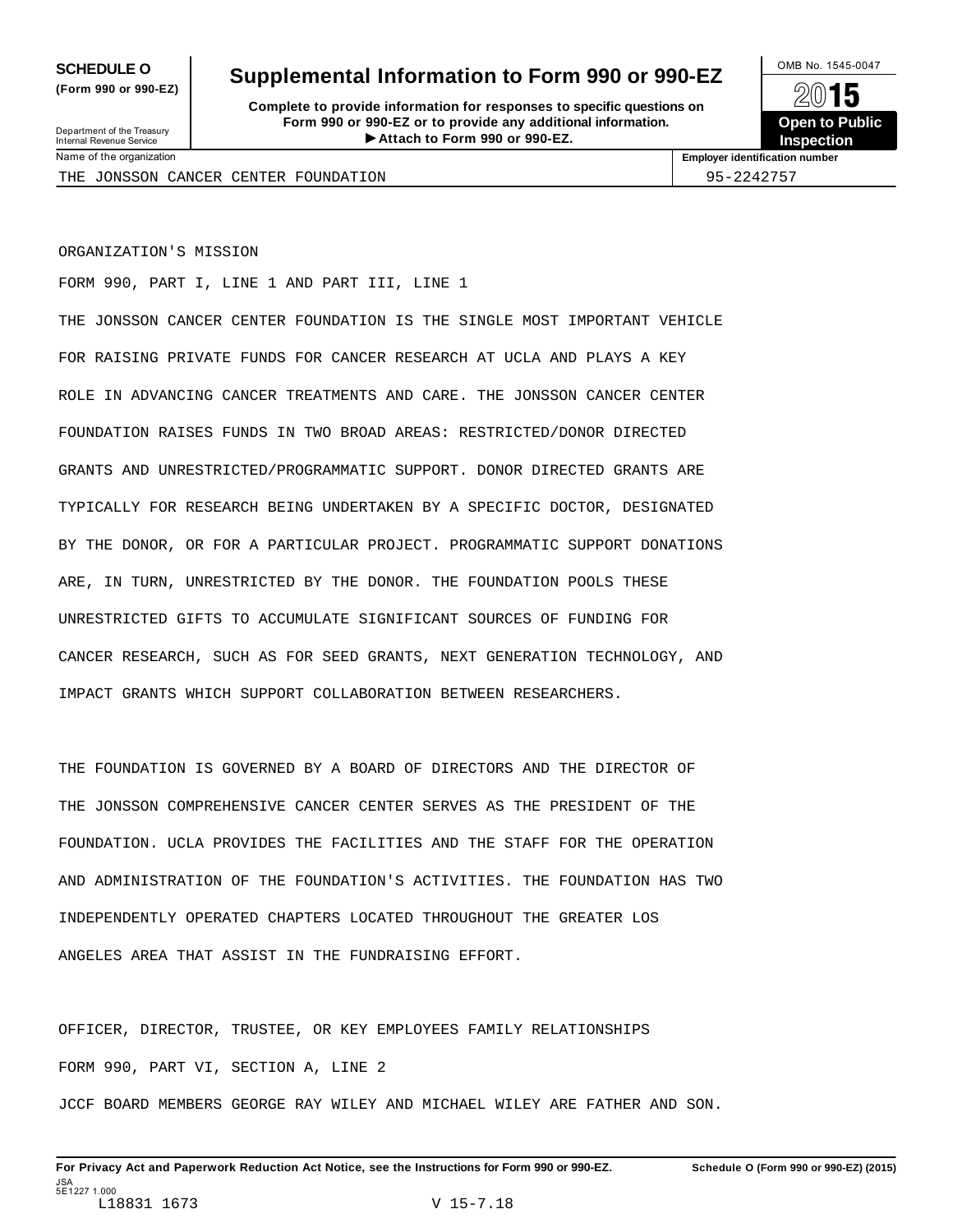**SCHEDULE O**
**(Form 990 or 990-EZ)**

Department of the Treasury
Internal Revenue Service

# Supplemental Information to Form 990 or 990-EZ

**Complete to provide information for responses to specific questions on Form 990 or 990-EZ or to provide any additional information.**
**▶ Attach to Form 990 or 990-EZ.**

OMB No. 1545-0047

**2015**

**Open to Public Inspection**

| Name of the organization | Employer identification number |
|---|---|
| THE JONSSON CANCER CENTER FOUNDATION | 95-2242757 |

ORGANIZATION'S MISSION

FORM 990, PART I, LINE 1 AND PART III, LINE 1

THE JONSSON CANCER CENTER FOUNDATION IS THE SINGLE MOST IMPORTANT VEHICLE FOR RAISING PRIVATE FUNDS FOR CANCER RESEARCH AT UCLA AND PLAYS A KEY ROLE IN ADVANCING CANCER TREATMENTS AND CARE. THE JONSSON CANCER CENTER FOUNDATION RAISES FUNDS IN TWO BROAD AREAS: RESTRICTED/DONOR DIRECTED GRANTS AND UNRESTRICTED/PROGRAMMATIC SUPPORT. DONOR DIRECTED GRANTS ARE TYPICALLY FOR RESEARCH BEING UNDERTAKEN BY A SPECIFIC DOCTOR, DESIGNATED BY THE DONOR, OR FOR A PARTICULAR PROJECT. PROGRAMMATIC SUPPORT DONATIONS ARE, IN TURN, UNRESTRICTED BY THE DONOR. THE FOUNDATION POOLS THESE UNRESTRICTED GIFTS TO ACCUMULATE SIGNIFICANT SOURCES OF FUNDING FOR CANCER RESEARCH, SUCH AS FOR SEED GRANTS, NEXT GENERATION TECHNOLOGY, AND IMPACT GRANTS WHICH SUPPORT COLLABORATION BETWEEN RESEARCHERS.

THE FOUNDATION IS GOVERNED BY A BOARD OF DIRECTORS AND THE DIRECTOR OF THE JONSSON COMPREHENSIVE CANCER CENTER SERVES AS THE PRESIDENT OF THE FOUNDATION. UCLA PROVIDES THE FACILITIES AND THE STAFF FOR THE OPERATION AND ADMINISTRATION OF THE FOUNDATION'S ACTIVITIES. THE FOUNDATION HAS TWO INDEPENDENTLY OPERATED CHAPTERS LOCATED THROUGHOUT THE GREATER LOS ANGELES AREA THAT ASSIST IN THE FUNDRAISING EFFORT.

OFFICER, DIRECTOR, TRUSTEE, OR KEY EMPLOYEES FAMILY RELATIONSHIPS

FORM 990, PART VI, SECTION A, LINE 2

JCCF BOARD MEMBERS GEORGE RAY WILEY AND MICHAEL WILEY ARE FATHER AND SON.

**For Privacy Act and Paperwork Reduction Act Notice, see the Instructions for Form 990 or 990-EZ.** **Schedule O (Form 990 or 990-EZ) (2015)**

JSA
5E1227 1.000
L18831 1673 V 15-7.18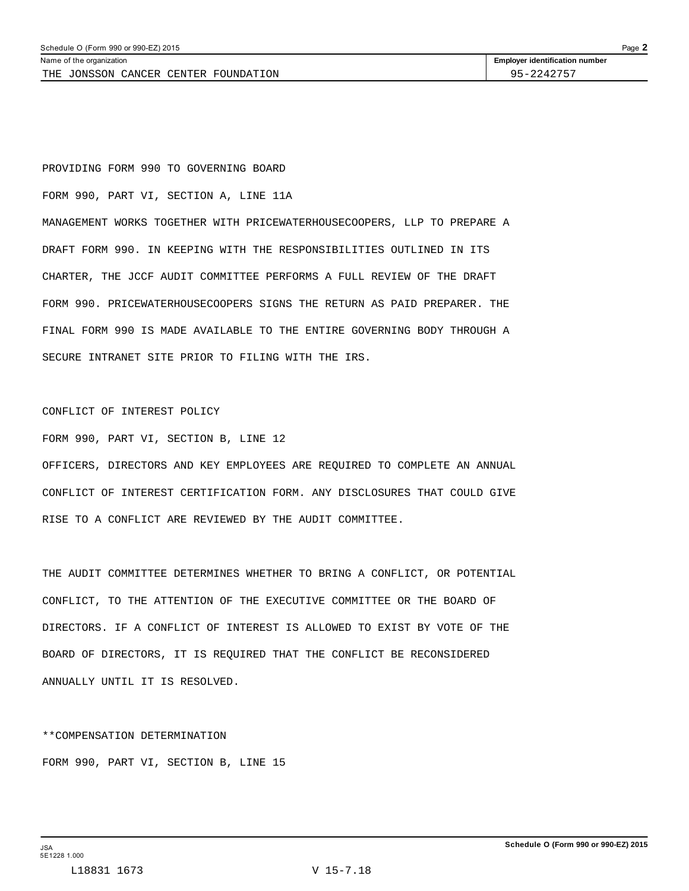Schedule O (Form 990 or 990-EZ) 2015

Name of the organization: THE JONSSON CANCER CENTER FOUNDATION

Employer identification number: 95-2242757

PROVIDING FORM 990 TO GOVERNING BOARD

FORM 990, PART VI, SECTION A, LINE 11A

MANAGEMENT WORKS TOGETHER WITH PRICEWATERHOUSECOOPERS, LLP TO PREPARE A DRAFT FORM 990. IN KEEPING WITH THE RESPONSIBILITIES OUTLINED IN ITS CHARTER, THE JCCF AUDIT COMMITTEE PERFORMS A FULL REVIEW OF THE DRAFT FORM 990. PRICEWATERHOUSECOOPERS SIGNS THE RETURN AS PAID PREPARER. THE FINAL FORM 990 IS MADE AVAILABLE TO THE ENTIRE GOVERNING BODY THROUGH A SECURE INTRANET SITE PRIOR TO FILING WITH THE IRS.

CONFLICT OF INTEREST POLICY

FORM 990, PART VI, SECTION B, LINE 12

OFFICERS, DIRECTORS AND KEY EMPLOYEES ARE REQUIRED TO COMPLETE AN ANNUAL CONFLICT OF INTEREST CERTIFICATION FORM. ANY DISCLOSURES THAT COULD GIVE RISE TO A CONFLICT ARE REVIEWED BY THE AUDIT COMMITTEE.

THE AUDIT COMMITTEE DETERMINES WHETHER TO BRING A CONFLICT, OR POTENTIAL CONFLICT, TO THE ATTENTION OF THE EXECUTIVE COMMITTEE OR THE BOARD OF DIRECTORS. IF A CONFLICT OF INTEREST IS ALLOWED TO EXIST BY VOTE OF THE BOARD OF DIRECTORS, IT IS REQUIRED THAT THE CONFLICT BE RECONSIDERED ANNUALLY UNTIL IT IS RESOLVED.

**COMPENSATION DETERMINATION

FORM 990, PART VI, SECTION B, LINE 15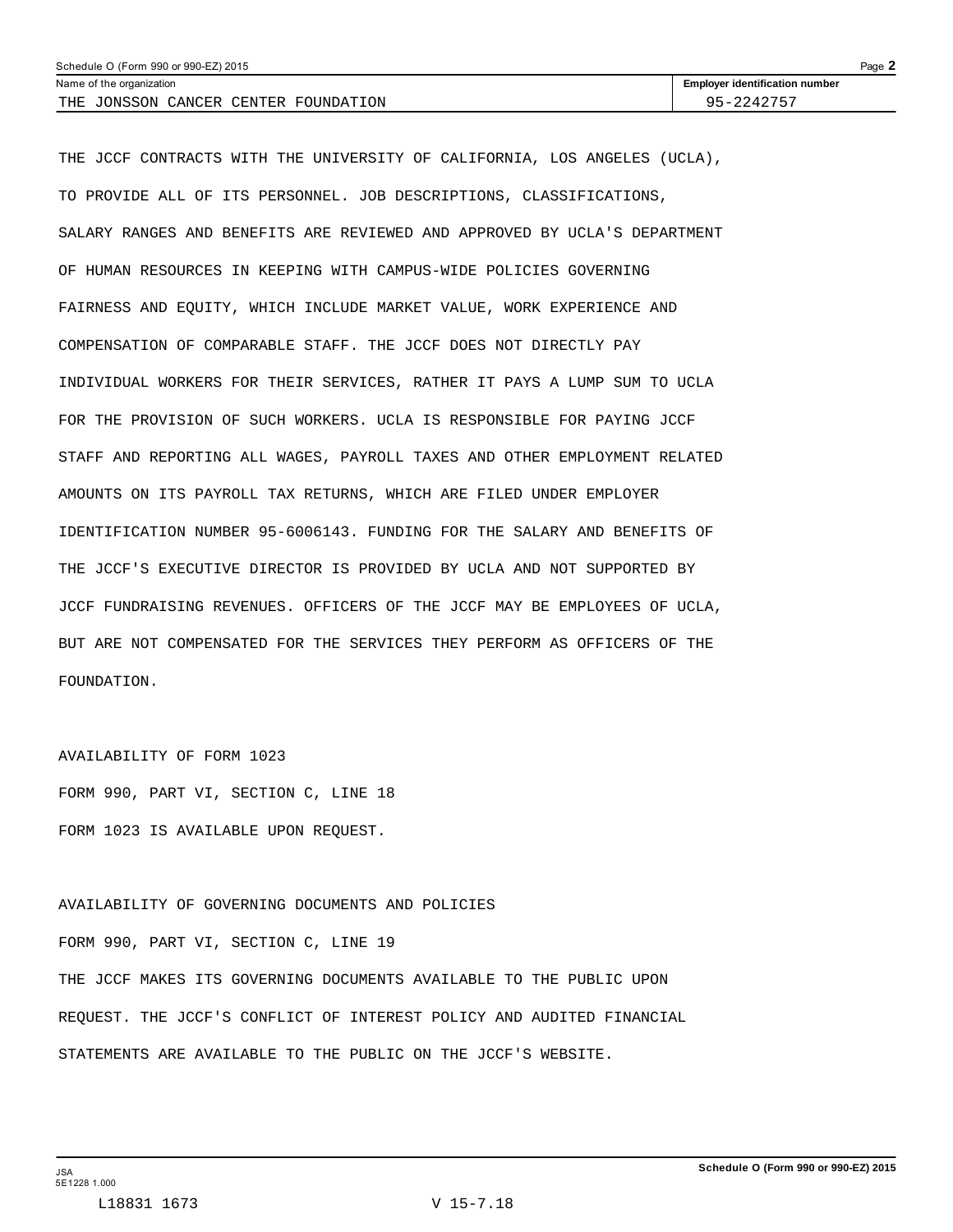| Schedule O (Form 990 or 990-EZ) 2015 | Page **2** |
| --- | --- |
| Name of the organization | **Employer identification number** |
| THE JONSSON CANCER CENTER FOUNDATION | 95-2242757 |

THE JCCF CONTRACTS WITH THE UNIVERSITY OF CALIFORNIA, LOS ANGELES (UCLA), TO PROVIDE ALL OF ITS PERSONNEL. JOB DESCRIPTIONS, CLASSIFICATIONS, SALARY RANGES AND BENEFITS ARE REVIEWED AND APPROVED BY UCLA'S DEPARTMENT OF HUMAN RESOURCES IN KEEPING WITH CAMPUS-WIDE POLICIES GOVERNING FAIRNESS AND EQUITY, WHICH INCLUDE MARKET VALUE, WORK EXPERIENCE AND COMPENSATION OF COMPARABLE STAFF. THE JCCF DOES NOT DIRECTLY PAY INDIVIDUAL WORKERS FOR THEIR SERVICES, RATHER IT PAYS A LUMP SUM TO UCLA FOR THE PROVISION OF SUCH WORKERS. UCLA IS RESPONSIBLE FOR PAYING JCCF STAFF AND REPORTING ALL WAGES, PAYROLL TAXES AND OTHER EMPLOYMENT RELATED AMOUNTS ON ITS PAYROLL TAX RETURNS, WHICH ARE FILED UNDER EMPLOYER IDENTIFICATION NUMBER 95-6006143. FUNDING FOR THE SALARY AND BENEFITS OF THE JCCF'S EXECUTIVE DIRECTOR IS PROVIDED BY UCLA AND NOT SUPPORTED BY JCCF FUNDRAISING REVENUES. OFFICERS OF THE JCCF MAY BE EMPLOYEES OF UCLA, BUT ARE NOT COMPENSATED FOR THE SERVICES THEY PERFORM AS OFFICERS OF THE FOUNDATION.

AVAILABILITY OF FORM 1023

FORM 990, PART VI, SECTION C, LINE 18

FORM 1023 IS AVAILABLE UPON REQUEST.

AVAILABILITY OF GOVERNING DOCUMENTS AND POLICIES

FORM 990, PART VI, SECTION C, LINE 19

THE JCCF MAKES ITS GOVERNING DOCUMENTS AVAILABLE TO THE PUBLIC UPON REQUEST. THE JCCF'S CONFLICT OF INTEREST POLICY AND AUDITED FINANCIAL STATEMENTS ARE AVAILABLE TO THE PUBLIC ON THE JCCF'S WEBSITE.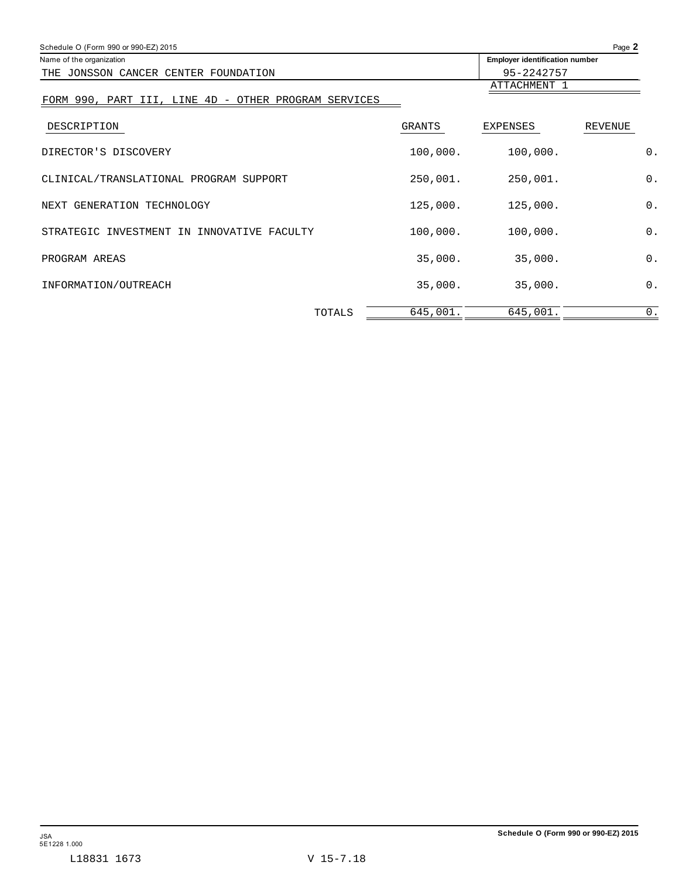Schedule O (Form 990 or 990-EZ) 2015

| Name of the organization | Employer identification number |
|---|---|
| THE JONSSON CANCER CENTER FOUNDATION | 95-2242757 |

ATTACHMENT 1

FORM 990, PART III, LINE 4D - OTHER PROGRAM SERVICES

| DESCRIPTION | GRANTS | EXPENSES | REVENUE |
|---|---|---|---|
| DIRECTOR'S DISCOVERY | 100,000. | 100,000. | 0. |
| CLINICAL/TRANSLATIONAL PROGRAM SUPPORT | 250,001. | 250,001. | 0. |
| NEXT GENERATION TECHNOLOGY | 125,000. | 125,000. | 0. |
| STRATEGIC INVESTMENT IN INNOVATIVE FACULTY | 100,000. | 100,000. | 0. |
| PROGRAM AREAS | 35,000. | 35,000. | 0. |
| INFORMATION/OUTREACH | 35,000. | 35,000. | 0. |
| TOTALS | 645,001. | 645,001. | 0. |

JSA
5E1228 1.000

L18831 1673 V 15-7.18